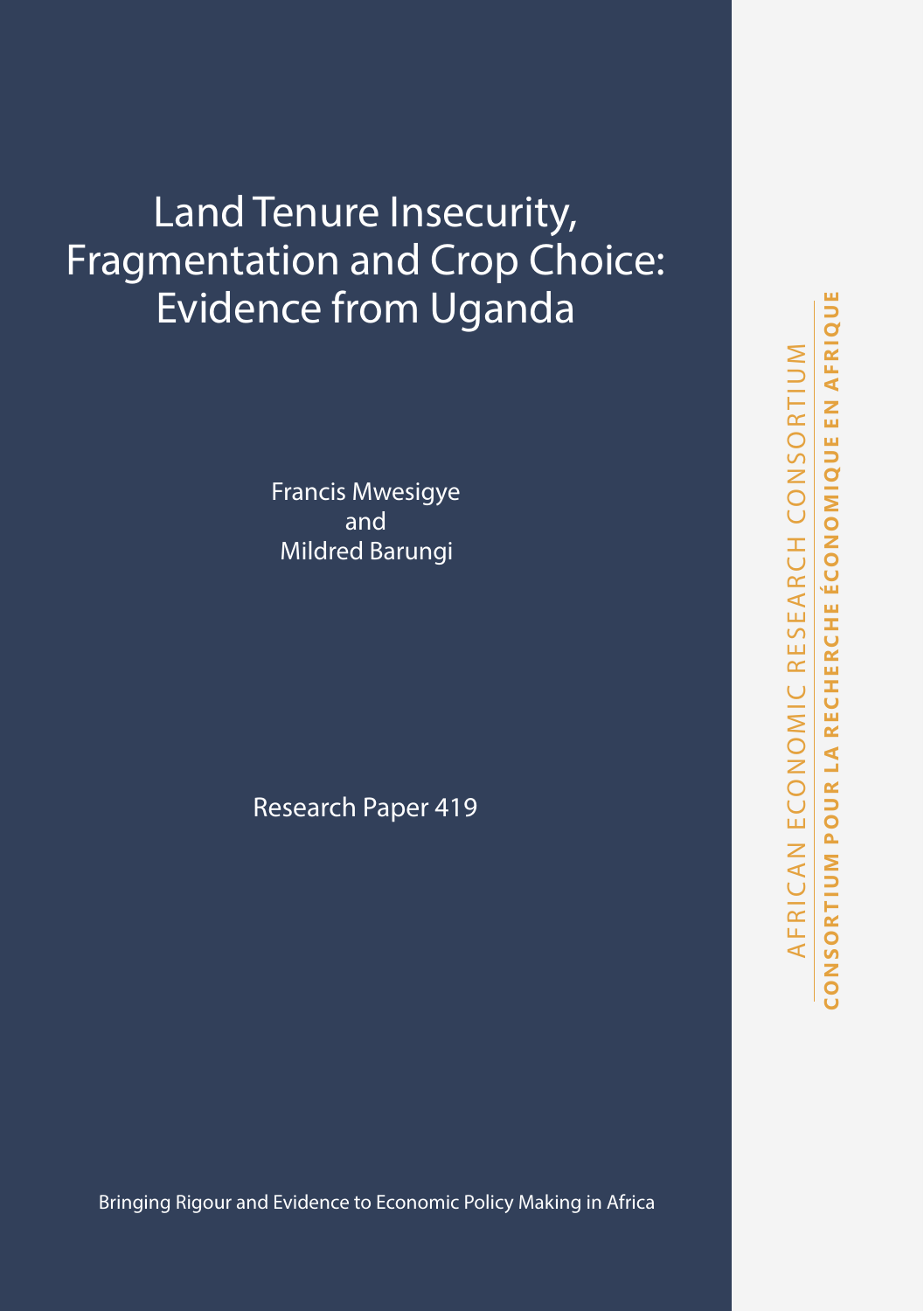# Land Tenure Insecurity, Fragmentation and Crop Choice: Evidence from Uganda

Francis Mwesigye
and
Mildred Barungi

Research Paper 419

Bringing Rigour and Evidence to Economic Policy Making in Africa

AFRICAN ECONOMIC RESEARCH CONSORTIUM

CONSORTIUM POUR LA RECHERCHE ÉCONOMIQUE EN AFRIQUE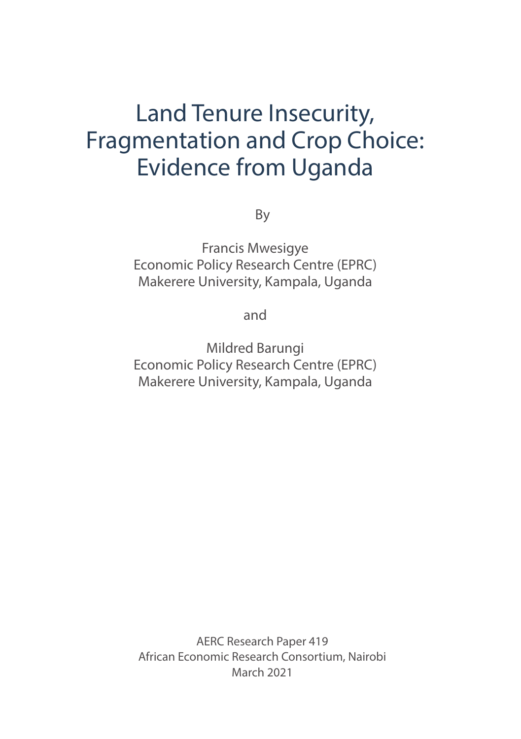# Land Tenure Insecurity, Fragmentation and Crop Choice: Evidence from Uganda

By

Francis Mwesigye
Economic Policy Research Centre (EPRC)
Makerere University, Kampala, Uganda

and

Mildred Barungi
Economic Policy Research Centre (EPRC)
Makerere University, Kampala, Uganda

AERC Research Paper 419
African Economic Research Consortium, Nairobi
March 2021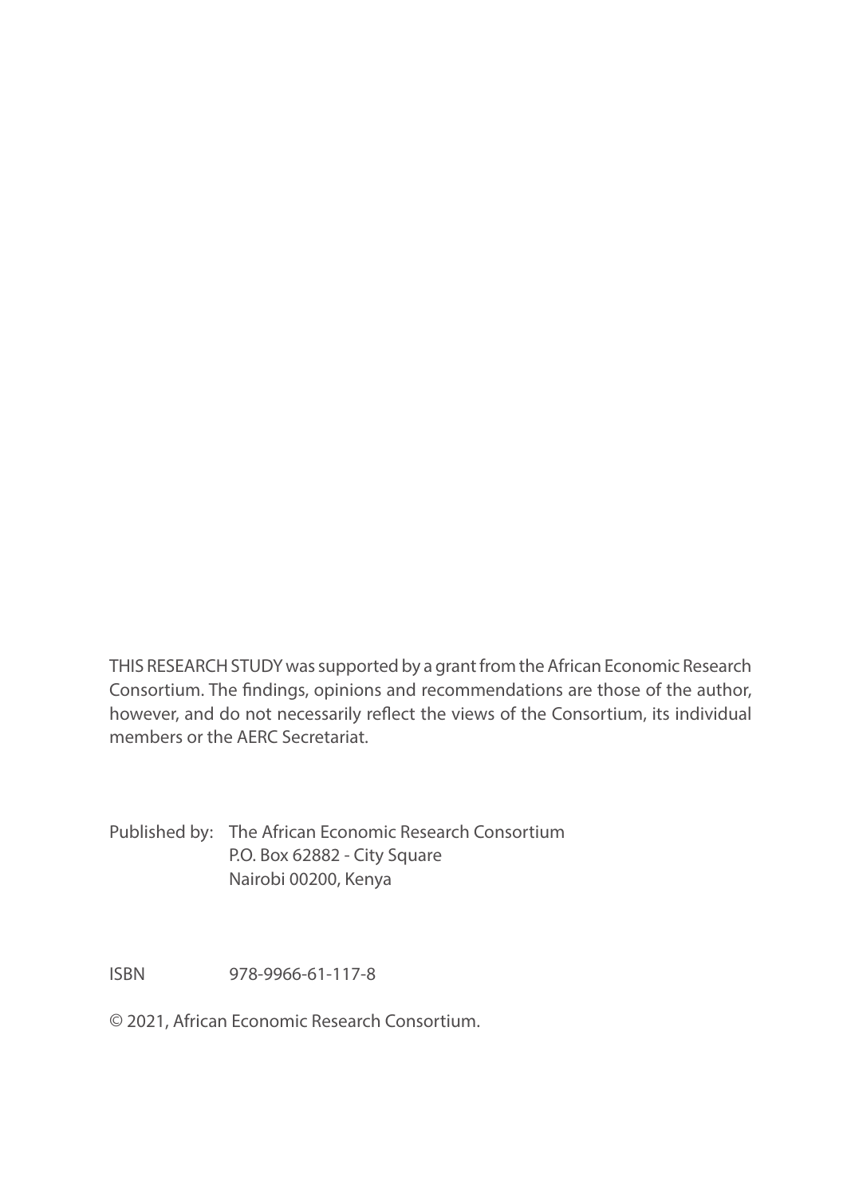THIS RESEARCH STUDY was supported by a grant from the African Economic Research Consortium. The findings, opinions and recommendations are those of the author, however, and do not necessarily reflect the views of the Consortium, its individual members or the AERC Secretariat.

Published by: The African Economic Research Consortium
P.O. Box 62882 - City Square
Nairobi 00200, Kenya

ISBN 978-9966-61-117-8

© 2021, African Economic Research Consortium.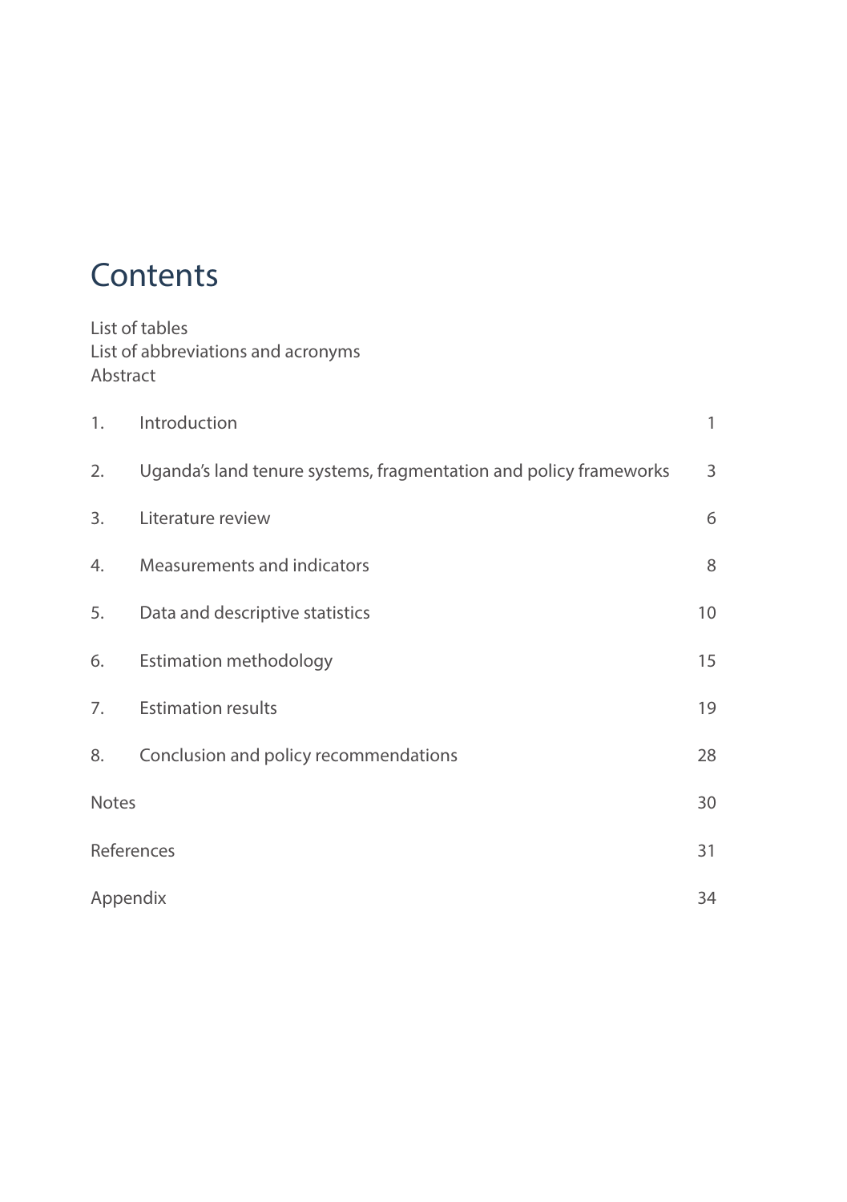# Contents

List of tables
List of abbreviations and acronyms
Abstract

| | | |
|---|---|---|
| 1. | Introduction | 1 |
| 2. | Uganda's land tenure systems, fragmentation and policy frameworks | 3 |
| 3. | Literature review | 6 |
| 4. | Measurements and indicators | 8 |
| 5. | Data and descriptive statistics | 10 |
| 6. | Estimation methodology | 15 |
| 7. | Estimation results | 19 |
| 8. | Conclusion and policy recommendations | 28 |
| Notes | | 30 |
| References | | 31 |
| Appendix | | 34 |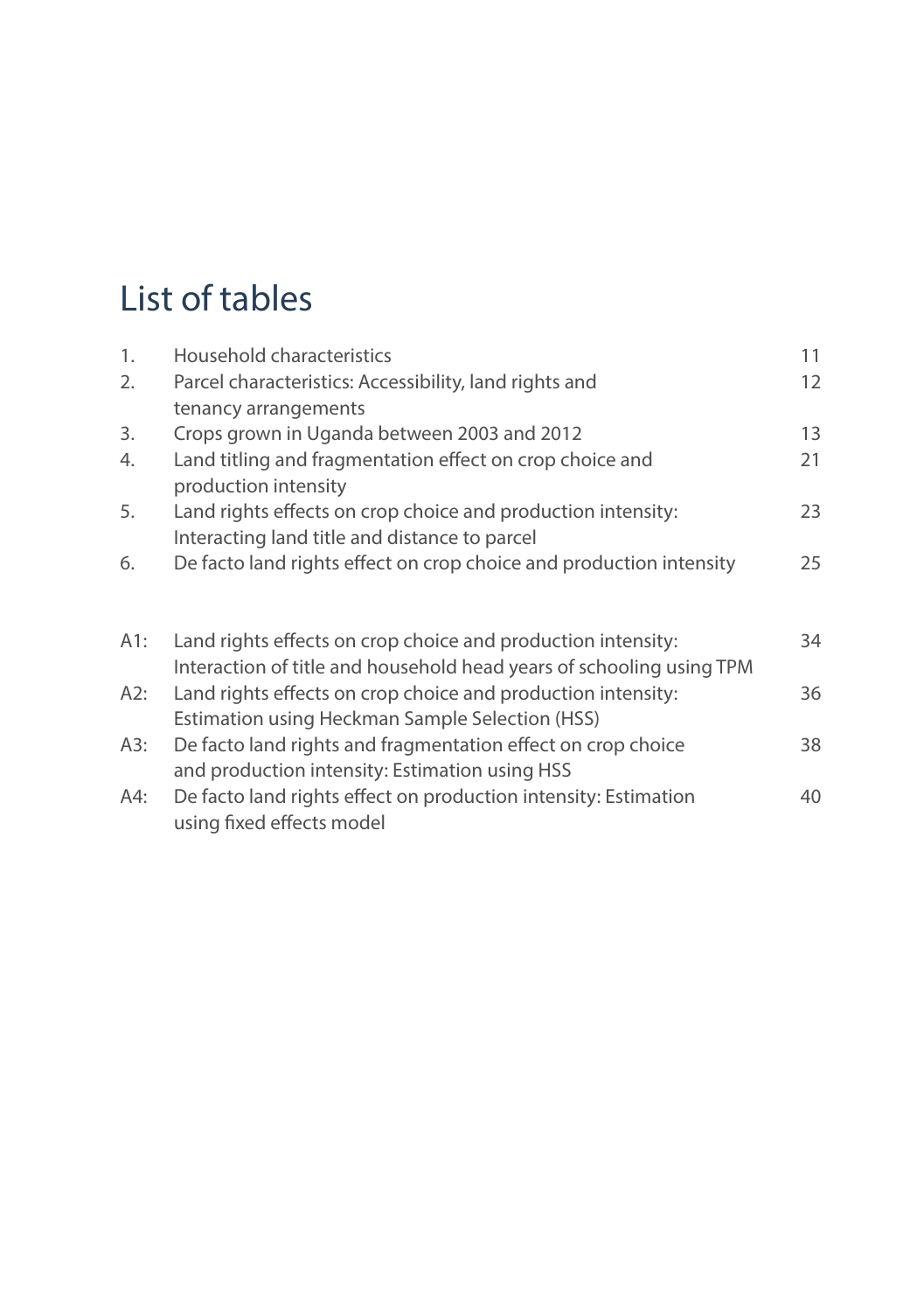# List of tables

| | | |
|---|---|---|
| 1. | Household characteristics | 11 |
| 2. | Parcel characteristics: Accessibility, land rights and tenancy arrangements | 12 |
| 3. | Crops grown in Uganda between 2003 and 2012 | 13 |
| 4. | Land titling and fragmentation effect on crop choice and production intensity | 21 |
| 5. | Land rights effects on crop choice and production intensity: Interacting land title and distance to parcel | 23 |
| 6. | De facto land rights effect on crop choice and production intensity | 25 |
| A1: | Land rights effects on crop choice and production intensity: Interaction of title and household head years of schooling using TPM | 34 |
| A2: | Land rights effects on crop choice and production intensity: Estimation using Heckman Sample Selection (HSS) | 36 |
| A3: | De facto land rights and fragmentation effect on crop choice and production intensity: Estimation using HSS | 38 |
| A4: | De facto land rights effect on production intensity: Estimation using fixed effects model | 40 |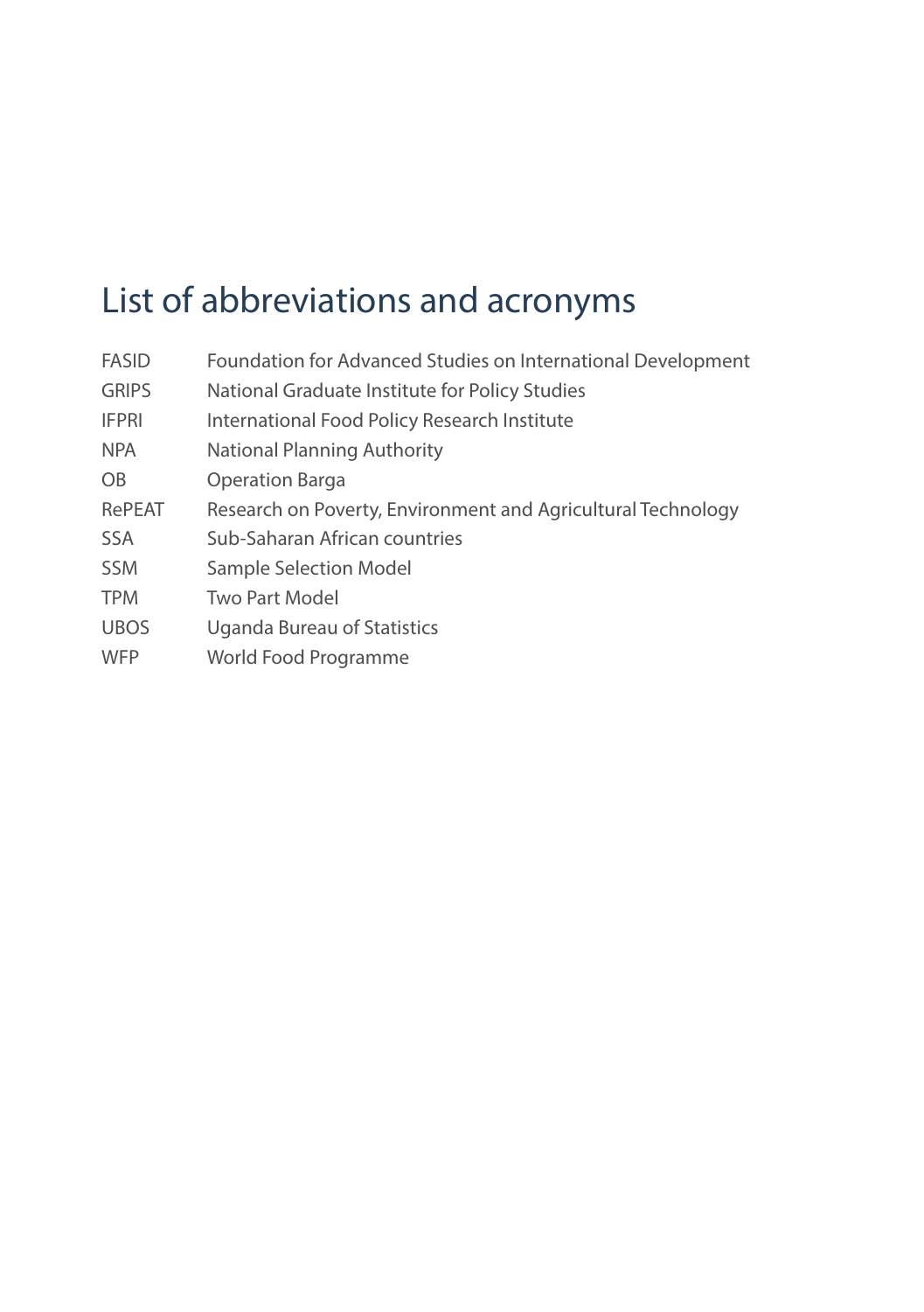# List of abbreviations and acronyms

| | |
|---|---|
| FASID | Foundation for Advanced Studies on International Development |
| GRIPS | National Graduate Institute for Policy Studies |
| IFPRI | International Food Policy Research Institute |
| NPA | National Planning Authority |
| OB | Operation Barga |
| RePEAT | Research on Poverty, Environment and Agricultural Technology |
| SSA | Sub-Saharan African countries |
| SSM | Sample Selection Model |
| TPM | Two Part Model |
| UBOS | Uganda Bureau of Statistics |
| WFP | World Food Programme |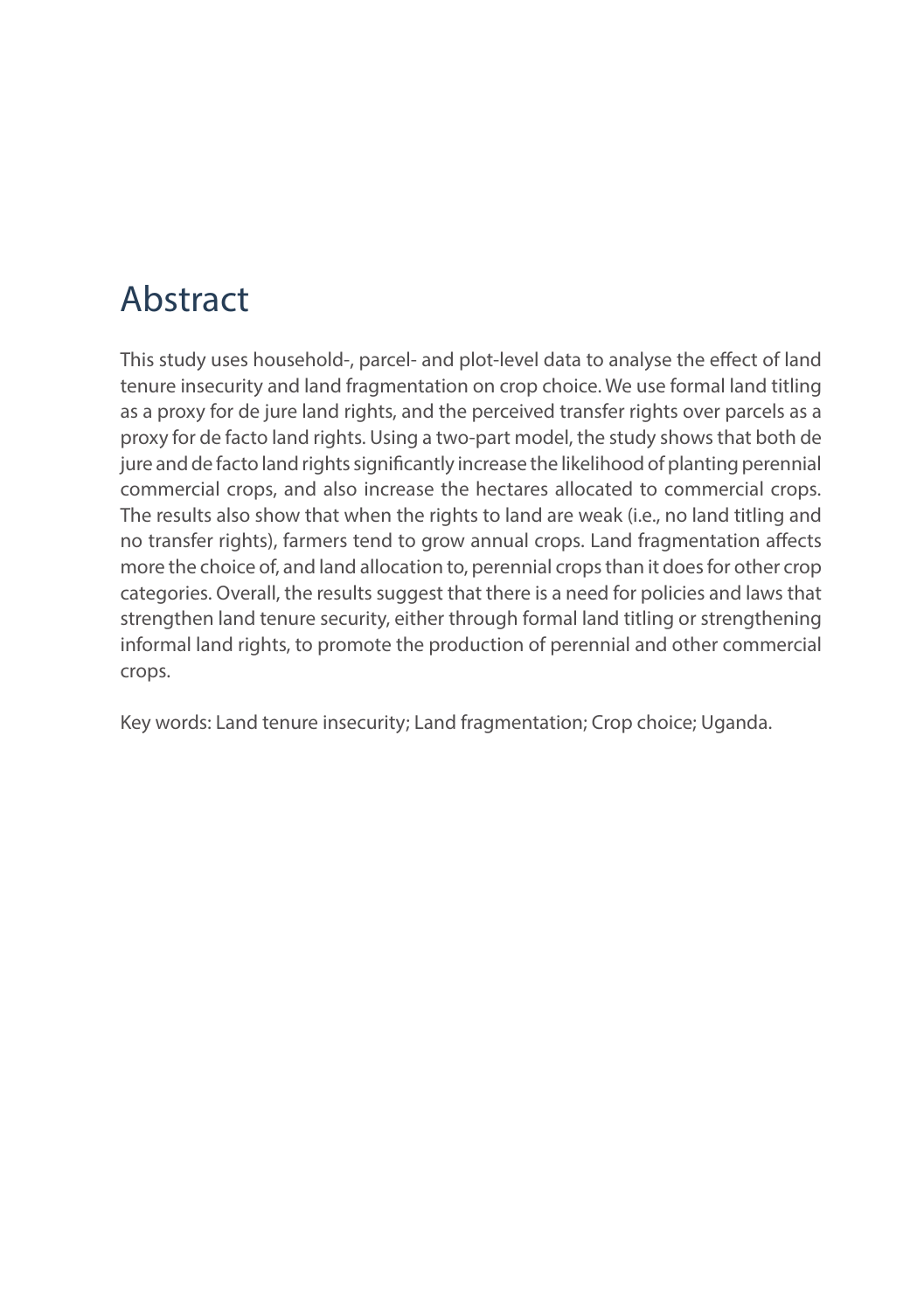# Abstract

This study uses household-, parcel- and plot-level data to analyse the effect of land tenure insecurity and land fragmentation on crop choice. We use formal land titling as a proxy for de jure land rights, and the perceived transfer rights over parcels as a proxy for de facto land rights. Using a two-part model, the study shows that both de jure and de facto land rights significantly increase the likelihood of planting perennial commercial crops, and also increase the hectares allocated to commercial crops. The results also show that when the rights to land are weak (i.e., no land titling and no transfer rights), farmers tend to grow annual crops. Land fragmentation affects more the choice of, and land allocation to, perennial crops than it does for other crop categories. Overall, the results suggest that there is a need for policies and laws that strengthen land tenure security, either through formal land titling or strengthening informal land rights, to promote the production of perennial and other commercial crops.

Key words: Land tenure insecurity; Land fragmentation; Crop choice; Uganda.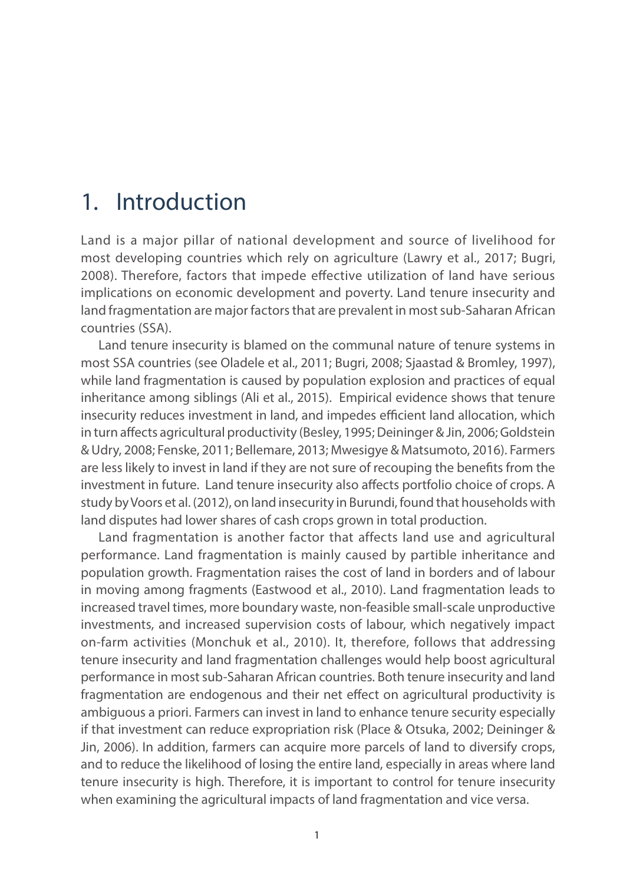# 1. Introduction

Land is a major pillar of national development and source of livelihood for most developing countries which rely on agriculture (Lawry et al., 2017; Bugri, 2008). Therefore, factors that impede effective utilization of land have serious implications on economic development and poverty. Land tenure insecurity and land fragmentation are major factors that are prevalent in most sub-Saharan African countries (SSA).

Land tenure insecurity is blamed on the communal nature of tenure systems in most SSA countries (see Oladele et al., 2011; Bugri, 2008; Sjaastad & Bromley, 1997), while land fragmentation is caused by population explosion and practices of equal inheritance among siblings (Ali et al., 2015). Empirical evidence shows that tenure insecurity reduces investment in land, and impedes efficient land allocation, which in turn affects agricultural productivity (Besley, 1995; Deininger & Jin, 2006; Goldstein & Udry, 2008; Fenske, 2011; Bellemare, 2013; Mwesigye & Matsumoto, 2016). Farmers are less likely to invest in land if they are not sure of recouping the benefits from the investment in future. Land tenure insecurity also affects portfolio choice of crops. A study by Voors et al. (2012), on land insecurity in Burundi, found that households with land disputes had lower shares of cash crops grown in total production.

Land fragmentation is another factor that affects land use and agricultural performance. Land fragmentation is mainly caused by partible inheritance and population growth. Fragmentation raises the cost of land in borders and of labour in moving among fragments (Eastwood et al., 2010). Land fragmentation leads to increased travel times, more boundary waste, non-feasible small-scale unproductive investments, and increased supervision costs of labour, which negatively impact on-farm activities (Monchuk et al., 2010). It, therefore, follows that addressing tenure insecurity and land fragmentation challenges would help boost agricultural performance in most sub-Saharan African countries. Both tenure insecurity and land fragmentation are endogenous and their net effect on agricultural productivity is ambiguous a priori. Farmers can invest in land to enhance tenure security especially if that investment can reduce expropriation risk (Place & Otsuka, 2002; Deininger & Jin, 2006). In addition, farmers can acquire more parcels of land to diversify crops, and to reduce the likelihood of losing the entire land, especially in areas where land tenure insecurity is high. Therefore, it is important to control for tenure insecurity when examining the agricultural impacts of land fragmentation and vice versa.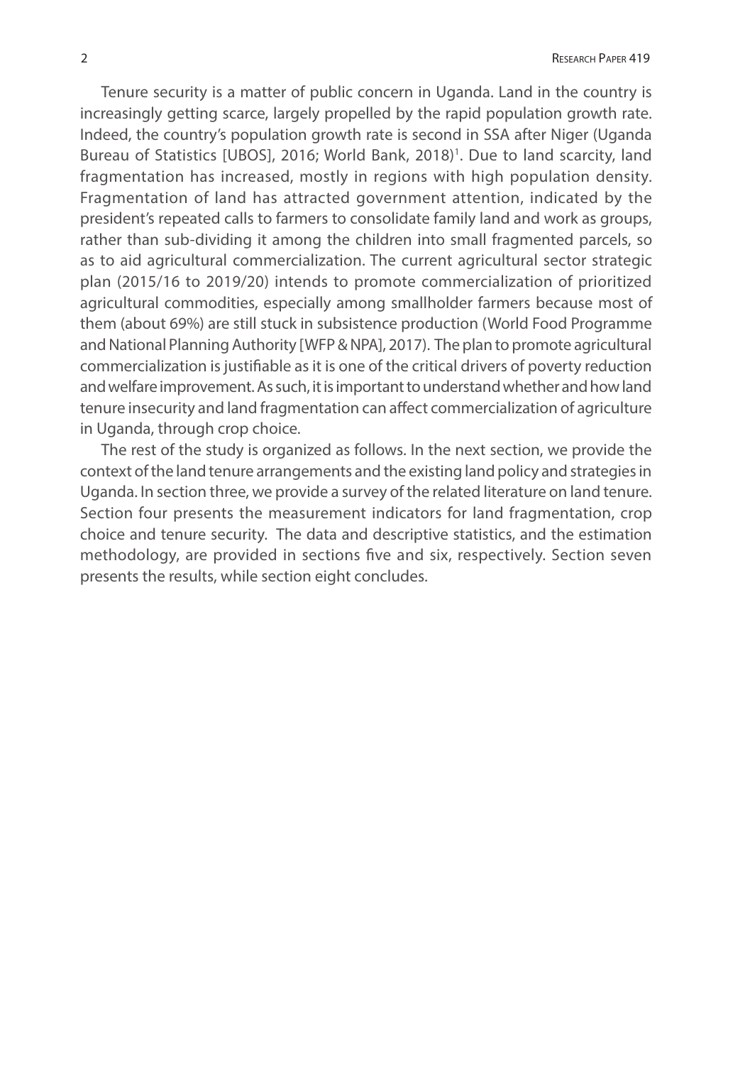Tenure security is a matter of public concern in Uganda. Land in the country is increasingly getting scarce, largely propelled by the rapid population growth rate. Indeed, the country's population growth rate is second in SSA after Niger (Uganda Bureau of Statistics [UBOS], 2016; World Bank, 2018)[1]. Due to land scarcity, land fragmentation has increased, mostly in regions with high population density. Fragmentation of land has attracted government attention, indicated by the president's repeated calls to farmers to consolidate family land and work as groups, rather than sub-dividing it among the children into small fragmented parcels, so as to aid agricultural commercialization. The current agricultural sector strategic plan (2015/16 to 2019/20) intends to promote commercialization of prioritized agricultural commodities, especially among smallholder farmers because most of them (about 69%) are still stuck in subsistence production (World Food Programme and National Planning Authority [WFP & NPA], 2017). The plan to promote agricultural commercialization is justifiable as it is one of the critical drivers of poverty reduction and welfare improvement. As such, it is important to understand whether and how land tenure insecurity and land fragmentation can affect commercialization of agriculture in Uganda, through crop choice.

The rest of the study is organized as follows. In the next section, we provide the context of the land tenure arrangements and the existing land policy and strategies in Uganda. In section three, we provide a survey of the related literature on land tenure. Section four presents the measurement indicators for land fragmentation, crop choice and tenure security. The data and descriptive statistics, and the estimation methodology, are provided in sections five and six, respectively. Section seven presents the results, while section eight concludes.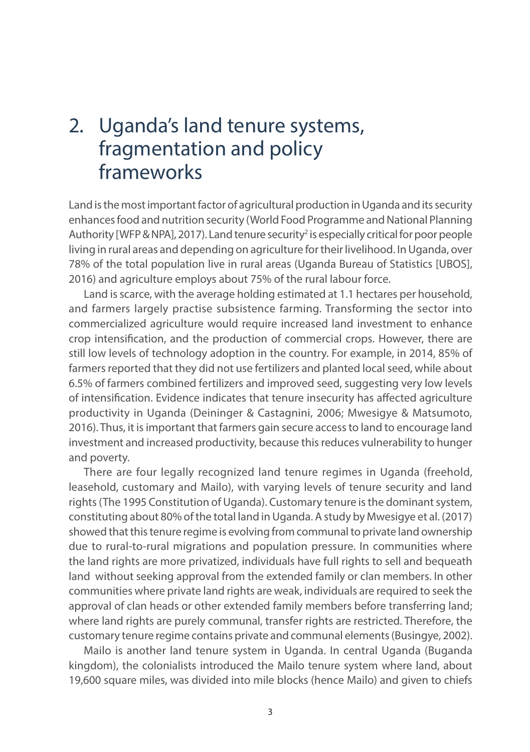# 2. Uganda's land tenure systems, fragmentation and policy frameworks

Land is the most important factor of agricultural production in Uganda and its security enhances food and nutrition security (World Food Programme and National Planning Authority [WFP & NPA], 2017). Land tenure security[2] is especially critical for poor people living in rural areas and depending on agriculture for their livelihood. In Uganda, over 78% of the total population live in rural areas (Uganda Bureau of Statistics [UBOS], 2016) and agriculture employs about 75% of the rural labour force.

Land is scarce, with the average holding estimated at 1.1 hectares per household, and farmers largely practise subsistence farming. Transforming the sector into commercialized agriculture would require increased land investment to enhance crop intensification, and the production of commercial crops. However, there are still low levels of technology adoption in the country. For example, in 2014, 85% of farmers reported that they did not use fertilizers and planted local seed, while about 6.5% of farmers combined fertilizers and improved seed, suggesting very low levels of intensification. Evidence indicates that tenure insecurity has affected agriculture productivity in Uganda (Deininger & Castagnini, 2006; Mwesigye & Matsumoto, 2016). Thus, it is important that farmers gain secure access to land to encourage land investment and increased productivity, because this reduces vulnerability to hunger and poverty.

There are four legally recognized land tenure regimes in Uganda (freehold, leasehold, customary and Mailo), with varying levels of tenure security and land rights (The 1995 Constitution of Uganda). Customary tenure is the dominant system, constituting about 80% of the total land in Uganda. A study by Mwesigye et al. (2017) showed that this tenure regime is evolving from communal to private land ownership due to rural-to-rural migrations and population pressure. In communities where the land rights are more privatized, individuals have full rights to sell and bequeath land without seeking approval from the extended family or clan members. In other communities where private land rights are weak, individuals are required to seek the approval of clan heads or other extended family members before transferring land; where land rights are purely communal, transfer rights are restricted. Therefore, the customary tenure regime contains private and communal elements (Busingye, 2002).

Mailo is another land tenure system in Uganda. In central Uganda (Buganda kingdom), the colonialists introduced the Mailo tenure system where land, about 19,600 square miles, was divided into mile blocks (hence Mailo) and given to chiefs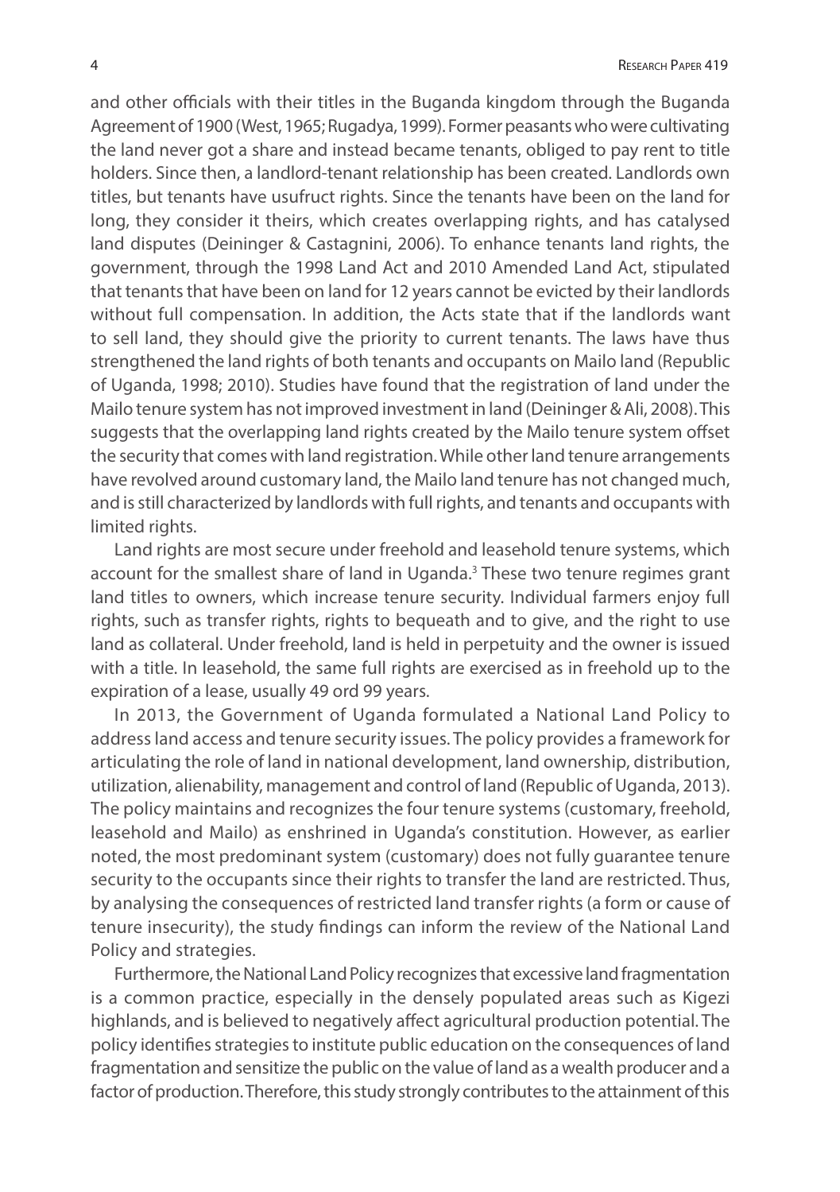and other officials with their titles in the Buganda kingdom through the Buganda Agreement of 1900 (West, 1965; Rugadya, 1999). Former peasants who were cultivating the land never got a share and instead became tenants, obliged to pay rent to title holders. Since then, a landlord-tenant relationship has been created. Landlords own titles, but tenants have usufruct rights. Since the tenants have been on the land for long, they consider it theirs, which creates overlapping rights, and has catalysed land disputes (Deininger & Castagnini, 2006). To enhance tenants land rights, the government, through the 1998 Land Act and 2010 Amended Land Act, stipulated that tenants that have been on land for 12 years cannot be evicted by their landlords without full compensation. In addition, the Acts state that if the landlords want to sell land, they should give the priority to current tenants. The laws have thus strengthened the land rights of both tenants and occupants on Mailo land (Republic of Uganda, 1998; 2010). Studies have found that the registration of land under the Mailo tenure system has not improved investment in land (Deininger & Ali, 2008). This suggests that the overlapping land rights created by the Mailo tenure system offset the security that comes with land registration. While other land tenure arrangements have revolved around customary land, the Mailo land tenure has not changed much, and is still characterized by landlords with full rights, and tenants and occupants with limited rights.

Land rights are most secure under freehold and leasehold tenure systems, which account for the smallest share of land in Uganda.[3] These two tenure regimes grant land titles to owners, which increase tenure security. Individual farmers enjoy full rights, such as transfer rights, rights to bequeath and to give, and the right to use land as collateral. Under freehold, land is held in perpetuity and the owner is issued with a title. In leasehold, the same full rights are exercised as in freehold up to the expiration of a lease, usually 49 ord 99 years.

In 2013, the Government of Uganda formulated a National Land Policy to address land access and tenure security issues. The policy provides a framework for articulating the role of land in national development, land ownership, distribution, utilization, alienability, management and control of land (Republic of Uganda, 2013). The policy maintains and recognizes the four tenure systems (customary, freehold, leasehold and Mailo) as enshrined in Uganda's constitution. However, as earlier noted, the most predominant system (customary) does not fully guarantee tenure security to the occupants since their rights to transfer the land are restricted. Thus, by analysing the consequences of restricted land transfer rights (a form or cause of tenure insecurity), the study findings can inform the review of the National Land Policy and strategies.

Furthermore, the National Land Policy recognizes that excessive land fragmentation is a common practice, especially in the densely populated areas such as Kigezi highlands, and is believed to negatively affect agricultural production potential. The policy identifies strategies to institute public education on the consequences of land fragmentation and sensitize the public on the value of land as a wealth producer and a factor of production. Therefore, this study strongly contributes to the attainment of this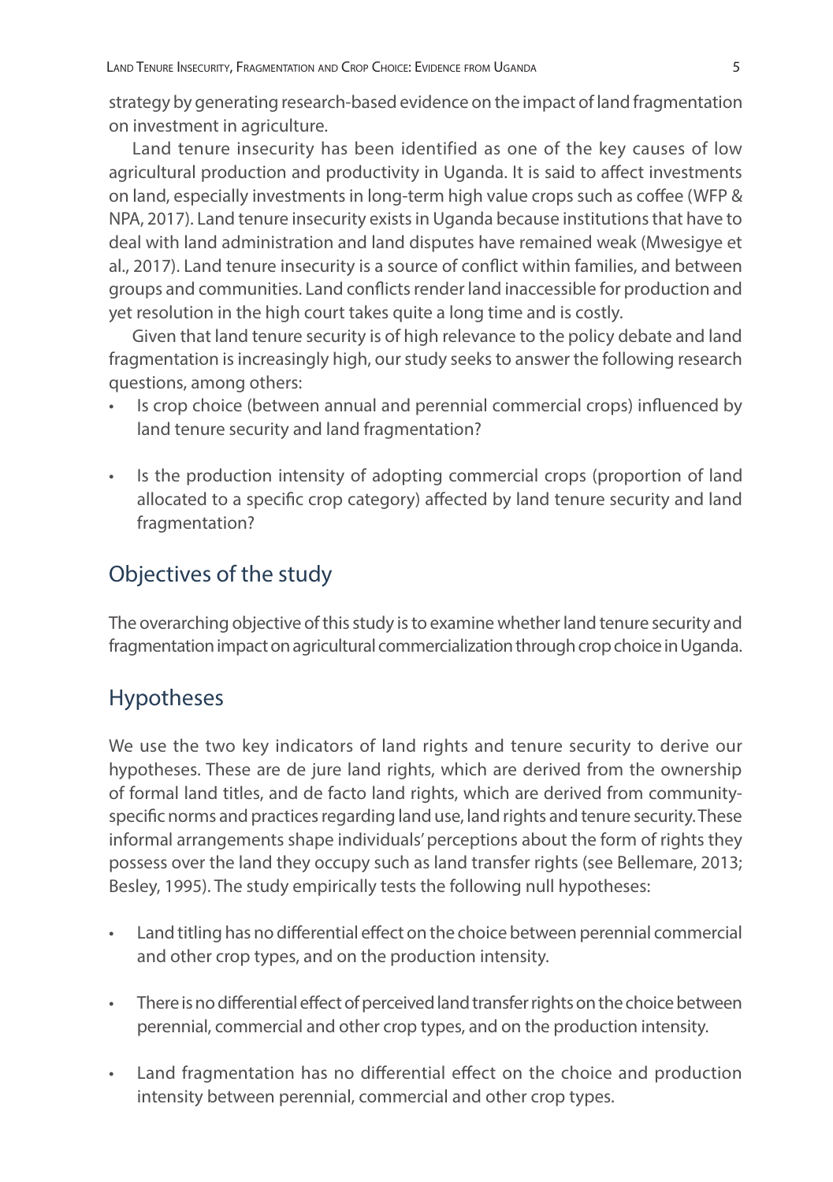strategy by generating research-based evidence on the impact of land fragmentation on investment in agriculture.

Land tenure insecurity has been identified as one of the key causes of low agricultural production and productivity in Uganda. It is said to affect investments on land, especially investments in long-term high value crops such as coffee (WFP & NPA, 2017). Land tenure insecurity exists in Uganda because institutions that have to deal with land administration and land disputes have remained weak (Mwesigye et al., 2017). Land tenure insecurity is a source of conflict within families, and between groups and communities. Land conflicts render land inaccessible for production and yet resolution in the high court takes quite a long time and is costly.

Given that land tenure security is of high relevance to the policy debate and land fragmentation is increasingly high, our study seeks to answer the following research questions, among others:

- Is crop choice (between annual and perennial commercial crops) influenced by land tenure security and land fragmentation?
- Is the production intensity of adopting commercial crops (proportion of land allocated to a specific crop category) affected by land tenure security and land fragmentation?

## Objectives of the study

The overarching objective of this study is to examine whether land tenure security and fragmentation impact on agricultural commercialization through crop choice in Uganda.

## Hypotheses

We use the two key indicators of land rights and tenure security to derive our hypotheses. These are de jure land rights, which are derived from the ownership of formal land titles, and de facto land rights, which are derived from community-specific norms and practices regarding land use, land rights and tenure security. These informal arrangements shape individuals' perceptions about the form of rights they possess over the land they occupy such as land transfer rights (see Bellemare, 2013; Besley, 1995). The study empirically tests the following null hypotheses:

- Land titling has no differential effect on the choice between perennial commercial and other crop types, and on the production intensity.
- There is no differential effect of perceived land transfer rights on the choice between perennial, commercial and other crop types, and on the production intensity.
- Land fragmentation has no differential effect on the choice and production intensity between perennial, commercial and other crop types.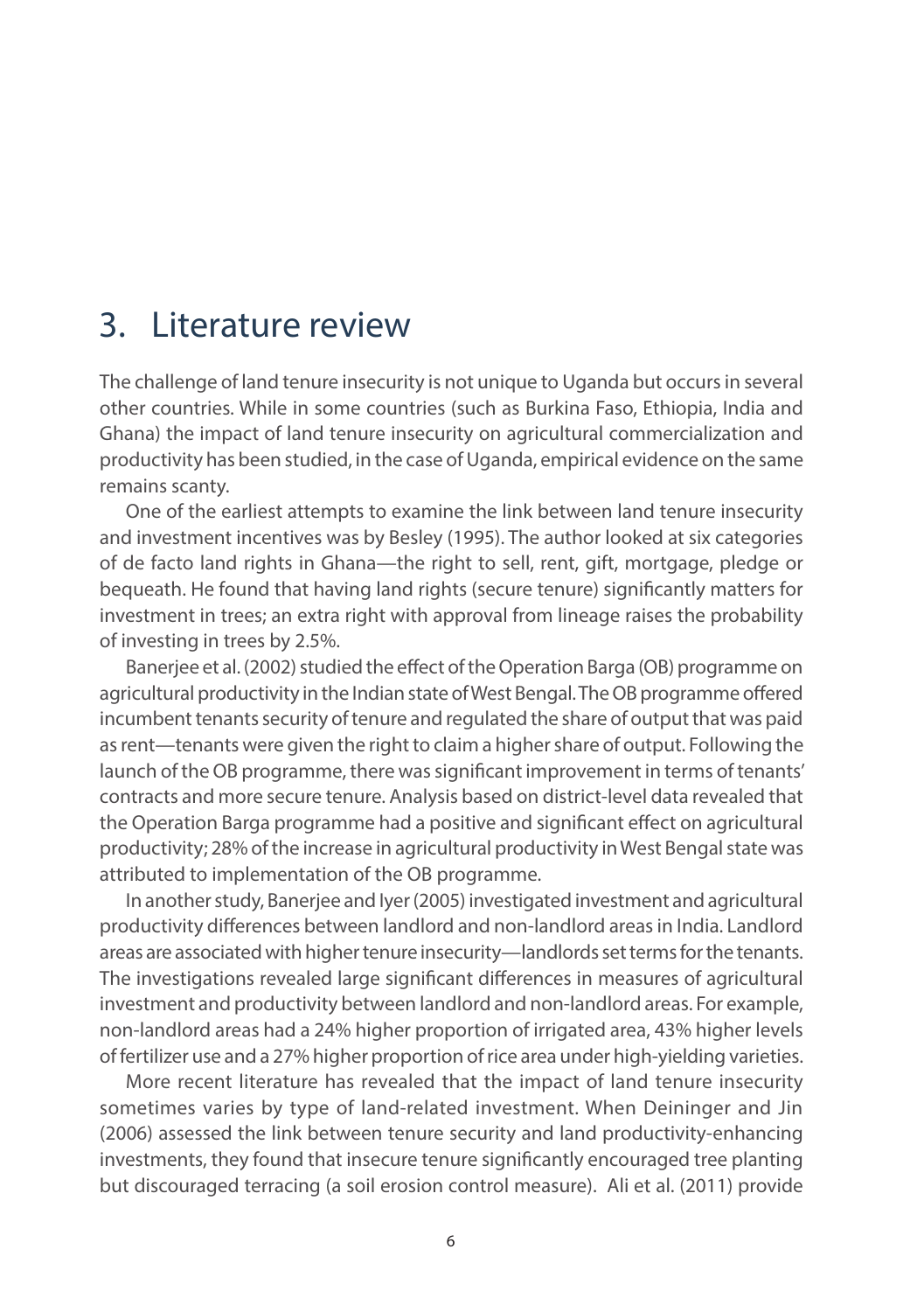# 3. Literature review

The challenge of land tenure insecurity is not unique to Uganda but occurs in several other countries. While in some countries (such as Burkina Faso, Ethiopia, India and Ghana) the impact of land tenure insecurity on agricultural commercialization and productivity has been studied, in the case of Uganda, empirical evidence on the same remains scanty.

One of the earliest attempts to examine the link between land tenure insecurity and investment incentives was by Besley (1995). The author looked at six categories of de facto land rights in Ghana—the right to sell, rent, gift, mortgage, pledge or bequeath. He found that having land rights (secure tenure) significantly matters for investment in trees; an extra right with approval from lineage raises the probability of investing in trees by 2.5%.

Banerjee et al. (2002) studied the effect of the Operation Barga (OB) programme on agricultural productivity in the Indian state of West Bengal. The OB programme offered incumbent tenants security of tenure and regulated the share of output that was paid as rent—tenants were given the right to claim a higher share of output. Following the launch of the OB programme, there was significant improvement in terms of tenants' contracts and more secure tenure. Analysis based on district-level data revealed that the Operation Barga programme had a positive and significant effect on agricultural productivity; 28% of the increase in agricultural productivity in West Bengal state was attributed to implementation of the OB programme.

In another study, Banerjee and Iyer (2005) investigated investment and agricultural productivity differences between landlord and non-landlord areas in India. Landlord areas are associated with higher tenure insecurity—landlords set terms for the tenants. The investigations revealed large significant differences in measures of agricultural investment and productivity between landlord and non-landlord areas. For example, non-landlord areas had a 24% higher proportion of irrigated area, 43% higher levels of fertilizer use and a 27% higher proportion of rice area under high-yielding varieties.

More recent literature has revealed that the impact of land tenure insecurity sometimes varies by type of land-related investment. When Deininger and Jin (2006) assessed the link between tenure security and land productivity-enhancing investments, they found that insecure tenure significantly encouraged tree planting but discouraged terracing (a soil erosion control measure). Ali et al. (2011) provide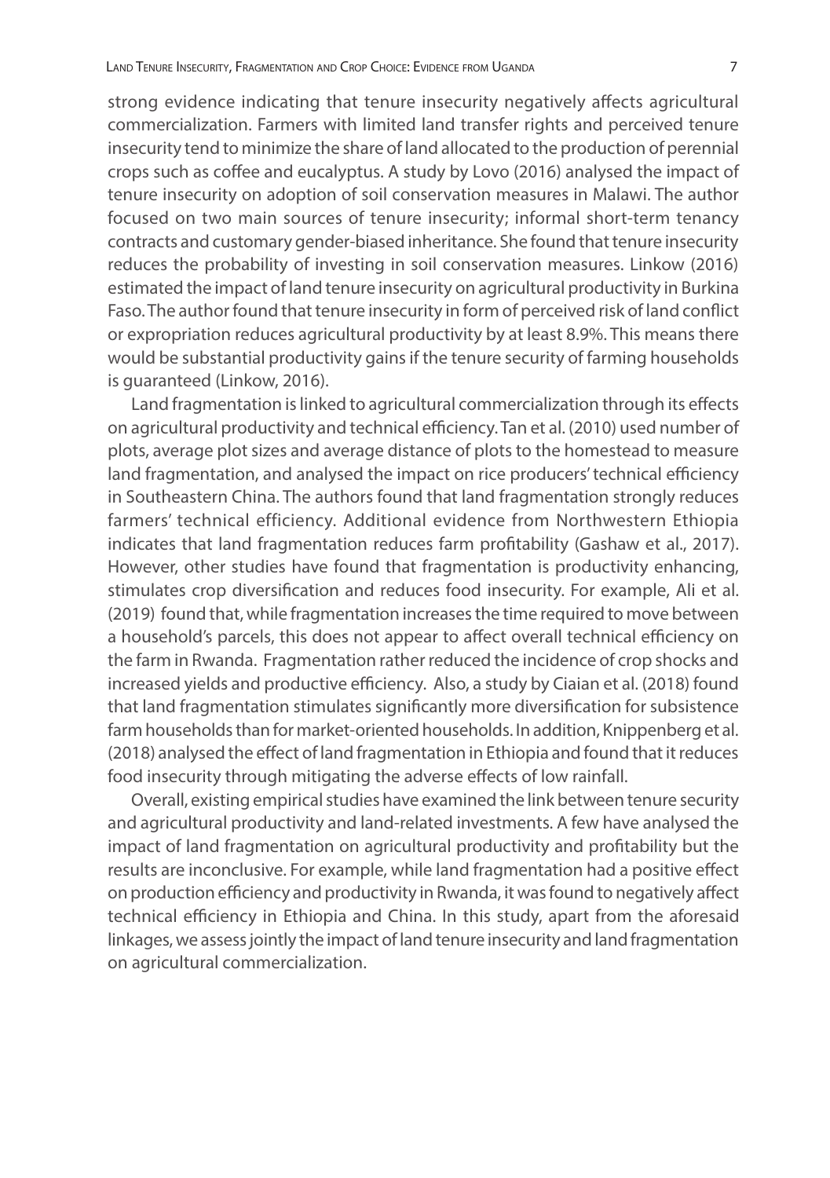strong evidence indicating that tenure insecurity negatively affects agricultural commercialization. Farmers with limited land transfer rights and perceived tenure insecurity tend to minimize the share of land allocated to the production of perennial crops such as coffee and eucalyptus. A study by Lovo (2016) analysed the impact of tenure insecurity on adoption of soil conservation measures in Malawi. The author focused on two main sources of tenure insecurity; informal short-term tenancy contracts and customary gender-biased inheritance. She found that tenure insecurity reduces the probability of investing in soil conservation measures. Linkow (2016) estimated the impact of land tenure insecurity on agricultural productivity in Burkina Faso. The author found that tenure insecurity in form of perceived risk of land conflict or expropriation reduces agricultural productivity by at least 8.9%. This means there would be substantial productivity gains if the tenure security of farming households is guaranteed (Linkow, 2016).

Land fragmentation is linked to agricultural commercialization through its effects on agricultural productivity and technical efficiency. Tan et al. (2010) used number of plots, average plot sizes and average distance of plots to the homestead to measure land fragmentation, and analysed the impact on rice producers' technical efficiency in Southeastern China. The authors found that land fragmentation strongly reduces farmers' technical efficiency. Additional evidence from Northwestern Ethiopia indicates that land fragmentation reduces farm profitability (Gashaw et al., 2017). However, other studies have found that fragmentation is productivity enhancing, stimulates crop diversification and reduces food insecurity. For example, Ali et al. (2019) found that, while fragmentation increases the time required to move between a household's parcels, this does not appear to affect overall technical efficiency on the farm in Rwanda. Fragmentation rather reduced the incidence of crop shocks and increased yields and productive efficiency. Also, a study by Ciaian et al. (2018) found that land fragmentation stimulates significantly more diversification for subsistence farm households than for market-oriented households. In addition, Knippenberg et al. (2018) analysed the effect of land fragmentation in Ethiopia and found that it reduces food insecurity through mitigating the adverse effects of low rainfall.

Overall, existing empirical studies have examined the link between tenure security and agricultural productivity and land-related investments. A few have analysed the impact of land fragmentation on agricultural productivity and profitability but the results are inconclusive. For example, while land fragmentation had a positive effect on production efficiency and productivity in Rwanda, it was found to negatively affect technical efficiency in Ethiopia and China. In this study, apart from the aforesaid linkages, we assess jointly the impact of land tenure insecurity and land fragmentation on agricultural commercialization.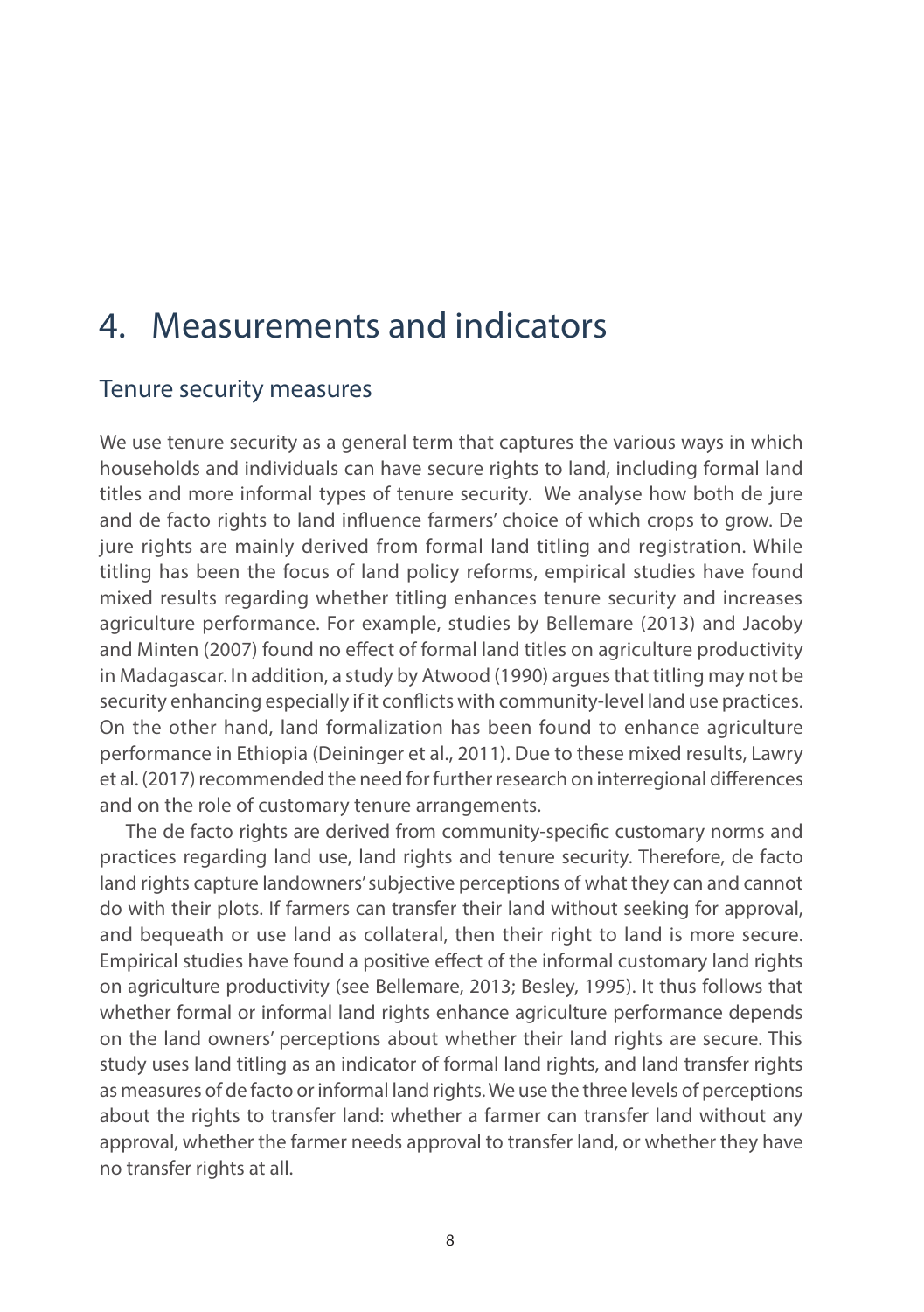# 4. Measurements and indicators

## Tenure security measures

We use tenure security as a general term that captures the various ways in which households and individuals can have secure rights to land, including formal land titles and more informal types of tenure security. We analyse how both de jure and de facto rights to land influence farmers' choice of which crops to grow. De jure rights are mainly derived from formal land titling and registration. While titling has been the focus of land policy reforms, empirical studies have found mixed results regarding whether titling enhances tenure security and increases agriculture performance. For example, studies by Bellemare (2013) and Jacoby and Minten (2007) found no effect of formal land titles on agriculture productivity in Madagascar. In addition, a study by Atwood (1990) argues that titling may not be security enhancing especially if it conflicts with community-level land use practices. On the other hand, land formalization has been found to enhance agriculture performance in Ethiopia (Deininger et al., 2011). Due to these mixed results, Lawry et al. (2017) recommended the need for further research on interregional differences and on the role of customary tenure arrangements.

The de facto rights are derived from community-specific customary norms and practices regarding land use, land rights and tenure security. Therefore, de facto land rights capture landowners' subjective perceptions of what they can and cannot do with their plots. If farmers can transfer their land without seeking for approval, and bequeath or use land as collateral, then their right to land is more secure. Empirical studies have found a positive effect of the informal customary land rights on agriculture productivity (see Bellemare, 2013; Besley, 1995). It thus follows that whether formal or informal land rights enhance agriculture performance depends on the land owners' perceptions about whether their land rights are secure. This study uses land titling as an indicator of formal land rights, and land transfer rights as measures of de facto or informal land rights. We use the three levels of perceptions about the rights to transfer land: whether a farmer can transfer land without any approval, whether the farmer needs approval to transfer land, or whether they have no transfer rights at all.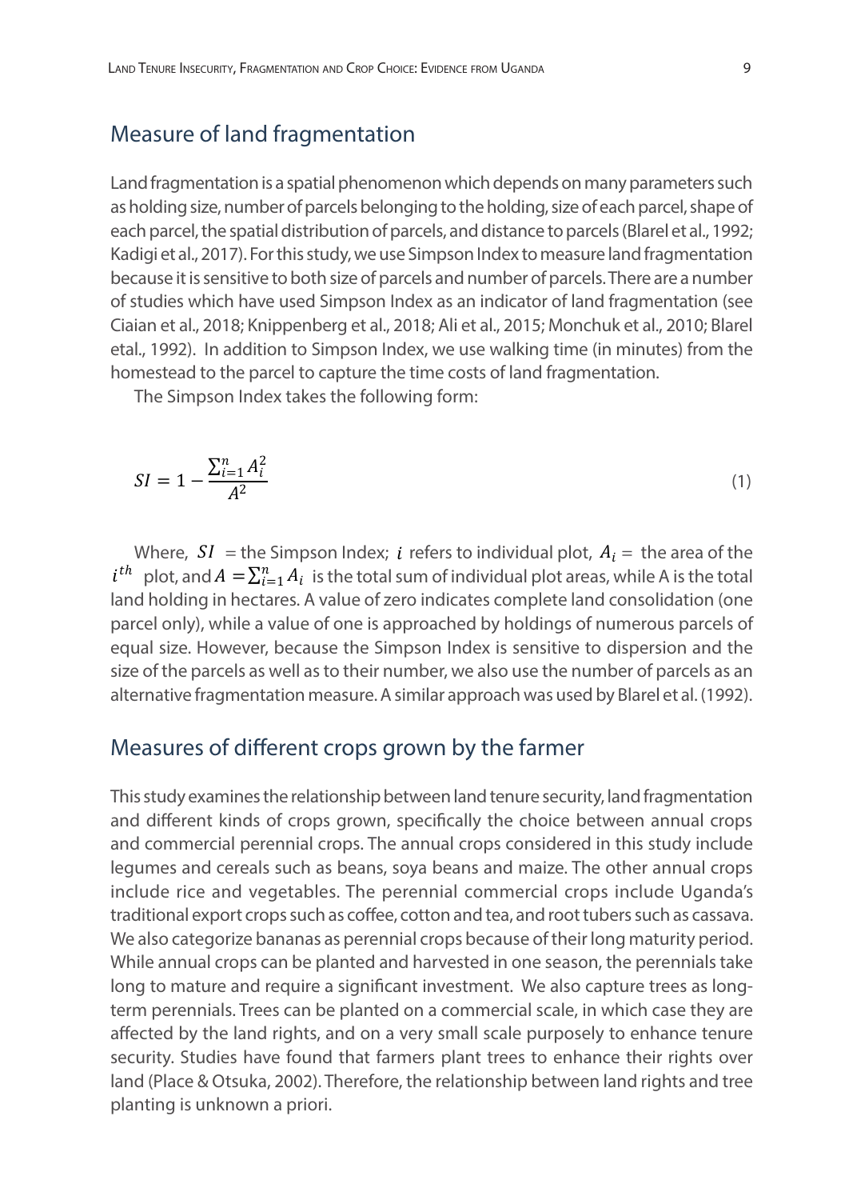## Measure of land fragmentation

Land fragmentation is a spatial phenomenon which depends on many parameters such as holding size, number of parcels belonging to the holding, size of each parcel, shape of each parcel, the spatial distribution of parcels, and distance to parcels (Blarel et al., 1992; Kadigi et al., 2017). For this study, we use Simpson Index to measure land fragmentation because it is sensitive to both size of parcels and number of parcels. There are a number of studies which have used Simpson Index as an indicator of land fragmentation (see Ciaian et al., 2018; Knippenberg et al., 2018; Ali et al., 2015; Monchuk et al., 2010; Blarel etal., 1992). In addition to Simpson Index, we use walking time (in minutes) from the homestead to the parcel to capture the time costs of land fragmentation.

The Simpson Index takes the following form:

$$SI = 1 - \frac{\sum_{i=1}^{n} A_i^2}{A^2} \tag{1}$$

Where, $SI$ = the Simpson Index; $i$ refers to individual plot, $A_i =$ the area of the $i^{th}$ plot, and $A = \sum_{i=1}^{n} A_i$ is the total sum of individual plot areas, while A is the total land holding in hectares. A value of zero indicates complete land consolidation (one parcel only), while a value of one is approached by holdings of numerous parcels of equal size. However, because the Simpson Index is sensitive to dispersion and the size of the parcels as well as to their number, we also use the number of parcels as an alternative fragmentation measure. A similar approach was used by Blarel et al. (1992).

## Measures of different crops grown by the farmer

This study examines the relationship between land tenure security, land fragmentation and different kinds of crops grown, specifically the choice between annual crops and commercial perennial crops. The annual crops considered in this study include legumes and cereals such as beans, soya beans and maize. The other annual crops include rice and vegetables. The perennial commercial crops include Uganda's traditional export crops such as coffee, cotton and tea, and root tubers such as cassava. We also categorize bananas as perennial crops because of their long maturity period. While annual crops can be planted and harvested in one season, the perennials take long to mature and require a significant investment. We also capture trees as long-term perennials. Trees can be planted on a commercial scale, in which case they are affected by the land rights, and on a very small scale purposely to enhance tenure security. Studies have found that farmers plant trees to enhance their rights over land (Place & Otsuka, 2002). Therefore, the relationship between land rights and tree planting is unknown a priori.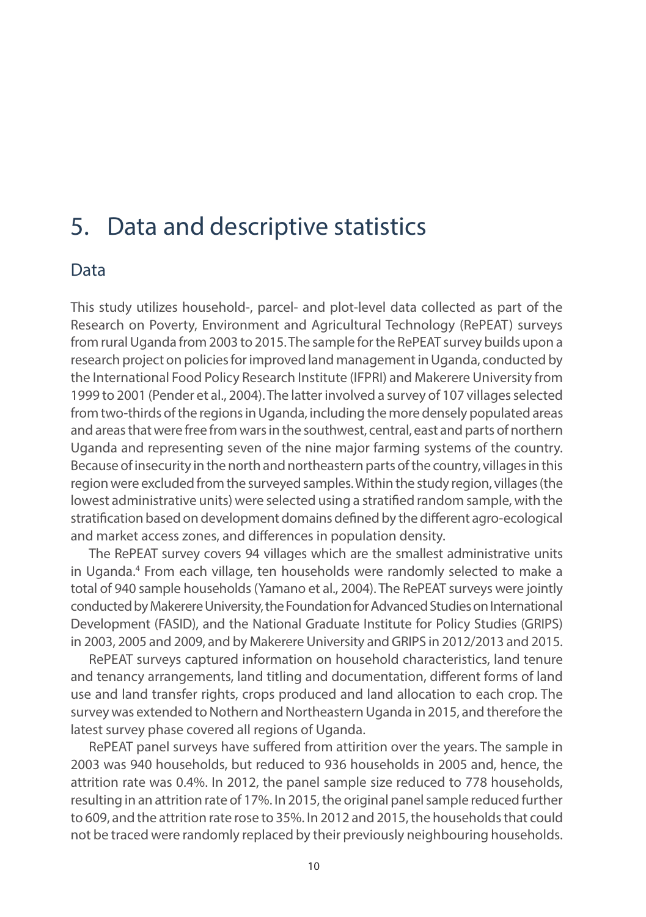# 5. Data and descriptive statistics

## Data

This study utilizes household-, parcel- and plot-level data collected as part of the Research on Poverty, Environment and Agricultural Technology (RePEAT) surveys from rural Uganda from 2003 to 2015. The sample for the RePEAT survey builds upon a research project on policies for improved land management in Uganda, conducted by the International Food Policy Research Institute (IFPRI) and Makerere University from 1999 to 2001 (Pender et al., 2004). The latter involved a survey of 107 villages selected from two-thirds of the regions in Uganda, including the more densely populated areas and areas that were free from wars in the southwest, central, east and parts of northern Uganda and representing seven of the nine major farming systems of the country. Because of insecurity in the north and northeastern parts of the country, villages in this region were excluded from the surveyed samples. Within the study region, villages (the lowest administrative units) were selected using a stratified random sample, with the stratification based on development domains defined by the different agro-ecological and market access zones, and differences in population density.

The RePEAT survey covers 94 villages which are the smallest administrative units in Uganda.[4] From each village, ten households were randomly selected to make a total of 940 sample households (Yamano et al., 2004). The RePEAT surveys were jointly conducted by Makerere University, the Foundation for Advanced Studies on International Development (FASID), and the National Graduate Institute for Policy Studies (GRIPS) in 2003, 2005 and 2009, and by Makerere University and GRIPS in 2012/2013 and 2015.

RePEAT surveys captured information on household characteristics, land tenure and tenancy arrangements, land titling and documentation, different forms of land use and land transfer rights, crops produced and land allocation to each crop. The survey was extended to Nothern and Northeastern Uganda in 2015, and therefore the latest survey phase covered all regions of Uganda.

RePEAT panel surveys have suffered from attirition over the years. The sample in 2003 was 940 households, but reduced to 936 households in 2005 and, hence, the attrition rate was 0.4%. In 2012, the panel sample size reduced to 778 households, resulting in an attrition rate of 17%. In 2015, the original panel sample reduced further to 609, and the attrition rate rose to 35%. In 2012 and 2015, the households that could not be traced were randomly replaced by their previously neighbouring households.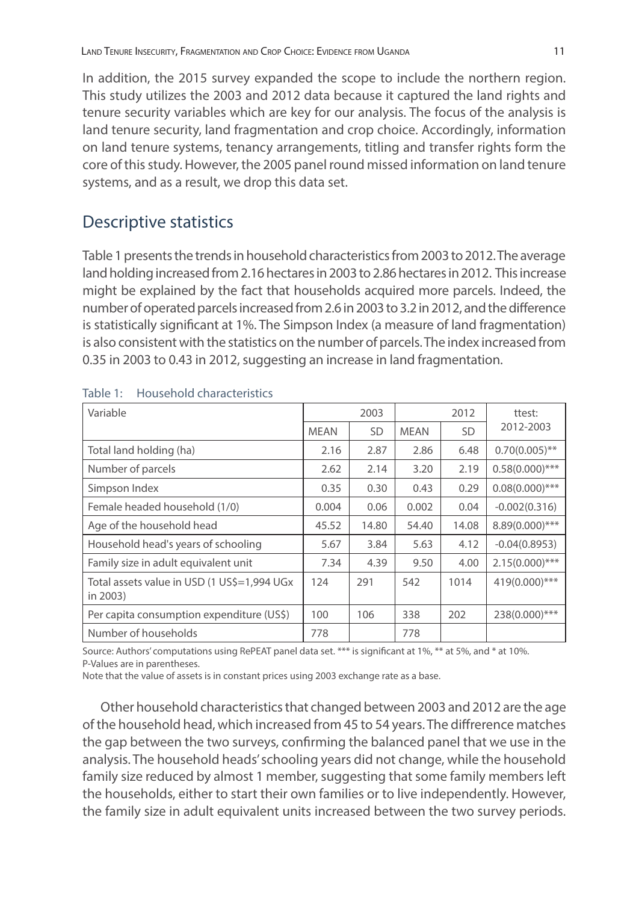In addition, the 2015 survey expanded the scope to include the northern region. This study utilizes the 2003 and 2012 data because it captured the land rights and tenure security variables which are key for our analysis. The focus of the analysis is land tenure security, land fragmentation and crop choice. Accordingly, information on land tenure systems, tenancy arrangements, titling and transfer rights form the core of this study. However, the 2005 panel round missed information on land tenure systems, and as a result, we drop this data set.

## Descriptive statistics

Table 1 presents the trends in household characteristics from 2003 to 2012. The average land holding increased from 2.16 hectares in 2003 to 2.86 hectares in 2012. This increase might be explained by the fact that households acquired more parcels. Indeed, the number of operated parcels increased from 2.6 in 2003 to 3.2 in 2012, and the difference is statistically significant at 1%. The Simpson Index (a measure of land fragmentation) is also consistent with the statistics on the number of parcels. The index increased from 0.35 in 2003 to 0.43 in 2012, suggesting an increase in land fragmentation.

Table 1: Household characteristics

| Variable | 2003 | | 2012 | | ttest: 2012-2003 |
|---|---|---|---|---|---|
| | MEAN | SD | MEAN | SD | |
| Total land holding (ha) | 2.16 | 2.87 | 2.86 | 6.48 | 0.70(0.005)** |
| Number of parcels | 2.62 | 2.14 | 3.20 | 2.19 | 0.58(0.000)*** |
| Simpson Index | 0.35 | 0.30 | 0.43 | 0.29 | 0.08(0.000)*** |
| Female headed household (1/0) | 0.004 | 0.06 | 0.002 | 0.04 | -0.002(0.316) |
| Age of the household head | 45.52 | 14.80 | 54.40 | 14.08 | 8.89(0.000)*** |
| Household head's years of schooling | 5.67 | 3.84 | 5.63 | 4.12 | -0.04(0.8953) |
| Family size in adult equivalent unit | 7.34 | 4.39 | 9.50 | 4.00 | 2.15(0.000)*** |
| Total assets value in USD (1 US$=1,994 UGx in 2003) | 124 | 291 | 542 | 1014 | 419(0.000)*** |
| Per capita consumption expenditure (US$) | 100 | 106 | 338 | 202 | 238(0.000)*** |
| Number of households | 778 | | 778 | | |

Source: Authors' computations using RePEAT panel data set. *** is significant at 1%, ** at 5%, and * at 10%. P-Values are in parentheses.
Note that the value of assets is in constant prices using 2003 exchange rate as a base.

Other household characteristics that changed between 2003 and 2012 are the age of the household head, which increased from 45 to 54 years. The diffrerence matches the gap between the two surveys, confirming the balanced panel that we use in the analysis. The household heads' schooling years did not change, while the household family size reduced by almost 1 member, suggesting that some family members left the households, either to start their own families or to live independently. However, the family size in adult equivalent units increased between the two survey periods.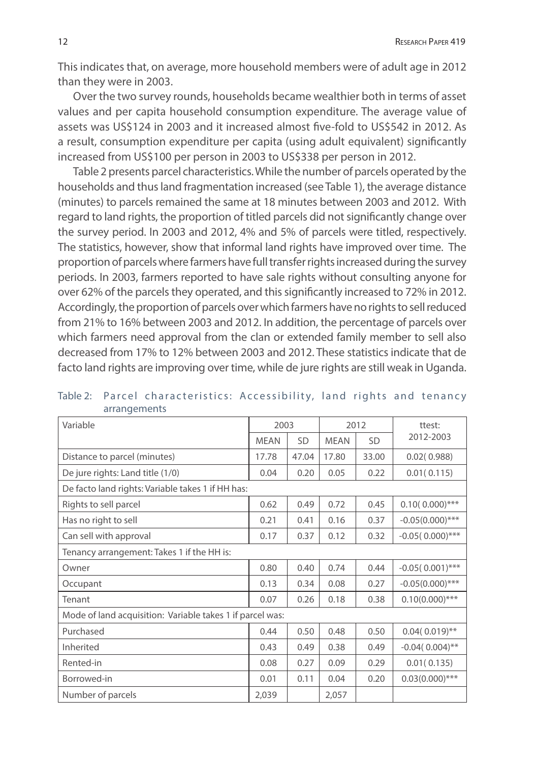This indicates that, on average, more household members were of adult age in 2012 than they were in 2003.

Over the two survey rounds, households became wealthier both in terms of asset values and per capita household consumption expenditure. The average value of assets was US$124 in 2003 and it increased almost five-fold to US$542 in 2012. As a result, consumption expenditure per capita (using adult equivalent) significantly increased from US$100 per person in 2003 to US$338 per person in 2012.

Table 2 presents parcel characteristics. While the number of parcels operated by the households and thus land fragmentation increased (see Table 1), the average distance (minutes) to parcels remained the same at 18 minutes between 2003 and 2012. With regard to land rights, the proportion of titled parcels did not significantly change over the survey period. In 2003 and 2012, 4% and 5% of parcels were titled, respectively. The statistics, however, show that informal land rights have improved over time. The proportion of parcels where farmers have full transfer rights increased during the survey periods. In 2003, farmers reported to have sale rights without consulting anyone for over 62% of the parcels they operated, and this significantly increased to 72% in 2012. Accordingly, the proportion of parcels over which farmers have no rights to sell reduced from 21% to 16% between 2003 and 2012. In addition, the percentage of parcels over which farmers need approval from the clan or extended family member to sell also decreased from 17% to 12% between 2003 and 2012. These statistics indicate that de facto land rights are improving over time, while de jure rights are still weak in Uganda.

Table 2: Parcel characteristics: Accessibility, land rights and tenancy arrangements

| Variable | 2003 | | 2012 | | ttest: 2012-2003 |
|---|---|---|---|---|---|
| | MEAN | SD | MEAN | SD | |
| Distance to parcel (minutes) | 17.78 | 47.04 | 17.80 | 33.00 | 0.02( 0.988) |
| De jure rights: Land title (1/0) | 0.04 | 0.20 | 0.05 | 0.22 | 0.01( 0.115) |
| De facto land rights: Variable takes 1 if HH has: | | | | | |
| Rights to sell parcel | 0.62 | 0.49 | 0.72 | 0.45 | 0.10( 0.000)*** |
| Has no right to sell | 0.21 | 0.41 | 0.16 | 0.37 | -0.05(0.000)*** |
| Can sell with approval | 0.17 | 0.37 | 0.12 | 0.32 | -0.05( 0.000)*** |
| Tenancy arrangement: Takes 1 if the HH is: | | | | | |
| Owner | 0.80 | 0.40 | 0.74 | 0.44 | -0.05( 0.001)*** |
| Occupant | 0.13 | 0.34 | 0.08 | 0.27 | -0.05(0.000)*** |
| Tenant | 0.07 | 0.26 | 0.18 | 0.38 | 0.10(0.000)*** |
| Mode of land acquisition: Variable takes 1 if parcel was: | | | | | |
| Purchased | 0.44 | 0.50 | 0.48 | 0.50 | 0.04( 0.019)** |
| Inherited | 0.43 | 0.49 | 0.38 | 0.49 | -0.04( 0.004)** |
| Rented-in | 0.08 | 0.27 | 0.09 | 0.29 | 0.01( 0.135) |
| Borrowed-in | 0.01 | 0.11 | 0.04 | 0.20 | 0.03(0.000)*** |
| Number of parcels | 2,039 | | 2,057 | | |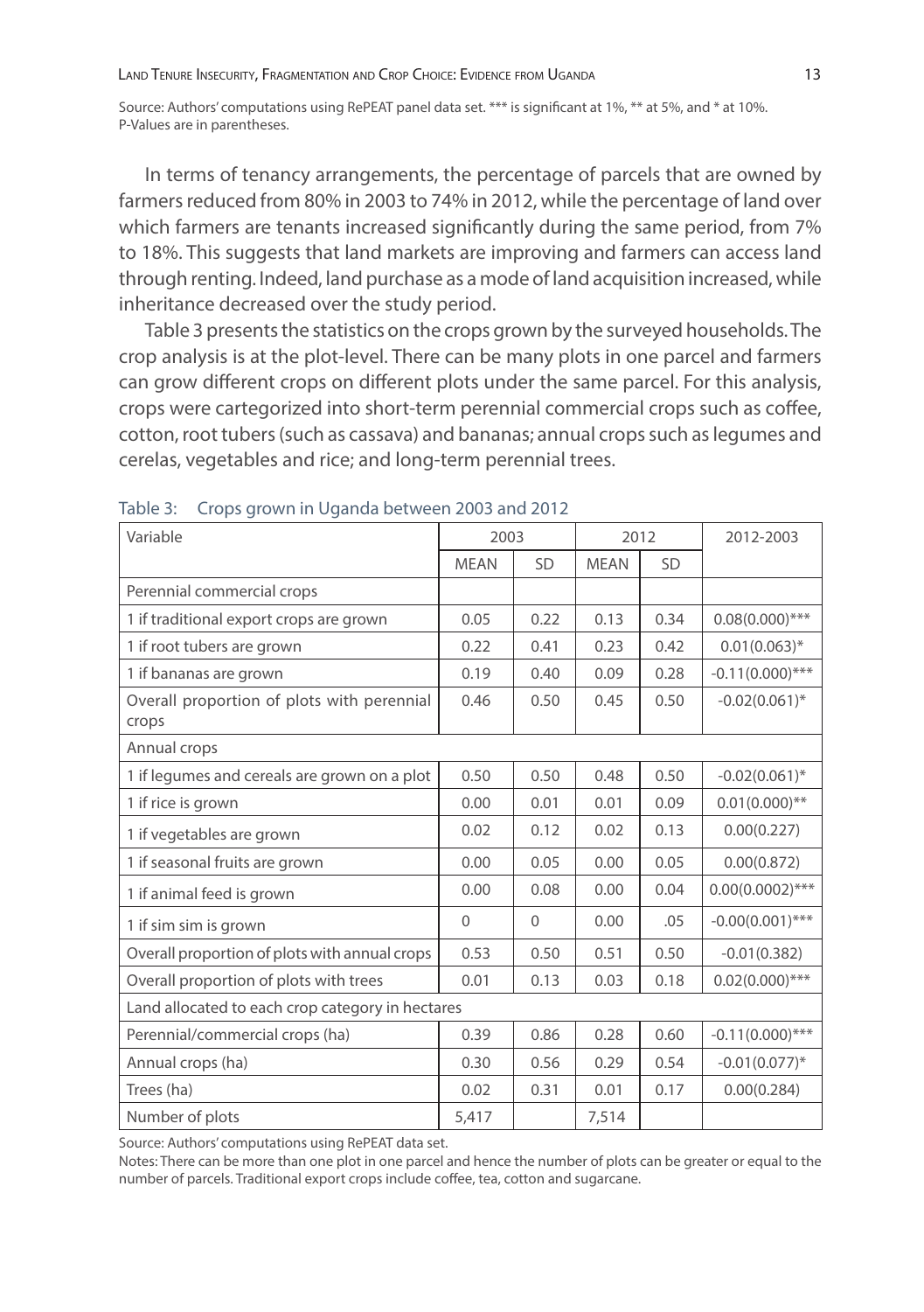Source: Authors' computations using RePEAT panel data set. *** is significant at 1%, ** at 5%, and * at 10%. P-Values are in parentheses.

In terms of tenancy arrangements, the percentage of parcels that are owned by farmers reduced from 80% in 2003 to 74% in 2012, while the percentage of land over which farmers are tenants increased significantly during the same period, from 7% to 18%. This suggests that land markets are improving and farmers can access land through renting. Indeed, land purchase as a mode of land acquisition increased, while inheritance decreased over the study period.

Table 3 presents the statistics on the crops grown by the surveyed households. The crop analysis is at the plot-level. There can be many plots in one parcel and farmers can grow different crops on different plots under the same parcel. For this analysis, crops were cartegorized into short-term perennial commercial crops such as coffee, cotton, root tubers (such as cassava) and bananas; annual crops such as legumes and cerelas, vegetables and rice; and long-term perennial trees.

Table 3: Crops grown in Uganda between 2003 and 2012

| Variable | 2003 | | 2012 | | 2012-2003 |
|---|---|---|---|---|---|
| | MEAN | SD | MEAN | SD | |
| Perennial commercial crops | | | | | |
| 1 if traditional export crops are grown | 0.05 | 0.22 | 0.13 | 0.34 | 0.08(0.000)*** |
| 1 if root tubers are grown | 0.22 | 0.41 | 0.23 | 0.42 | 0.01(0.063)* |
| 1 if bananas are grown | 0.19 | 0.40 | 0.09 | 0.28 | -0.11(0.000)*** |
| Overall proportion of plots with perennial crops | 0.46 | 0.50 | 0.45 | 0.50 | -0.02(0.061)* |
| Annual crops | | | | | |
| 1 if legumes and cereals are grown on a plot | 0.50 | 0.50 | 0.48 | 0.50 | -0.02(0.061)* |
| 1 if rice is grown | 0.00 | 0.01 | 0.01 | 0.09 | 0.01(0.000)** |
| 1 if vegetables are grown | 0.02 | 0.12 | 0.02 | 0.13 | 0.00(0.227) |
| 1 if seasonal fruits are grown | 0.00 | 0.05 | 0.00 | 0.05 | 0.00(0.872) |
| 1 if animal feed is grown | 0.00 | 0.08 | 0.00 | 0.04 | 0.00(0.0002)*** |
| 1 if sim sim is grown | 0 | 0 | 0.00 | .05 | -0.00(0.001)*** |
| Overall proportion of plots with annual crops | 0.53 | 0.50 | 0.51 | 0.50 | -0.01(0.382) |
| Overall proportion of plots with trees | 0.01 | 0.13 | 0.03 | 0.18 | 0.02(0.000)*** |
| Land allocated to each crop category in hectares | | | | | |
| Perennial/commercial crops (ha) | 0.39 | 0.86 | 0.28 | 0.60 | -0.11(0.000)*** |
| Annual crops (ha) | 0.30 | 0.56 | 0.29 | 0.54 | -0.01(0.077)* |
| Trees (ha) | 0.02 | 0.31 | 0.01 | 0.17 | 0.00(0.284) |
| Number of plots | 5,417 | | 7,514 | | |

Source: Authors' computations using RePEAT data set.

Notes: There can be more than one plot in one parcel and hence the number of plots can be greater or equal to the number of parcels. Traditional export crops include coffee, tea, cotton and sugarcane.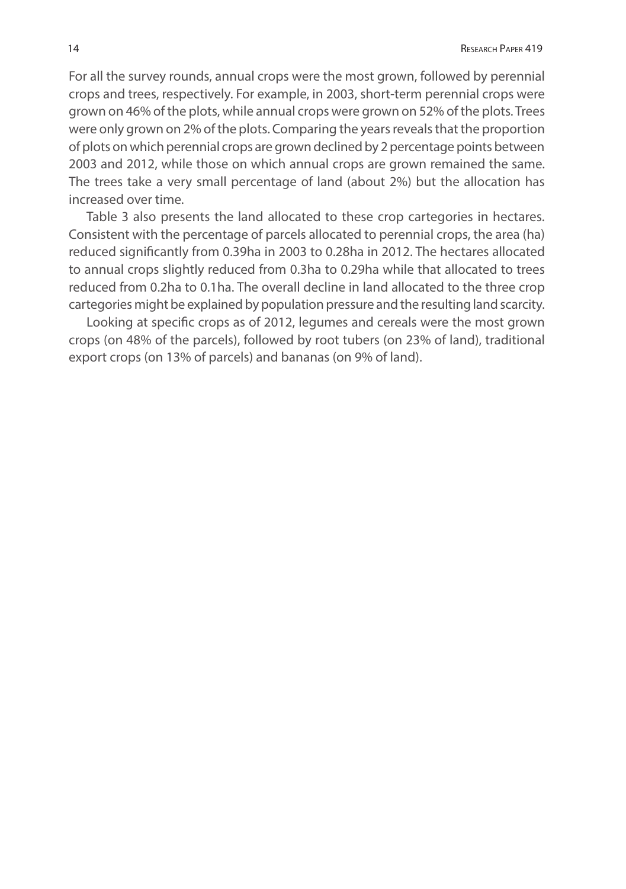For all the survey rounds, annual crops were the most grown, followed by perennial crops and trees, respectively. For example, in 2003, short-term perennial crops were grown on 46% of the plots, while annual crops were grown on 52% of the plots. Trees were only grown on 2% of the plots. Comparing the years reveals that the proportion of plots on which perennial crops are grown declined by 2 percentage points between 2003 and 2012, while those on which annual crops are grown remained the same. The trees take a very small percentage of land (about 2%) but the allocation has increased over time.

Table 3 also presents the land allocated to these crop cartegories in hectares. Consistent with the percentage of parcels allocated to perennial crops, the area (ha) reduced significantly from 0.39ha in 2003 to 0.28ha in 2012. The hectares allocated to annual crops slightly reduced from 0.3ha to 0.29ha while that allocated to trees reduced from 0.2ha to 0.1ha. The overall decline in land allocated to the three crop cartegories might be explained by population pressure and the resulting land scarcity.

Looking at specific crops as of 2012, legumes and cereals were the most grown crops (on 48% of the parcels), followed by root tubers (on 23% of land), traditional export crops (on 13% of parcels) and bananas (on 9% of land).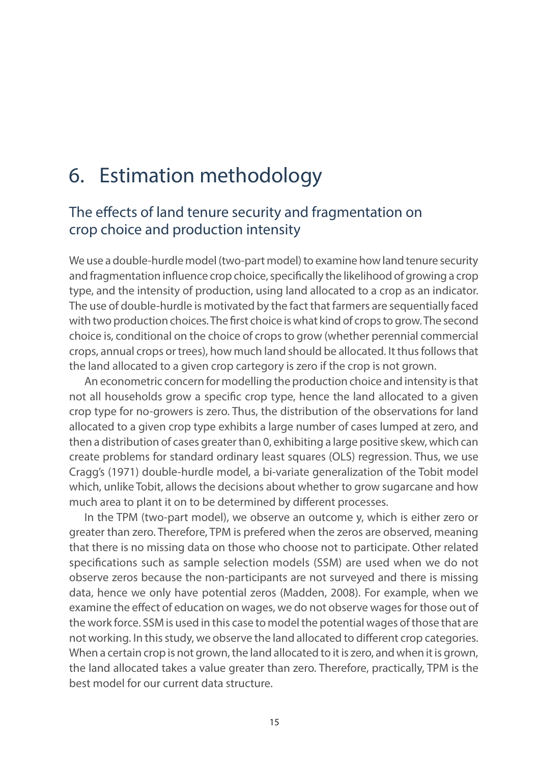# 6. Estimation methodology

## The effects of land tenure security and fragmentation on crop choice and production intensity

We use a double-hurdle model (two-part model) to examine how land tenure security and fragmentation influence crop choice, specifically the likelihood of growing a crop type, and the intensity of production, using land allocated to a crop as an indicator. The use of double-hurdle is motivated by the fact that farmers are sequentially faced with two production choices. The first choice is what kind of crops to grow. The second choice is, conditional on the choice of crops to grow (whether perennial commercial crops, annual crops or trees), how much land should be allocated. It thus follows that the land allocated to a given crop cartegory is zero if the crop is not grown.

An econometric concern for modelling the production choice and intensity is that not all households grow a specific crop type, hence the land allocated to a given crop type for no-growers is zero. Thus, the distribution of the observations for land allocated to a given crop type exhibits a large number of cases lumped at zero, and then a distribution of cases greater than 0, exhibiting a large positive skew, which can create problems for standard ordinary least squares (OLS) regression. Thus, we use Cragg's (1971) double-hurdle model, a bi-variate generalization of the Tobit model which, unlike Tobit, allows the decisions about whether to grow sugarcane and how much area to plant it on to be determined by different processes.

In the TPM (two-part model), we observe an outcome y, which is either zero or greater than zero. Therefore, TPM is prefered when the zeros are observed, meaning that there is no missing data on those who choose not to participate. Other related specifications such as sample selection models (SSM) are used when we do not observe zeros because the non-participants are not surveyed and there is missing data, hence we only have potential zeros (Madden, 2008). For example, when we examine the effect of education on wages, we do not observe wages for those out of the work force. SSM is used in this case to model the potential wages of those that are not working. In this study, we observe the land allocated to different crop categories. When a certain crop is not grown, the land allocated to it is zero, and when it is grown, the land allocated takes a value greater than zero. Therefore, practically, TPM is the best model for our current data structure.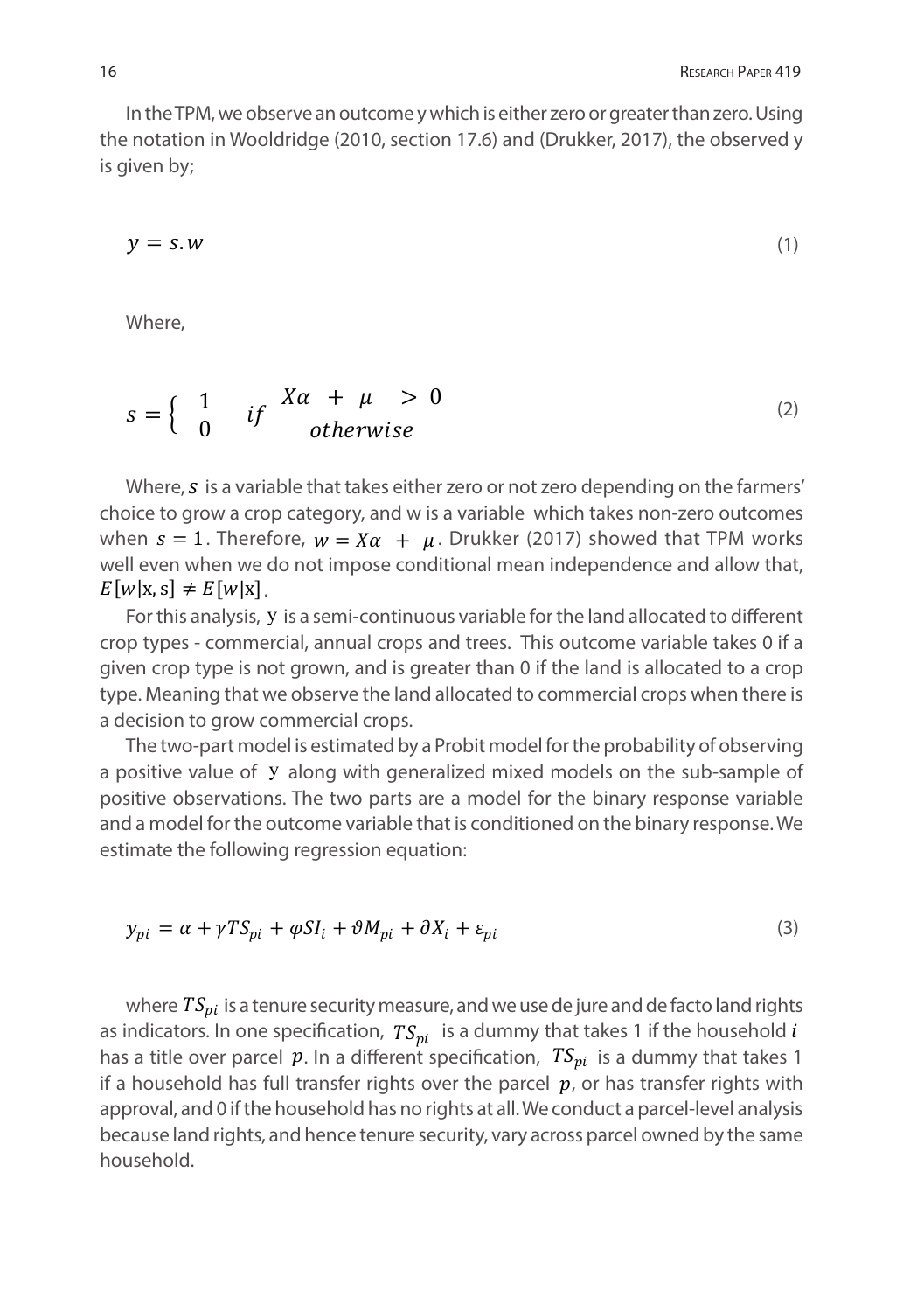In the TPM, we observe an outcome y which is either zero or greater than zero. Using the notation in Wooldridge (2010, section 17.6) and (Drukker, 2017), the observed y is given by;

$$y = s.w \tag{1}$$

Where,

$$s = \begin{cases} 1 & if \quad X\alpha + \mu > 0 \\ 0 & \quad otherwise \end{cases} \tag{2}$$

Where, $s$ is a variable that takes either zero or not zero depending on the farmers' choice to grow a crop category, and w is a variable which takes non-zero outcomes when $s = 1$. Therefore, $w = X\alpha + \mu$. Drukker (2017) showed that TPM works well even when we do not impose conditional mean independence and allow that, $E[w|\text{x}, \text{s}] \neq E[w|\text{x}]$.

For this analysis, y is a semi-continuous variable for the land allocated to different crop types - commercial, annual crops and trees. This outcome variable takes 0 if a given crop type is not grown, and is greater than 0 if the land is allocated to a crop type. Meaning that we observe the land allocated to commercial crops when there is a decision to grow commercial crops.

The two-part model is estimated by a Probit model for the probability of observing a positive value of y along with generalized mixed models on the sub-sample of positive observations. The two parts are a model for the binary response variable and a model for the outcome variable that is conditioned on the binary response. We estimate the following regression equation:

$$y_{pi} = \alpha + \gamma TS_{pi} + \varphi SI_i + \vartheta M_{pi} + \partial X_i + \varepsilon_{pi} \tag{3}$$

where $TS_{pi}$ is a tenure security measure, and we use de jure and de facto land rights as indicators. In one specification, $TS_{pi}$ is a dummy that takes 1 if the household $i$ has a title over parcel $p$. In a different specification, $TS_{pi}$ is a dummy that takes 1 if a household has full transfer rights over the parcel $p$, or has transfer rights with approval, and 0 if the household has no rights at all. We conduct a parcel-level analysis because land rights, and hence tenure security, vary across parcel owned by the same household.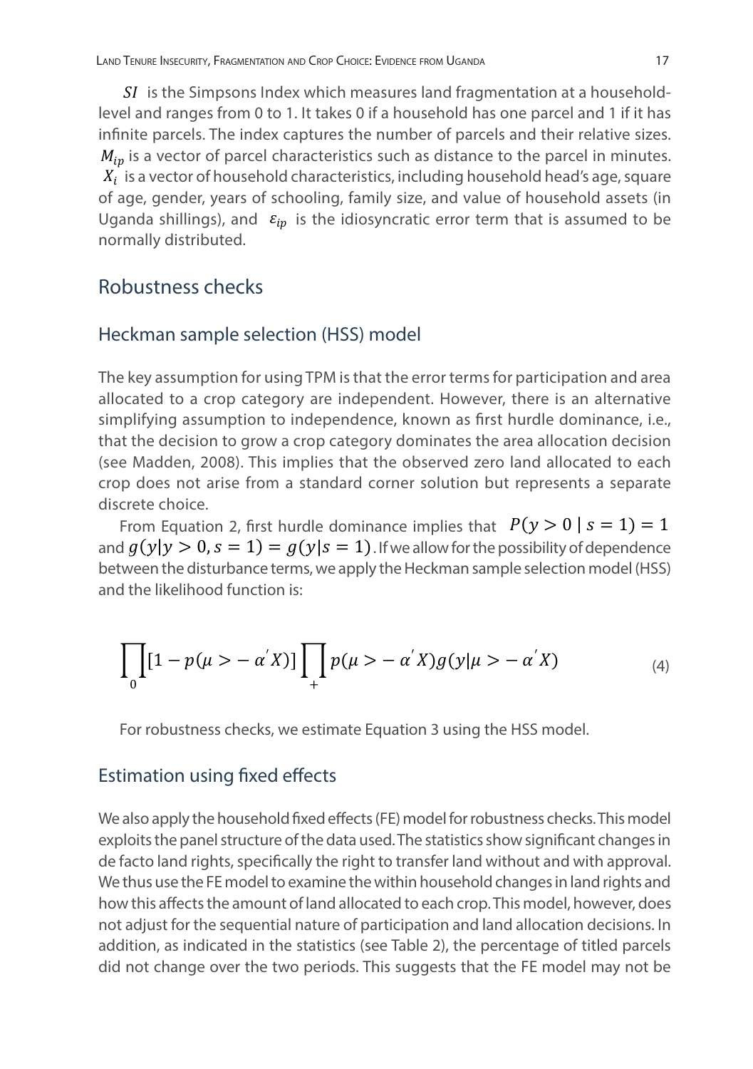$SI$ is the Simpsons Index which measures land fragmentation at a household-level and ranges from 0 to 1. It takes 0 if a household has one parcel and 1 if it has infinite parcels. The index captures the number of parcels and their relative sizes. $M_{ip}$ is a vector of parcel characteristics such as distance to the parcel in minutes. $X_i$ is a vector of household characteristics, including household head's age, square of age, gender, years of schooling, family size, and value of household assets (in Uganda shillings), and $\varepsilon_{ip}$ is the idiosyncratic error term that is assumed to be normally distributed.

## Robustness checks

### Heckman sample selection (HSS) model

The key assumption for using TPM is that the error terms for participation and area allocated to a crop category are independent. However, there is an alternative simplifying assumption to independence, known as first hurdle dominance, i.e., that the decision to grow a crop category dominates the area allocation decision (see Madden, 2008). This implies that the observed zero land allocated to each crop does not arise from a standard corner solution but represents a separate discrete choice.

From Equation 2, first hurdle dominance implies that $P(y > 0 \mid s = 1) = 1$ and $g(y|y > 0, s = 1) = g(y|s = 1)$. If we allow for the possibility of dependence between the disturbance terms, we apply the Heckman sample selection model (HSS) and the likelihood function is:

$$\prod_{0}[1 - p(\mu > -\alpha' X)] \prod_{+} p(\mu > -\alpha' X) g(y|\mu > -\alpha' X) \tag{4}$$

For robustness checks, we estimate Equation 3 using the HSS model.

### Estimation using fixed effects

We also apply the household fixed effects (FE) model for robustness checks. This model exploits the panel structure of the data used. The statistics show significant changes in de facto land rights, specifically the right to transfer land without and with approval. We thus use the FE model to examine the within household changes in land rights and how this affects the amount of land allocated to each crop. This model, however, does not adjust for the sequential nature of participation and land allocation decisions. In addition, as indicated in the statistics (see Table 2), the percentage of titled parcels did not change over the two periods. This suggests that the FE model may not be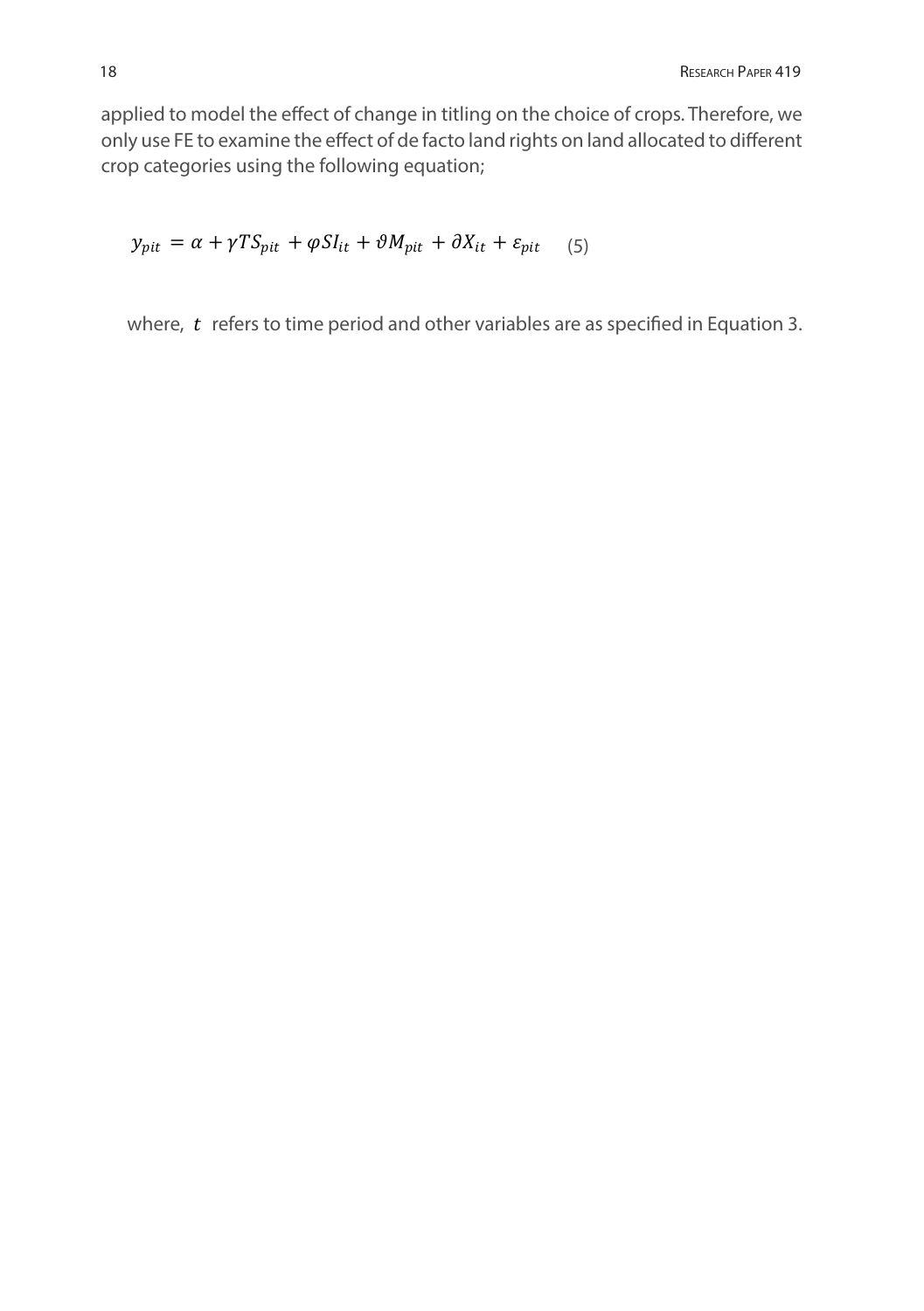applied to model the effect of change in titling on the choice of crops. Therefore, we only use FE to examine the effect of de facto land rights on land allocated to different crop categories using the following equation;

$$y_{pit} = \alpha + \gamma TS_{pit} + \varphi SI_{it} + \vartheta M_{pit} + \partial X_{it} + \varepsilon_{pit} \quad (5)$$

where, $t$ refers to time period and other variables are as specified in Equation 3.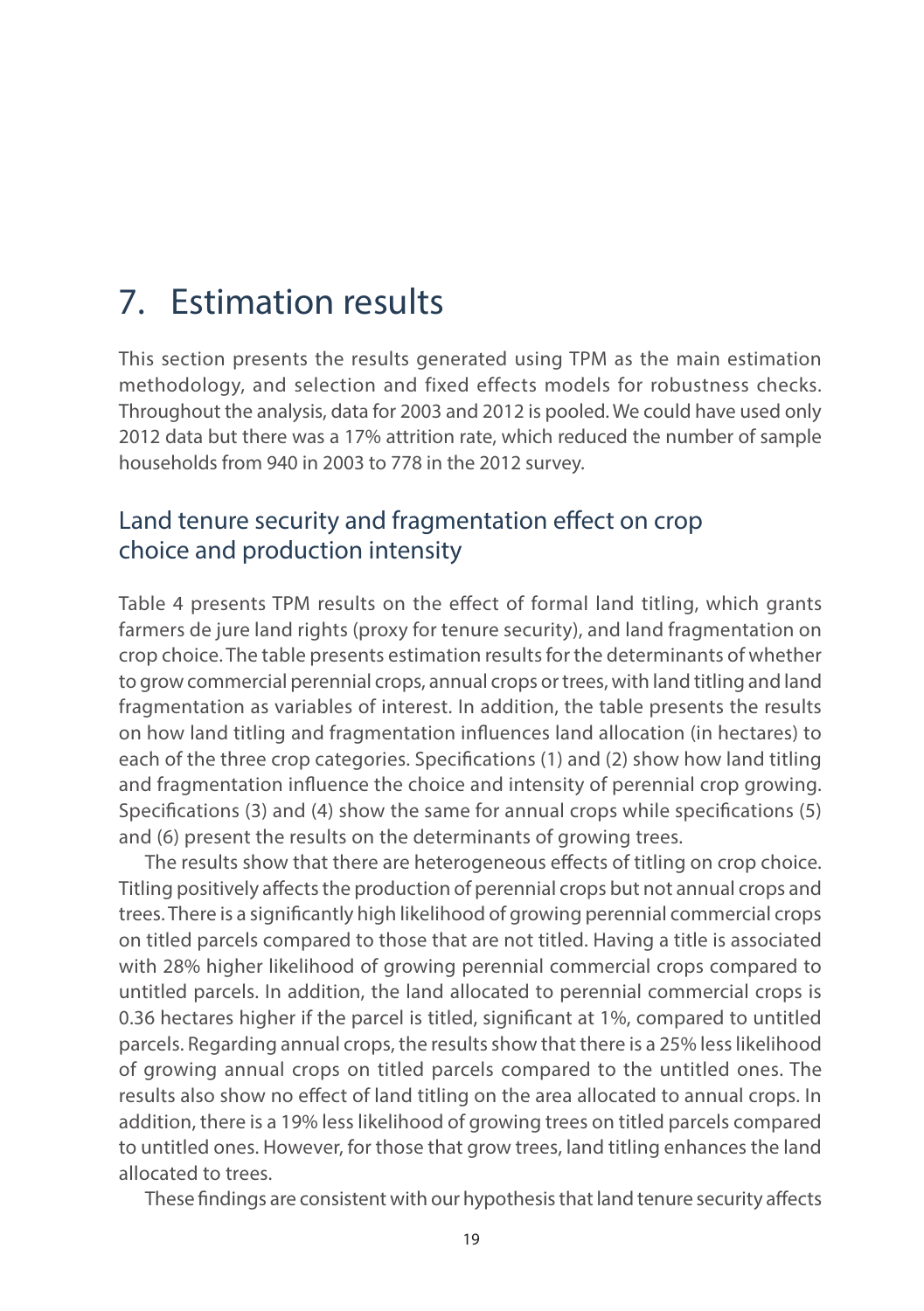# 7. Estimation results

This section presents the results generated using TPM as the main estimation methodology, and selection and fixed effects models for robustness checks. Throughout the analysis, data for 2003 and 2012 is pooled. We could have used only 2012 data but there was a 17% attrition rate, which reduced the number of sample households from 940 in 2003 to 778 in the 2012 survey.

## Land tenure security and fragmentation effect on crop choice and production intensity

Table 4 presents TPM results on the effect of formal land titling, which grants farmers de jure land rights (proxy for tenure security), and land fragmentation on crop choice. The table presents estimation results for the determinants of whether to grow commercial perennial crops, annual crops or trees, with land titling and land fragmentation as variables of interest. In addition, the table presents the results on how land titling and fragmentation influences land allocation (in hectares) to each of the three crop categories. Specifications (1) and (2) show how land titling and fragmentation influence the choice and intensity of perennial crop growing. Specifications (3) and (4) show the same for annual crops while specifications (5) and (6) present the results on the determinants of growing trees.

The results show that there are heterogeneous effects of titling on crop choice. Titling positively affects the production of perennial crops but not annual crops and trees. There is a significantly high likelihood of growing perennial commercial crops on titled parcels compared to those that are not titled. Having a title is associated with 28% higher likelihood of growing perennial commercial crops compared to untitled parcels. In addition, the land allocated to perennial commercial crops is 0.36 hectares higher if the parcel is titled, significant at 1%, compared to untitled parcels. Regarding annual crops, the results show that there is a 25% less likelihood of growing annual crops on titled parcels compared to the untitled ones. The results also show no effect of land titling on the area allocated to annual crops. In addition, there is a 19% less likelihood of growing trees on titled parcels compared to untitled ones. However, for those that grow trees, land titling enhances the land allocated to trees.

These findings are consistent with our hypothesis that land tenure security affects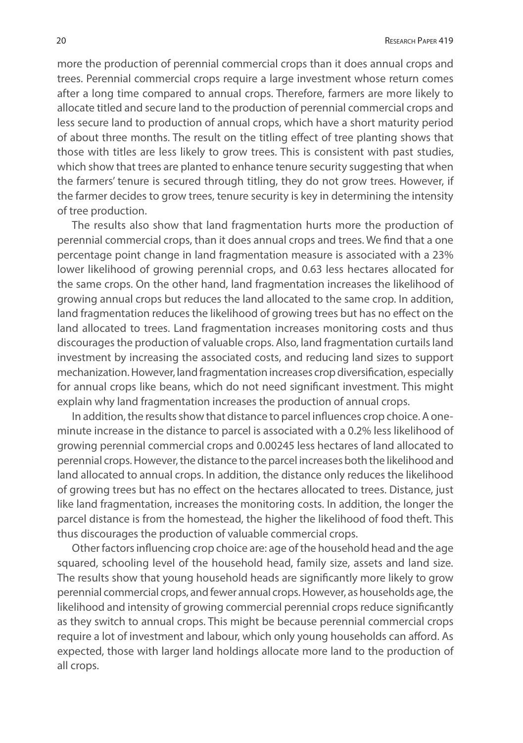more the production of perennial commercial crops than it does annual crops and trees. Perennial commercial crops require a large investment whose return comes after a long time compared to annual crops. Therefore, farmers are more likely to allocate titled and secure land to the production of perennial commercial crops and less secure land to production of annual crops, which have a short maturity period of about three months. The result on the titling effect of tree planting shows that those with titles are less likely to grow trees. This is consistent with past studies, which show that trees are planted to enhance tenure security suggesting that when the farmers' tenure is secured through titling, they do not grow trees. However, if the farmer decides to grow trees, tenure security is key in determining the intensity of tree production.

The results also show that land fragmentation hurts more the production of perennial commercial crops, than it does annual crops and trees. We find that a one percentage point change in land fragmentation measure is associated with a 23% lower likelihood of growing perennial crops, and 0.63 less hectares allocated for the same crops. On the other hand, land fragmentation increases the likelihood of growing annual crops but reduces the land allocated to the same crop. In addition, land fragmentation reduces the likelihood of growing trees but has no effect on the land allocated to trees. Land fragmentation increases monitoring costs and thus discourages the production of valuable crops. Also, land fragmentation curtails land investment by increasing the associated costs, and reducing land sizes to support mechanization. However, land fragmentation increases crop diversification, especially for annual crops like beans, which do not need significant investment. This might explain why land fragmentation increases the production of annual crops.

In addition, the results show that distance to parcel influences crop choice. A one-minute increase in the distance to parcel is associated with a 0.2% less likelihood of growing perennial commercial crops and 0.00245 less hectares of land allocated to perennial crops. However, the distance to the parcel increases both the likelihood and land allocated to annual crops. In addition, the distance only reduces the likelihood of growing trees but has no effect on the hectares allocated to trees. Distance, just like land fragmentation, increases the monitoring costs. In addition, the longer the parcel distance is from the homestead, the higher the likelihood of food theft. This thus discourages the production of valuable commercial crops.

Other factors influencing crop choice are: age of the household head and the age squared, schooling level of the household head, family size, assets and land size. The results show that young household heads are significantly more likely to grow perennial commercial crops, and fewer annual crops. However, as households age, the likelihood and intensity of growing commercial perennial crops reduce significantly as they switch to annual crops. This might be because perennial commercial crops require a lot of investment and labour, which only young households can afford. As expected, those with larger land holdings allocate more land to the production of all crops.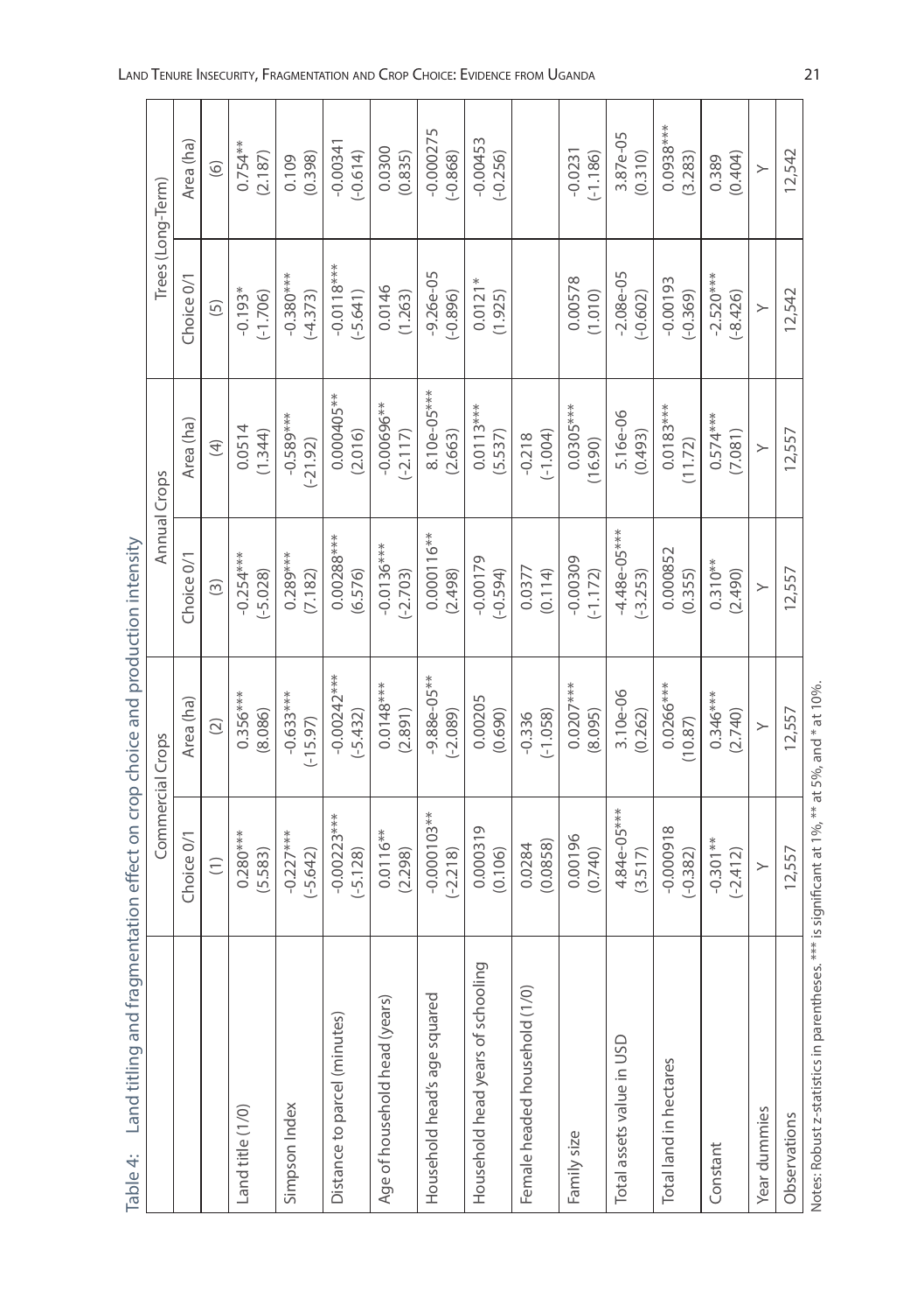Table 4: Land titling and fragmentation effect on crop choice and production intensity

| | Commercial Crops | | Annual Crops | | Trees (Long-Term) | |
|---|---|---|---|---|---|---|
| | Choice 0/1 | Area (ha) | Choice 0/1 | Area (ha) | Choice 0/1 | Area (ha) |
| | (1) | (2) | (3) | (4) | (5) | (6) |
| Land title (1/0) | 0.280*** | 0.356*** | -0.254*** | 0.0514 | -0.193* | 0.754** |
| | (5.583) | (8.086) | (-5.028) | (1.344) | (-1.706) | (2.187) |
| Simpson Index | -0.227*** | -0.633*** | 0.289*** | -0.589*** | -0.380*** | 0.109 |
| | (-5.642) | (-15.97) | (7.182) | (-21.92) | (-4.373) | (0.398) |
| Distance to parcel (minutes) | -0.00223*** | -0.00242*** | 0.00288*** | 0.000405** | -0.0118*** | -0.00341 |
| | (-5.128) | (-5.432) | (6.576) | (2.016) | (-5.641) | (-0.614) |
| Age of household head (years) | 0.0116** | 0.0148*** | -0.0136*** | -0.00696** | 0.0146 | 0.0300 |
| | (2.298) | (2.891) | (-2.703) | (-2.117) | (1.263) | (0.835) |
| Household head's age squared | -0.000103** | -9.88e-05** | 0.000116** | 8.10e-05*** | -9.26e-05 | -0.000275 |
| | (-2.218) | (-2.089) | (2.498) | (2.663) | (-0.896) | (-0.868) |
| Household head years of schooling | 0.000319 | 0.00205 | -0.00179 | 0.0113*** | 0.0121* | -0.00453 |
| | (0.106) | (0.690) | (-0.594) | (5.537) | (1.925) | (-0.256) |
| Female headed household (1/0) | 0.0284 | -0.336 | 0.0377 | -0.218 | | |
| | (0.0858) | (-1.058) | (0.114) | (-1.004) | | |
| Family size | 0.00196 | 0.0207*** | -0.00309 | 0.0305*** | 0.00578 | -0.0231 |
| | (0.740) | (8.095) | (-1.172) | (16.90) | (1.010) | (-1.186) |
| Total assets value in USD | 4.84e-05*** | 3.10e-06 | -4.48e-05*** | 5.16e-06 | -2.08e-05 | 3.87e-05 |
| | (3.517) | (0.262) | (-3.253) | (0.493) | (-0.602) | (0.310) |
| Total land in hectares | -0.000918 | 0.0266*** | 0.000852 | 0.0183*** | -0.00193 | 0.0938*** |
| | (-0.382) | (10.87) | (0.355) | (11.72) | (-0.369) | (3.283) |
| Constant | -0.301** | 0.346*** | 0.310** | 0.574*** | -2.520*** | 0.389 |
| | (-2.412) | (2.740) | (2.490) | (7.081) | (-8.426) | (0.404) |
| Year dummies | Y | Y | Y | Y | Y | Y |
| Observations | 12,557 | 12,557 | 12,557 | 12,557 | 12,542 | 12,542 |

Notes: Robust z-statistics in parentheses. *** is significant at 1%, ** at 5%, and * at 10%.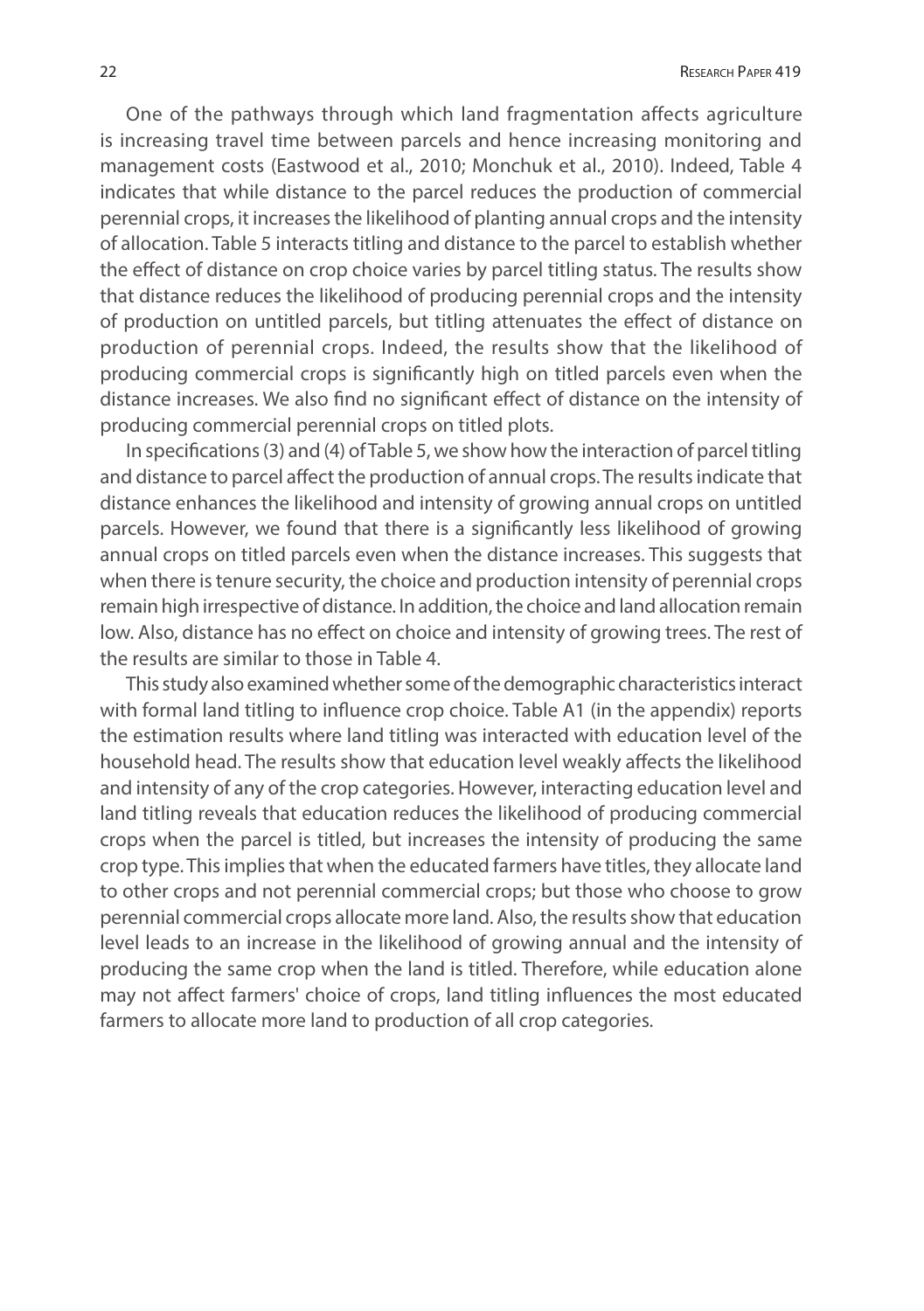One of the pathways through which land fragmentation affects agriculture is increasing travel time between parcels and hence increasing monitoring and management costs (Eastwood et al., 2010; Monchuk et al., 2010). Indeed, Table 4 indicates that while distance to the parcel reduces the production of commercial perennial crops, it increases the likelihood of planting annual crops and the intensity of allocation. Table 5 interacts titling and distance to the parcel to establish whether the effect of distance on crop choice varies by parcel titling status. The results show that distance reduces the likelihood of producing perennial crops and the intensity of production on untitled parcels, but titling attenuates the effect of distance on production of perennial crops. Indeed, the results show that the likelihood of producing commercial crops is significantly high on titled parcels even when the distance increases. We also find no significant effect of distance on the intensity of producing commercial perennial crops on titled plots.

In specifications (3) and (4) of Table 5, we show how the interaction of parcel titling and distance to parcel affect the production of annual crops. The results indicate that distance enhances the likelihood and intensity of growing annual crops on untitled parcels. However, we found that there is a significantly less likelihood of growing annual crops on titled parcels even when the distance increases. This suggests that when there is tenure security, the choice and production intensity of perennial crops remain high irrespective of distance. In addition, the choice and land allocation remain low. Also, distance has no effect on choice and intensity of growing trees. The rest of the results are similar to those in Table 4.

This study also examined whether some of the demographic characteristics interact with formal land titling to influence crop choice. Table A1 (in the appendix) reports the estimation results where land titling was interacted with education level of the household head. The results show that education level weakly affects the likelihood and intensity of any of the crop categories. However, interacting education level and land titling reveals that education reduces the likelihood of producing commercial crops when the parcel is titled, but increases the intensity of producing the same crop type. This implies that when the educated farmers have titles, they allocate land to other crops and not perennial commercial crops; but those who choose to grow perennial commercial crops allocate more land. Also, the results show that education level leads to an increase in the likelihood of growing annual and the intensity of producing the same crop when the land is titled. Therefore, while education alone may not affect farmers' choice of crops, land titling influences the most educated farmers to allocate more land to production of all crop categories.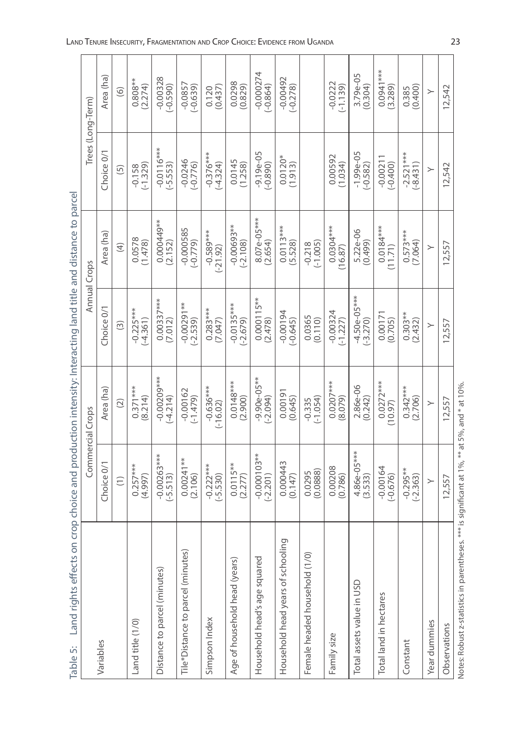Table 5: Land rights effects on crop choice and production intensity: Interacting land title and distance to parcel

| Variables | Commercial Crops | | Annual Crops | | Trees (Long-Term) | |
|---|---|---|---|---|---|---|
| | Choice 0/1 | Area (ha) | Choice 0/1 | Area (ha) | Choice 0/1 | Area (ha) |
| | (1) | (2) | (3) | (4) | (5) | (6) |
| Land title (1/0) | 0.257*** (4.997) | 0.371*** (8.214) | -0.225*** (-4.361) | 0.0578 (1.478) | -0.158 (-1.329) | 0.808** (2.274) |
| Distance to parcel (minutes) | -0.00263*** (-5.513) | -0.00209*** (-4.214) | 0.00337*** (7.012) | 0.000449** (2.152) | -0.0116*** (-5.553) | -0.00328 (-0.590) |
| Tile*Distance to parcel (minutes) | 0.00241** (2.106) | -0.00162 (-1.479) | -0.00291** (-2.539) | -0.000585 (-0.779) | -0.0246 (-0.776) | -0.0857 (-0.639) |
| Simpson Index | -0.222*** (-5.530) | -0.636*** (-16.02) | 0.283*** (7.047) | -0.589*** (-21.92) | -0.376*** (-4.324) | 0.120 (0.437) |
| Age of household head (years) | 0.0115** (2.277) | 0.0148*** (2.900) | -0.0135*** (-2.679) | -0.00693** (-2.108) | 0.0145 (1.258) | 0.0298 (0.829) |
| Household head's age squared | -0.000103** (-2.201) | -9.90e-05** (-2.094) | 0.000115** (2.478) | 8.07e-05*** (2.654) | -9.19e-05 (-0.890) | -0.000274 (-0.864) |
| Household head years of schooling | 0.000443 (0.147) | 0.00191 (0.645) | -0.00194 (-0.645) | 0.0113*** (5.528) | 0.0120* (1.913) | -0.00492 (-0.278) |
| Female headed household (1/0) | 0.0295 (0.0888) | -0.335 (-1.054) | 0.0365 (0.110) | -0.218 (-1.005) | | |
| Family size | 0.00208 (0.786) | 0.0207*** (8.079) | -0.00324 (-1.227) | 0.0304*** (16.87) | 0.00592 (1.034) | -0.0222 (-1.139) |
| Total assets value in USD | 4.86e-05*** (3.533) | 2.86e-06 (0.242) | -4.50e-05*** (-3.270) | 5.22e-06 (0.499) | -1.99e-05 (-0.582) | 3.79e-05 (0.304) |
| Total land in hectares | -0.00164 (-0.676) | 0.0272*** (10.97) | 0.00171 (0.705) | 0.0184*** (11.71) | -0.00211 (-0.400) | 0.0941*** (3.289) |
| Constant | -0.295** (-2.363) | 0.342*** (2.706) | 0.303** (2.432) | 0.573*** (7.064) | -2.521*** (-8.431) | 0.385 (0.400) |
| Year dummies | Y | Y | Y | Y | Y | Y |
| Observations | 12,557 | 12,557 | 12,557 | 12,557 | 12,542 | 12,542 |

Notes: Robust z-statistics in parentheses. *** is significant at 1%, ** at 5%, and * at 10%.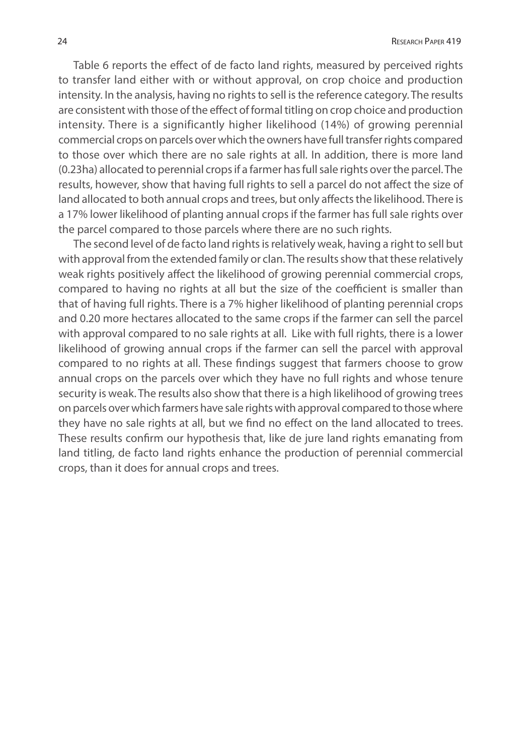Table 6 reports the effect of de facto land rights, measured by perceived rights to transfer land either with or without approval, on crop choice and production intensity. In the analysis, having no rights to sell is the reference category. The results are consistent with those of the effect of formal titling on crop choice and production intensity. There is a significantly higher likelihood (14%) of growing perennial commercial crops on parcels over which the owners have full transfer rights compared to those over which there are no sale rights at all. In addition, there is more land (0.23ha) allocated to perennial crops if a farmer has full sale rights over the parcel. The results, however, show that having full rights to sell a parcel do not affect the size of land allocated to both annual crops and trees, but only affects the likelihood. There is a 17% lower likelihood of planting annual crops if the farmer has full sale rights over the parcel compared to those parcels where there are no such rights.

The second level of de facto land rights is relatively weak, having a right to sell but with approval from the extended family or clan. The results show that these relatively weak rights positively affect the likelihood of growing perennial commercial crops, compared to having no rights at all but the size of the coefficient is smaller than that of having full rights. There is a 7% higher likelihood of planting perennial crops and 0.20 more hectares allocated to the same crops if the farmer can sell the parcel with approval compared to no sale rights at all. Like with full rights, there is a lower likelihood of growing annual crops if the farmer can sell the parcel with approval compared to no rights at all. These findings suggest that farmers choose to grow annual crops on the parcels over which they have no full rights and whose tenure security is weak. The results also show that there is a high likelihood of growing trees on parcels over which farmers have sale rights with approval compared to those where they have no sale rights at all, but we find no effect on the land allocated to trees. These results confirm our hypothesis that, like de jure land rights emanating from land titling, de facto land rights enhance the production of perennial commercial crops, than it does for annual crops and trees.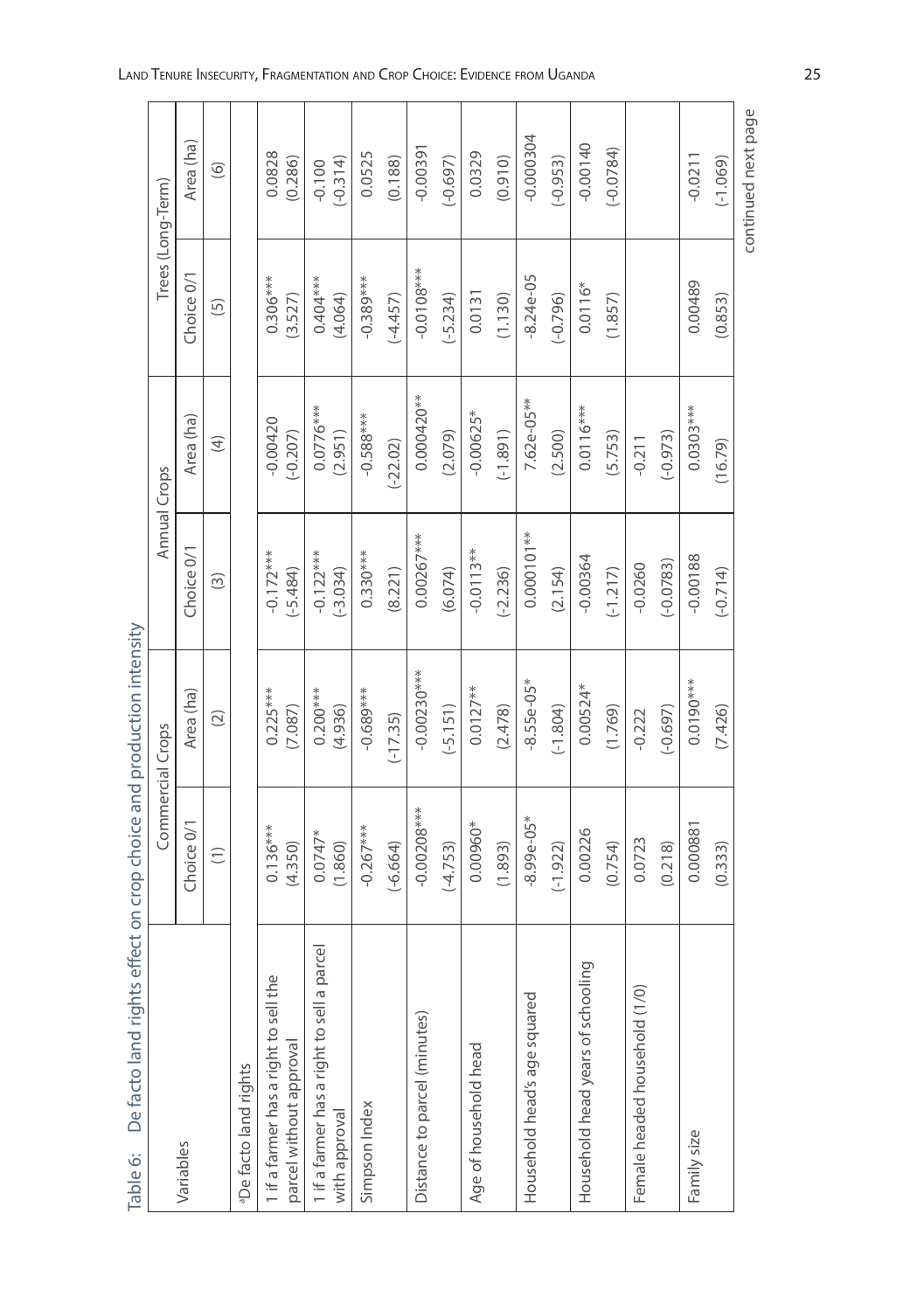Table 6: De facto land rights effect on crop choice and production intensity

| Variables | Commercial Crops | | Annual Crops | | Trees (Long-Term) | |
|---|---|---|---|---|---|---|
| | Choice 0/1 | Area (ha) | Choice 0/1 | Area (ha) | Choice 0/1 | Area (ha) |
| | (1) | (2) | (3) | (4) | (5) | (6) |
| [a]De facto land rights | | | | | | |
| 1 if a farmer has a right to sell the parcel without approval | 0.136*** | 0.225*** | -0.172*** | -0.00420 | 0.306*** | 0.0828 |
| | (4.350) | (7.087) | (-5.484) | (-0.207) | (3.527) | (0.286) |
| 1 if a farmer has a right to sell a parcel with approval | 0.0747* | 0.200*** | -0.122*** | 0.0776*** | 0.404*** | -0.100 |
| | (1.860) | (4.936) | (-3.034) | (2.951) | (4.064) | (-0.314) |
| Simpson Index | -0.267*** | -0.689*** | 0.330*** | -0.588*** | -0.389*** | 0.0525 |
| | (-6.664) | (-17.35) | (8.221) | (-22.02) | (-4.457) | (0.188) |
| Distance to parcel (minutes) | -0.00208*** | -0.00230*** | 0.00267*** | 0.000420** | -0.0108*** | -0.00391 |
| | (-4.753) | (-5.151) | (6.074) | (2.079) | (-5.234) | (-0.697) |
| Age of household head | 0.00960* | 0.0127** | -0.0113** | -0.00625* | 0.0131 | 0.0329 |
| | (1.893) | (2.478) | (-2.236) | (-1.891) | (1.130) | (0.910) |
| Household head's age squared | -8.99e-05* | -8.55e-05* | 0.000101** | 7.62e-05** | -8.24e-05 | -0.000304 |
| | (-1.922) | (-1.804) | (2.154) | (2.500) | (-0.796) | (-0.953) |
| Household head years of schooling | 0.00226 | 0.00524* | -0.00364 | 0.0116*** | 0.0116* | -0.00140 |
| | (0.754) | (1.769) | (-1.217) | (5.753) | (1.857) | (-0.0784) |
| Female headed household (1/0) | 0.0723 | -0.222 | -0.0260 | -0.211 | | |
| | (0.218) | (-0.697) | (-0.0783) | (-0.973) | | |
| Family size | 0.000881 | 0.0190*** | -0.00188 | 0.0303*** | 0.00489 | -0.0211 |
| | (0.333) | (7.426) | (-0.714) | (16.79) | (0.853) | (-1.069) |

continued next page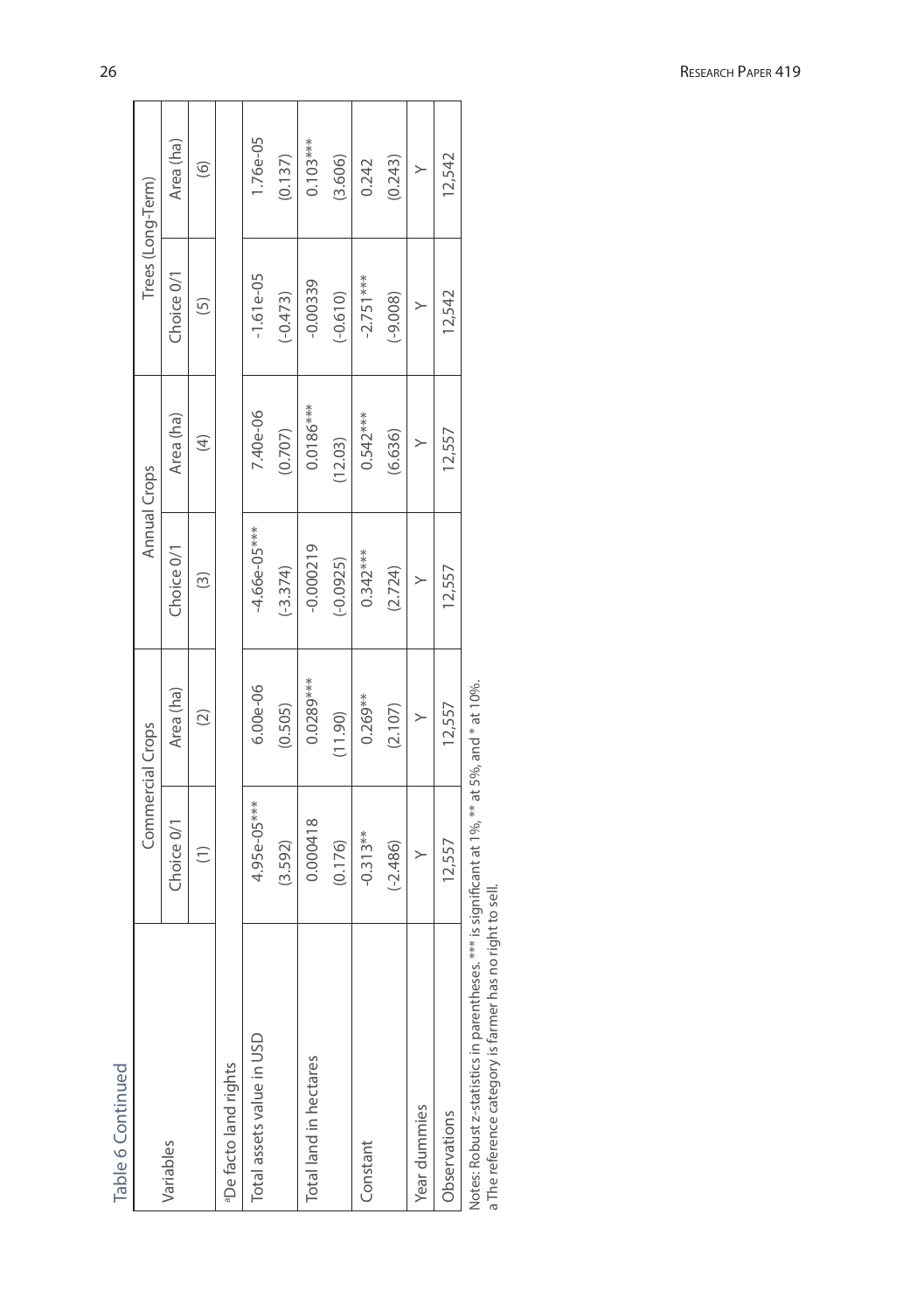Table 6 Continued

| Variables | Commercial Crops | | Annual Crops | | Trees (Long-Term) | |
|---|---|---|---|---|---|---|
| | Choice 0/1 | Area (ha) | Choice 0/1 | Area (ha) | Choice 0/1 | Area (ha) |
| | (1) | (2) | (3) | (4) | (5) | (6) |
| [a]De facto land rights | | | | | | |
| Total assets value in USD | 4.95e-05*** | 6.00e-06 | -4.66e-05*** | 7.40e-06 | -1.61e-05 | 1.76e-05 |
| | (3.592) | (0.505) | (-3.374) | (0.707) | (-0.473) | (0.137) |
| Total land in hectares | 0.000418 | 0.0289*** | -0.000219 | 0.0186*** | -0.00339 | 0.103*** |
| | (0.176) | (11.90) | (-0.0925) | (12.03) | (-0.610) | (3.606) |
| Constant | -0.313** | 0.269** | 0.342*** | 0.542*** | -2.751*** | 0.242 |
| | (-2.486) | (2.107) | (2.724) | (6.636) | (-9.008) | (0.243) |
| Year dummies | Y | Y | Y | Y | Y | Y |
| Observations | 12,557 | 12,557 | 12,557 | 12,557 | 12,542 | 12,542 |

Notes: Robust z-statistics in parentheses. *** is significant at 1%, ** at 5%, and * at 10%.
a The reference category is farmer has no right to sell.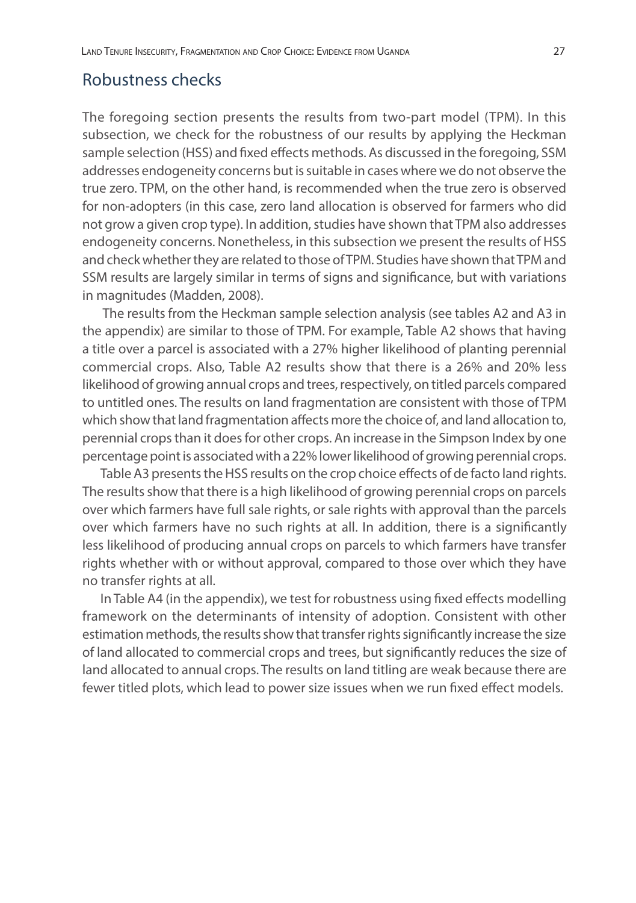## Robustness checks

The foregoing section presents the results from two-part model (TPM). In this subsection, we check for the robustness of our results by applying the Heckman sample selection (HSS) and fixed effects methods. As discussed in the foregoing, SSM addresses endogeneity concerns but is suitable in cases where we do not observe the true zero. TPM, on the other hand, is recommended when the true zero is observed for non-adopters (in this case, zero land allocation is observed for farmers who did not grow a given crop type). In addition, studies have shown that TPM also addresses endogeneity concerns. Nonetheless, in this subsection we present the results of HSS and check whether they are related to those of TPM. Studies have shown that TPM and SSM results are largely similar in terms of signs and significance, but with variations in magnitudes (Madden, 2008).

The results from the Heckman sample selection analysis (see tables A2 and A3 in the appendix) are similar to those of TPM. For example, Table A2 shows that having a title over a parcel is associated with a 27% higher likelihood of planting perennial commercial crops. Also, Table A2 results show that there is a 26% and 20% less likelihood of growing annual crops and trees, respectively, on titled parcels compared to untitled ones. The results on land fragmentation are consistent with those of TPM which show that land fragmentation affects more the choice of, and land allocation to, perennial crops than it does for other crops. An increase in the Simpson Index by one percentage point is associated with a 22% lower likelihood of growing perennial crops.

Table A3 presents the HSS results on the crop choice effects of de facto land rights. The results show that there is a high likelihood of growing perennial crops on parcels over which farmers have full sale rights, or sale rights with approval than the parcels over which farmers have no such rights at all. In addition, there is a significantly less likelihood of producing annual crops on parcels to which farmers have transfer rights whether with or without approval, compared to those over which they have no transfer rights at all.

In Table A4 (in the appendix), we test for robustness using fixed effects modelling framework on the determinants of intensity of adoption. Consistent with other estimation methods, the results show that transfer rights significantly increase the size of land allocated to commercial crops and trees, but significantly reduces the size of land allocated to annual crops. The results on land titling are weak because there are fewer titled plots, which lead to power size issues when we run fixed effect models.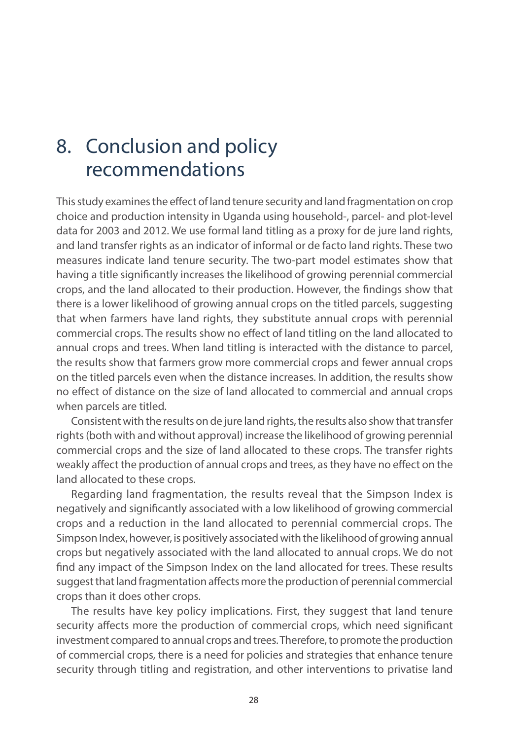# 8. Conclusion and policy recommendations

This study examines the effect of land tenure security and land fragmentation on crop choice and production intensity in Uganda using household-, parcel- and plot-level data for 2003 and 2012. We use formal land titling as a proxy for de jure land rights, and land transfer rights as an indicator of informal or de facto land rights. These two measures indicate land tenure security. The two-part model estimates show that having a title significantly increases the likelihood of growing perennial commercial crops, and the land allocated to their production. However, the findings show that there is a lower likelihood of growing annual crops on the titled parcels, suggesting that when farmers have land rights, they substitute annual crops with perennial commercial crops. The results show no effect of land titling on the land allocated to annual crops and trees. When land titling is interacted with the distance to parcel, the results show that farmers grow more commercial crops and fewer annual crops on the titled parcels even when the distance increases. In addition, the results show no effect of distance on the size of land allocated to commercial and annual crops when parcels are titled.

Consistent with the results on de jure land rights, the results also show that transfer rights (both with and without approval) increase the likelihood of growing perennial commercial crops and the size of land allocated to these crops. The transfer rights weakly affect the production of annual crops and trees, as they have no effect on the land allocated to these crops.

Regarding land fragmentation, the results reveal that the Simpson Index is negatively and significantly associated with a low likelihood of growing commercial crops and a reduction in the land allocated to perennial commercial crops. The Simpson Index, however, is positively associated with the likelihood of growing annual crops but negatively associated with the land allocated to annual crops. We do not find any impact of the Simpson Index on the land allocated for trees. These results suggest that land fragmentation affects more the production of perennial commercial crops than it does other crops.

The results have key policy implications. First, they suggest that land tenure security affects more the production of commercial crops, which need significant investment compared to annual crops and trees. Therefore, to promote the production of commercial crops, there is a need for policies and strategies that enhance tenure security through titling and registration, and other interventions to privatise land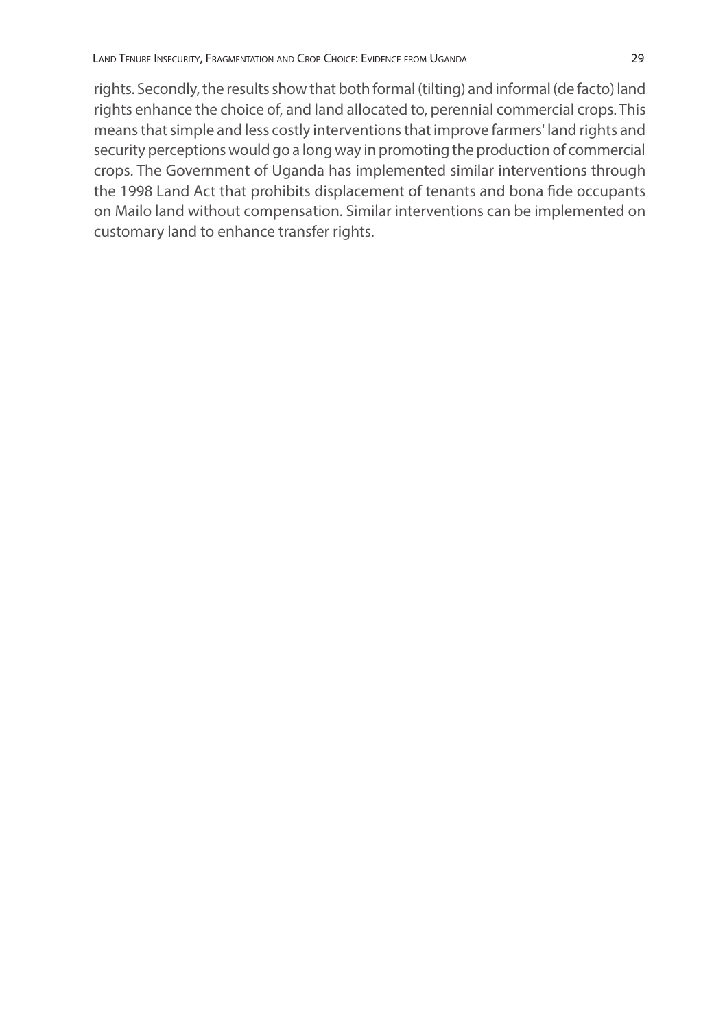rights. Secondly, the results show that both formal (tilting) and informal (de facto) land rights enhance the choice of, and land allocated to, perennial commercial crops. This means that simple and less costly interventions that improve farmers' land rights and security perceptions would go a long way in promoting the production of commercial crops. The Government of Uganda has implemented similar interventions through the 1998 Land Act that prohibits displacement of tenants and bona fide occupants on Mailo land without compensation. Similar interventions can be implemented on customary land to enhance transfer rights.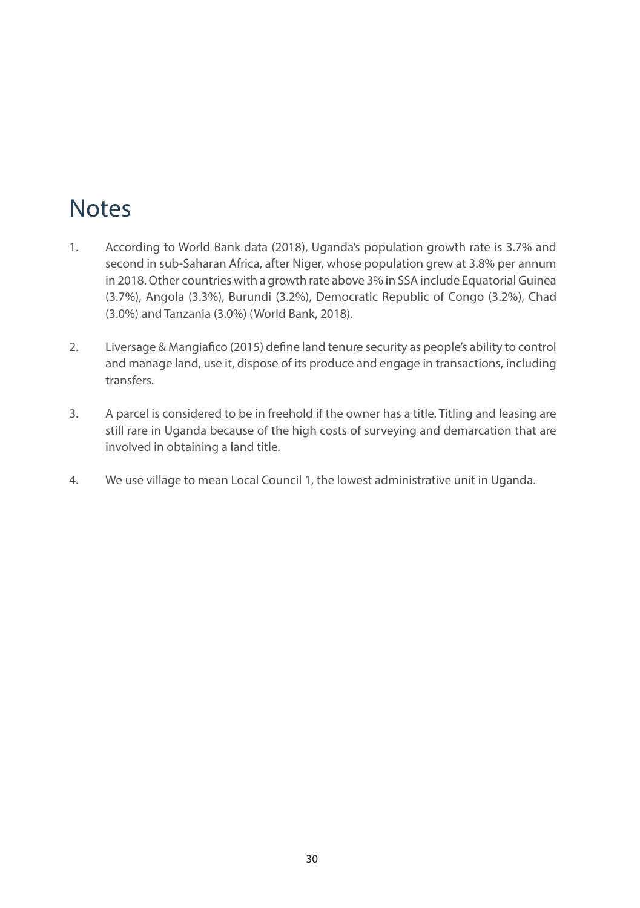# Notes

1. According to World Bank data (2018), Uganda's population growth rate is 3.7% and second in sub-Saharan Africa, after Niger, whose population grew at 3.8% per annum in 2018. Other countries with a growth rate above 3% in SSA include Equatorial Guinea (3.7%), Angola (3.3%), Burundi (3.2%), Democratic Republic of Congo (3.2%), Chad (3.0%) and Tanzania (3.0%) (World Bank, 2018).

2. Liversage & Mangiafico (2015) define land tenure security as people's ability to control and manage land, use it, dispose of its produce and engage in transactions, including transfers.

3. A parcel is considered to be in freehold if the owner has a title. Titling and leasing are still rare in Uganda because of the high costs of surveying and demarcation that are involved in obtaining a land title.

4. We use village to mean Local Council 1, the lowest administrative unit in Uganda.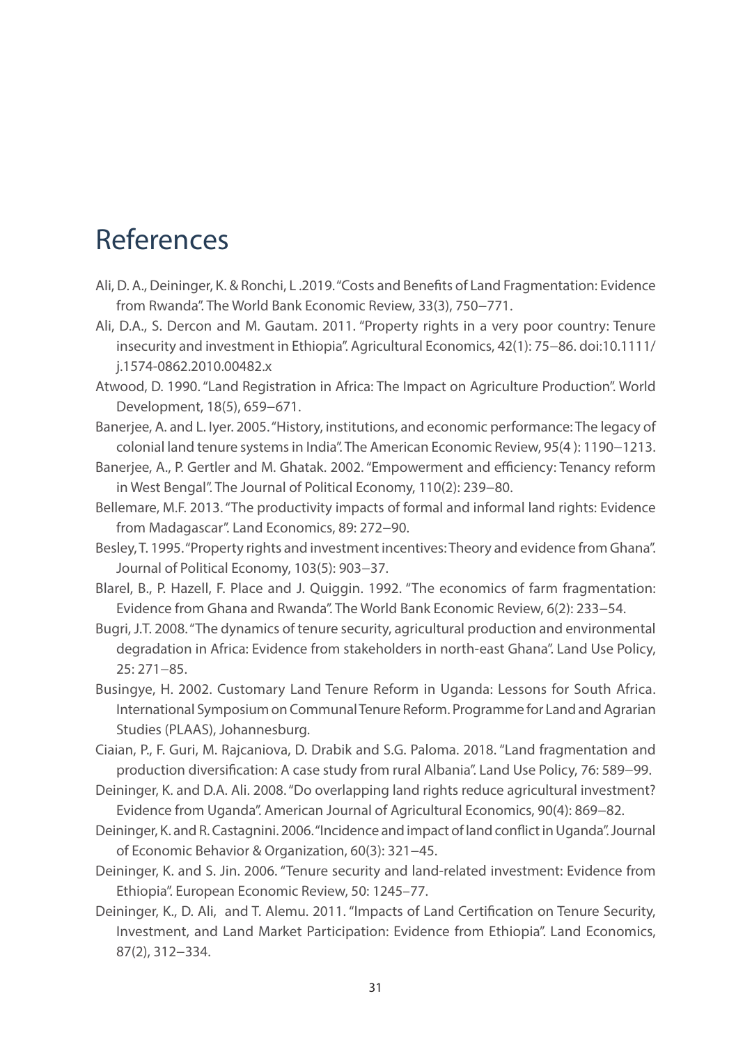# References

Ali, D. A., Deininger, K. & Ronchi, L .2019. "Costs and Benefits of Land Fragmentation: Evidence from Rwanda". The World Bank Economic Review, 33(3), 750–771.

Ali, D.A., S. Dercon and M. Gautam. 2011. "Property rights in a very poor country: Tenure insecurity and investment in Ethiopia". Agricultural Economics, 42(1): 75–86. doi:10.1111/j.1574-0862.2010.00482.x

Atwood, D. 1990. "Land Registration in Africa: The Impact on Agriculture Production". World Development, 18(5), 659–671.

Banerjee, A. and L. Iyer. 2005. "History, institutions, and economic performance: The legacy of colonial land tenure systems in India". The American Economic Review, 95(4 ): 1190–1213.

Banerjee, A., P. Gertler and M. Ghatak. 2002. "Empowerment and efficiency: Tenancy reform in West Bengal". The Journal of Political Economy, 110(2): 239–80.

Bellemare, M.F. 2013. "The productivity impacts of formal and informal land rights: Evidence from Madagascar". Land Economics, 89: 272–90.

Besley, T. 1995. "Property rights and investment incentives: Theory and evidence from Ghana". Journal of Political Economy, 103(5): 903–37.

Blarel, B., P. Hazell, F. Place and J. Quiggin. 1992. "The economics of farm fragmentation: Evidence from Ghana and Rwanda". The World Bank Economic Review, 6(2): 233–54.

Bugri, J.T. 2008. "The dynamics of tenure security, agricultural production and environmental degradation in Africa: Evidence from stakeholders in north-east Ghana". Land Use Policy, 25: 271–85.

Busingye, H. 2002. Customary Land Tenure Reform in Uganda: Lessons for South Africa. International Symposium on Communal Tenure Reform. Programme for Land and Agrarian Studies (PLAAS), Johannesburg.

Ciaian, P., F. Guri, M. Rajcaniova, D. Drabik and S.G. Paloma. 2018. "Land fragmentation and production diversification: A case study from rural Albania". Land Use Policy, 76: 589–99.

Deininger, K. and D.A. Ali. 2008. "Do overlapping land rights reduce agricultural investment? Evidence from Uganda". American Journal of Agricultural Economics, 90(4): 869–82.

Deininger, K. and R. Castagnini. 2006. "Incidence and impact of land conflict in Uganda". Journal of Economic Behavior & Organization, 60(3): 321–45.

Deininger, K. and S. Jin. 2006. "Tenure security and land-related investment: Evidence from Ethiopia". European Economic Review, 50: 1245–77.

Deininger, K., D. Ali, and T. Alemu. 2011. "Impacts of Land Certification on Tenure Security, Investment, and Land Market Participation: Evidence from Ethiopia". Land Economics, 87(2), 312–334.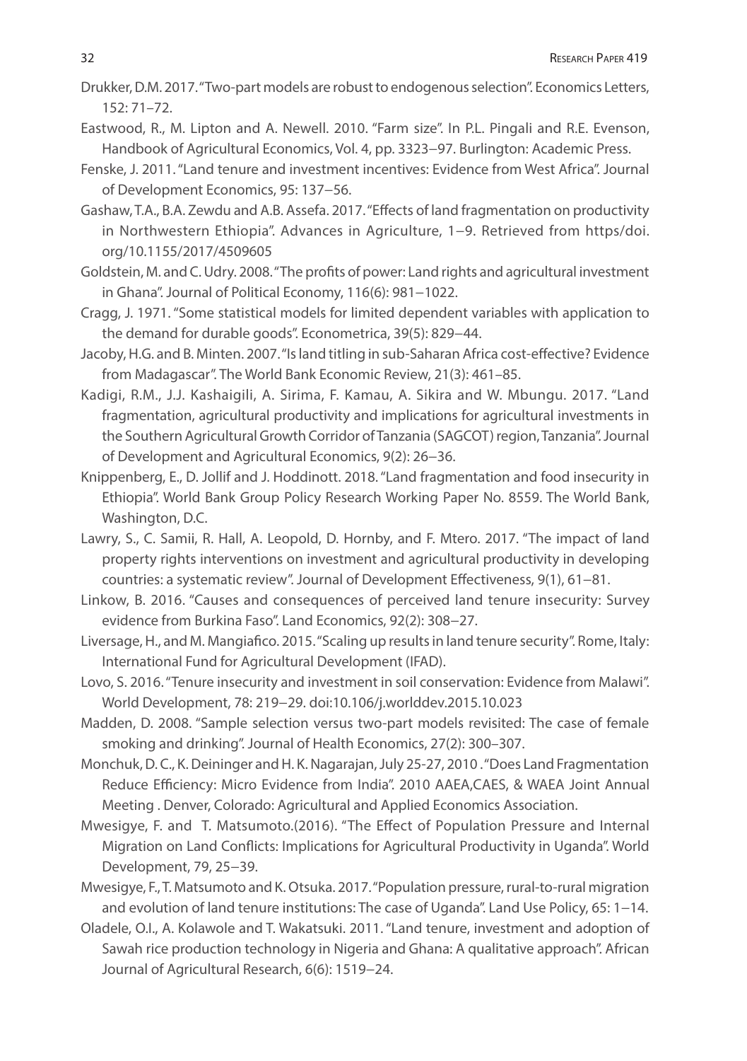Drukker, D.M. 2017. "Two-part models are robust to endogenous selection". Economics Letters, 152: 71–72.

Eastwood, R., M. Lipton and A. Newell. 2010. "Farm size". In P.L. Pingali and R.E. Evenson, Handbook of Agricultural Economics, Vol. 4, pp. 3323–97. Burlington: Academic Press.

Fenske, J. 2011. "Land tenure and investment incentives: Evidence from West Africa". Journal of Development Economics, 95: 137–56.

Gashaw, T.A., B.A. Zewdu and A.B. Assefa. 2017. "Effects of land fragmentation on productivity in Northwestern Ethiopia". Advances in Agriculture, 1–9. Retrieved from https/doi.org/10.1155/2017/4509605

Goldstein, M. and C. Udry. 2008. "The profits of power: Land rights and agricultural investment in Ghana". Journal of Political Economy, 116(6): 981–1022.

Cragg, J. 1971. "Some statistical models for limited dependent variables with application to the demand for durable goods". Econometrica, 39(5): 829–44.

Jacoby, H.G. and B. Minten. 2007. "Is land titling in sub-Saharan Africa cost-effective? Evidence from Madagascar". The World Bank Economic Review, 21(3): 461–85.

Kadigi, R.M., J.J. Kashaigili, A. Sirima, F. Kamau, A. Sikira and W. Mbungu. 2017. "Land fragmentation, agricultural productivity and implications for agricultural investments in the Southern Agricultural Growth Corridor of Tanzania (SAGCOT) region, Tanzania". Journal of Development and Agricultural Economics, 9(2): 26–36.

Knippenberg, E., D. Jollif and J. Hoddinott. 2018. "Land fragmentation and food insecurity in Ethiopia". World Bank Group Policy Research Working Paper No. 8559. The World Bank, Washington, D.C.

Lawry, S., C. Samii, R. Hall, A. Leopold, D. Hornby, and F. Mtero. 2017. "The impact of land property rights interventions on investment and agricultural productivity in developing countries: a systematic review". Journal of Development Effectiveness, 9(1), 61–81.

Linkow, B. 2016. "Causes and consequences of perceived land tenure insecurity: Survey evidence from Burkina Faso". Land Economics, 92(2): 308–27.

Liversage, H., and M. Mangiafico. 2015. "Scaling up results in land tenure security". Rome, Italy: International Fund for Agricultural Development (IFAD).

Lovo, S. 2016. "Tenure insecurity and investment in soil conservation: Evidence from Malawi". World Development, 78: 219–29. doi:10.106/j.worlddev.2015.10.023

Madden, D. 2008. "Sample selection versus two-part models revisited: The case of female smoking and drinking". Journal of Health Economics, 27(2): 300–307.

Monchuk, D. C., K. Deininger and H. K. Nagarajan, July 25-27, 2010 . "Does Land Fragmentation Reduce Efficiency: Micro Evidence from India". 2010 AAEA,CAES, & WAEA Joint Annual Meeting . Denver, Colorado: Agricultural and Applied Economics Association.

Mwesigye, F. and T. Matsumoto.(2016). "The Effect of Population Pressure and Internal Migration on Land Conflicts: Implications for Agricultural Productivity in Uganda". World Development, 79, 25–39.

Mwesigye, F., T. Matsumoto and K. Otsuka. 2017. "Population pressure, rural-to-rural migration and evolution of land tenure institutions: The case of Uganda". Land Use Policy, 65: 1–14.

Oladele, O.I., A. Kolawole and T. Wakatsuki. 2011. "Land tenure, investment and adoption of Sawah rice production technology in Nigeria and Ghana: A qualitative approach". African Journal of Agricultural Research, 6(6): 1519–24.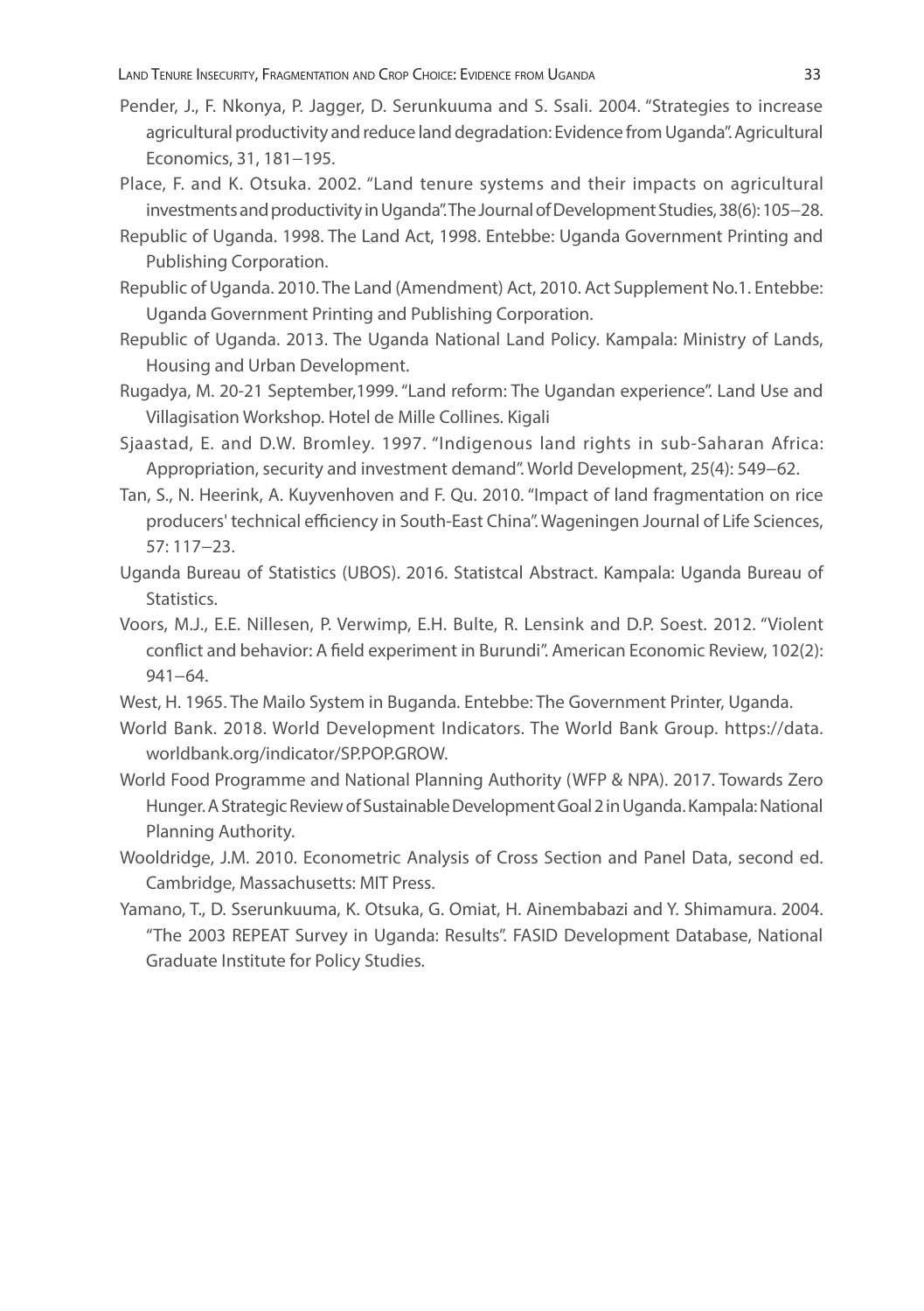Pender, J., F. Nkonya, P. Jagger, D. Serunkuuma and S. Ssali. 2004. "Strategies to increase agricultural productivity and reduce land degradation: Evidence from Uganda". Agricultural Economics, 31, 181–195.

Place, F. and K. Otsuka. 2002. "Land tenure systems and their impacts on agricultural investments and productivity in Uganda". The Journal of Development Studies, 38(6): 105–28.

Republic of Uganda. 1998. The Land Act, 1998. Entebbe: Uganda Government Printing and Publishing Corporation.

Republic of Uganda. 2010. The Land (Amendment) Act, 2010. Act Supplement No.1. Entebbe: Uganda Government Printing and Publishing Corporation.

Republic of Uganda. 2013. The Uganda National Land Policy. Kampala: Ministry of Lands, Housing and Urban Development.

Rugadya, M. 20-21 September,1999. "Land reform: The Ugandan experience". Land Use and Villagisation Workshop. Hotel de Mille Collines. Kigali

Sjaastad, E. and D.W. Bromley. 1997. "Indigenous land rights in sub-Saharan Africa: Appropriation, security and investment demand". World Development, 25(4): 549–62.

Tan, S., N. Heerink, A. Kuyvenhoven and F. Qu. 2010. "Impact of land fragmentation on rice producers' technical efficiency in South-East China". Wageningen Journal of Life Sciences, 57: 117–23.

Uganda Bureau of Statistics (UBOS). 2016. Statistcal Abstract. Kampala: Uganda Bureau of Statistics.

Voors, M.J., E.E. Nillesen, P. Verwimp, E.H. Bulte, R. Lensink and D.P. Soest. 2012. "Violent conflict and behavior: A field experiment in Burundi". American Economic Review, 102(2): 941–64.

West, H. 1965. The Mailo System in Buganda. Entebbe: The Government Printer, Uganda.

World Bank. 2018. World Development Indicators. The World Bank Group. https://data.worldbank.org/indicator/SP.POP.GROW.

World Food Programme and National Planning Authority (WFP & NPA). 2017. Towards Zero Hunger. A Strategic Review of Sustainable Development Goal 2 in Uganda. Kampala: National Planning Authority.

Wooldridge, J.M. 2010. Econometric Analysis of Cross Section and Panel Data, second ed. Cambridge, Massachusetts: MIT Press.

Yamano, T., D. Sserunkuuma, K. Otsuka, G. Omiat, H. Ainembabazi and Y. Shimamura. 2004. "The 2003 REPEAT Survey in Uganda: Results". FASID Development Database, National Graduate Institute for Policy Studies.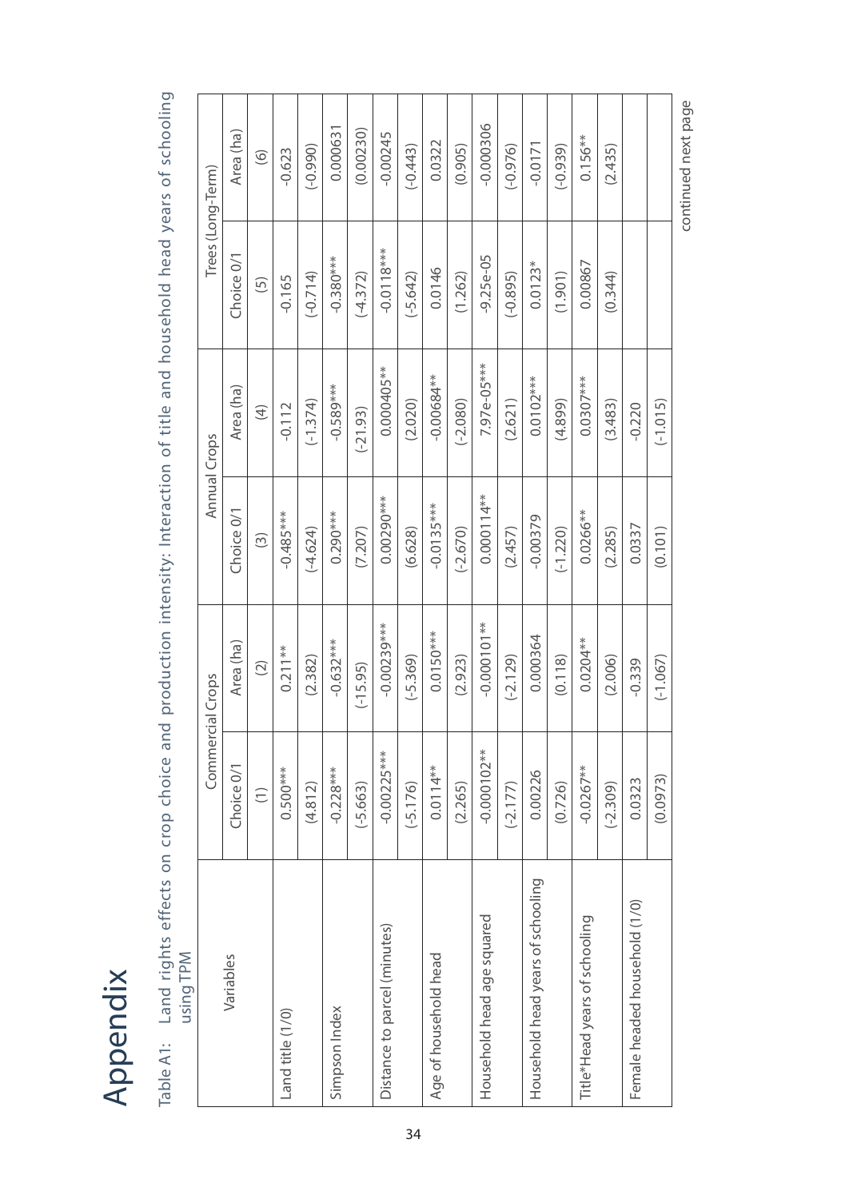# Appendix

Table A1: Land rights effects on crop choice and production intensity: Interaction of title and household head years of schooling using TPM

| Variables | Commercial Crops | | Annual Crops | | Trees (Long-Term) | |
|---|---|---|---|---|---|---|
| | Choice 0/1 | Area (ha) | Choice 0/1 | Area (ha) | Choice 0/1 | Area (ha) |
| | (1) | (2) | (3) | (4) | (5) | (6) |
| Land title (1/0) | 0.500*** | 0.211** | -0.485*** | -0.112 | -0.165 | -0.623 |
| | (4.812) | (2.382) | (-4.624) | (-1.374) | (-0.714) | (-0.990) |
| Simpson Index | -0.228*** | -0.632*** | 0.290*** | -0.589*** | -0.380*** | 0.000631 |
| | (-5.663) | (-15.95) | (7.207) | (-21.93) | (-4.372) | (0.00230) |
| Distance to parcel (minutes) | -0.00225*** | -0.00239*** | 0.00290*** | 0.000405** | -0.0118*** | -0.00245 |
| | (-5.176) | (-5.369) | (6.628) | (2.020) | (-5.642) | (-0.443) |
| Age of household head | 0.0114** | 0.0150*** | -0.0135*** | -0.00684** | 0.0146 | 0.0322 |
| | (2.265) | (2.923) | (-2.670) | (-2.080) | (1.262) | (0.905) |
| Household head age squared | -0.000102** | -0.000101** | 0.000114** | 7.97e-05*** | -9.25e-05 | -0.000306 |
| | (-2.177) | (-2.129) | (2.457) | (2.621) | (-0.895) | (-0.976) |
| Household head years of schooling | 0.00226 | 0.000364 | -0.00379 | 0.0102*** | 0.0123* | -0.0171 |
| | (0.726) | (0.118) | (-1.220) | (4.899) | (1.901) | (-0.939) |
| Title*Head years of schooling | -0.0267** | 0.0204** | 0.0266** | 0.0307*** | 0.00867 | 0.156** |
| | (-2.309) | (2.006) | (2.285) | (3.483) | (0.344) | (2.435) |
| Female headed household (1/0) | 0.0323 | -0.339 | 0.0337 | -0.220 | | |
| | (0.0973) | (-1.067) | (0.101) | (-1.015) | | |

continued next page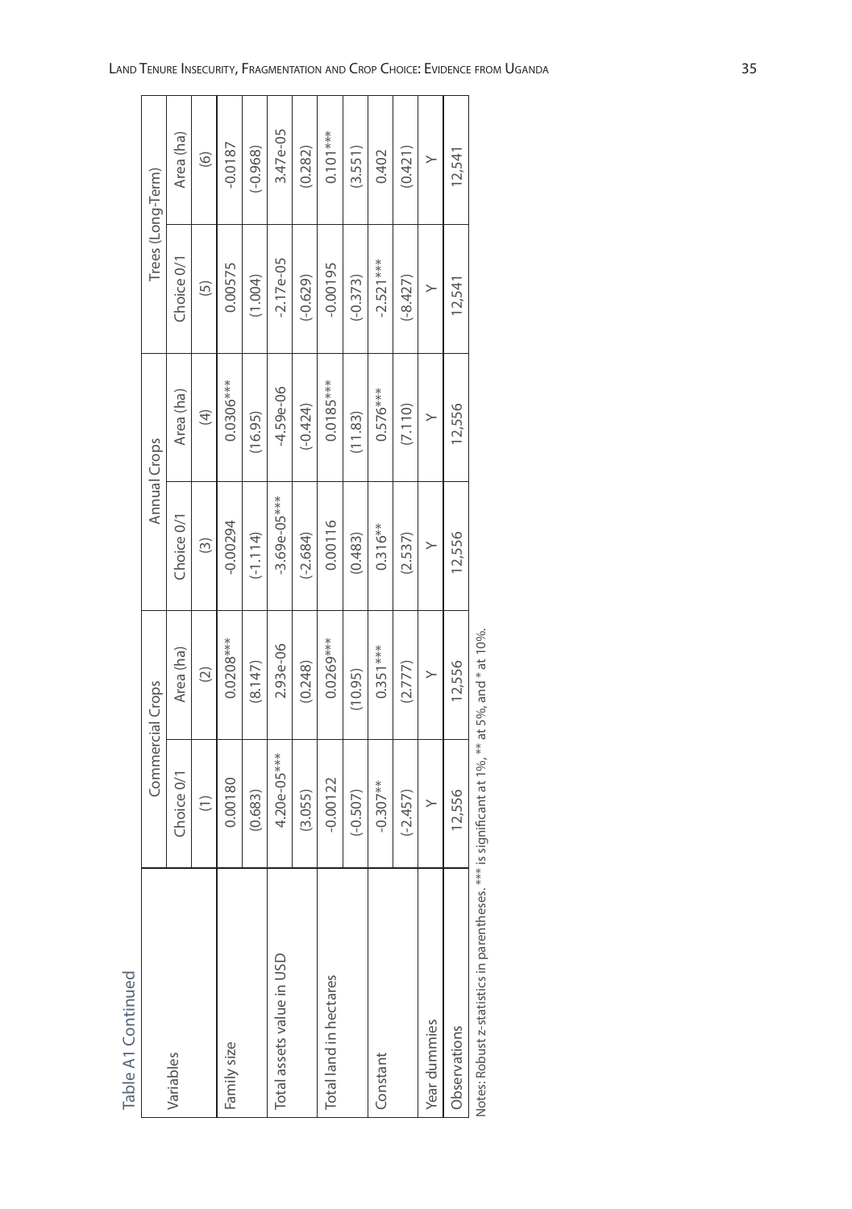Table A1 Continued

| Variables | Commercial Crops | | Annual Crops | | Trees (Long-Term) | |
|---|---|---|---|---|---|---|
| | Choice 0/1 | Area (ha) | Choice 0/1 | Area (ha) | Choice 0/1 | Area (ha) |
| | (1) | (2) | (3) | (4) | (5) | (6) |
| Family size | 0.00180 | 0.0208*** | -0.00294 | 0.0306*** | 0.00575 | -0.0187 |
| | (0.683) | (8.147) | (-1.114) | (16.95) | (1.004) | (-0.968) |
| Total assets value in USD | 4.20e-05*** | 2.93e-06 | -3.69e-05*** | -4.59e-06 | -2.17e-05 | 3.47e-05 |
| | (3.055) | (0.248) | (-2.684) | (-0.424) | (-0.629) | (0.282) |
| Total land in hectares | -0.00122 | 0.0269*** | 0.00116 | 0.0185*** | -0.00195 | 0.101*** |
| | (-0.507) | (10.95) | (0.483) | (11.83) | (-0.373) | (3.551) |
| Constant | -0.307** | 0.351*** | 0.316** | 0.576*** | -2.521*** | 0.402 |
| | (-2.457) | (2.777) | (2.537) | (7.110) | (-8.427) | (0.421) |
| Year dummies | Y | Y | Y | Y | Y | Y |
| Observations | 12,556 | 12,556 | 12,556 | 12,556 | 12,541 | 12,541 |

Notes: Robust z-statistics in parentheses. *** is significant at 1%, ** at 5%, and * at 10%.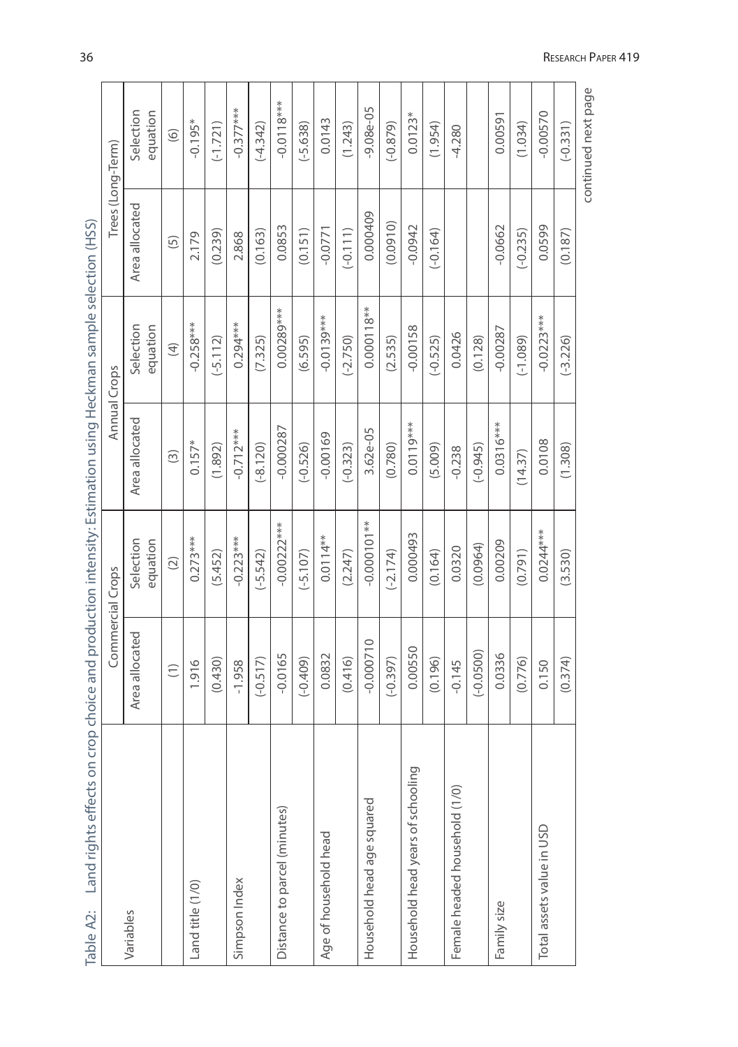Table A2: Land rights effects on crop choice and production intensity: Estimation using Heckman sample selection (HSS)

| Variables | Commercial Crops | | Annual Crops | | Trees (Long-Term) | |
|---|---|---|---|---|---|---|
| | Area allocated | Selection equation | Area allocated | Selection equation | Area allocated | Selection equation |
| | (1) | (2) | (3) | (4) | (5) | (6) |
| Land title (1/0) | 1.916 | 0.273*** | 0.157* | -0.258*** | 2.179 | -0.195* |
| | (0.430) | (5.452) | (1.892) | (-5.112) | (0.239) | (-1.721) |
| Simpson Index | -1.958 | -0.223*** | -0.712*** | 0.294*** | 2.868 | -0.377*** |
| | (-0.517) | (-5.542) | (-8.120) | (7.325) | (0.163) | (-4.342) |
| Distance to parcel (minutes) | -0.0165 | -0.00222*** | -0.000287 | 0.00289*** | 0.0853 | -0.0118*** |
| | (-0.409) | (-5.107) | (-0.526) | (6.595) | (0.151) | (-5.638) |
| Age of household head | 0.0832 | 0.0114** | -0.00169 | -0.0139*** | -0.0771 | 0.0143 |
| | (0.416) | (2.247) | (-0.323) | (-2.750) | (-0.111) | (1.243) |
| Household head age squared | -0.000710 | -0.000101** | 3.62e-05 | 0.000118** | 0.000409 | -9.08e-05 |
| | (-0.397) | (-2.174) | (0.780) | (2.535) | (0.0910) | (-0.879) |
| Household head years of schooling | 0.00550 | 0.000493 | 0.0119*** | -0.00158 | -0.0942 | 0.0123* |
| | (0.196) | (0.164) | (5.009) | (-0.525) | (-0.164) | (1.954) |
| Female headed household (1/0) | -0.145 | 0.0320 | -0.238 | 0.0426 | | -4.280 |
| | (-0.0500) | (0.0964) | (-0.945) | (0.128) | | |
| Family size | 0.0336 | 0.00209 | 0.0316*** | -0.00287 | -0.0662 | 0.00591 |
| | (0.776) | (0.791) | (14.37) | (-1.089) | (-0.235) | (1.034) |
| Total assets value in USD | 0.150 | 0.0244*** | 0.0108 | -0.0223*** | 0.0599 | -0.00570 |
| | (0.374) | (3.530) | (1.308) | (-3.226) | (0.187) | (-0.331) |

continued next page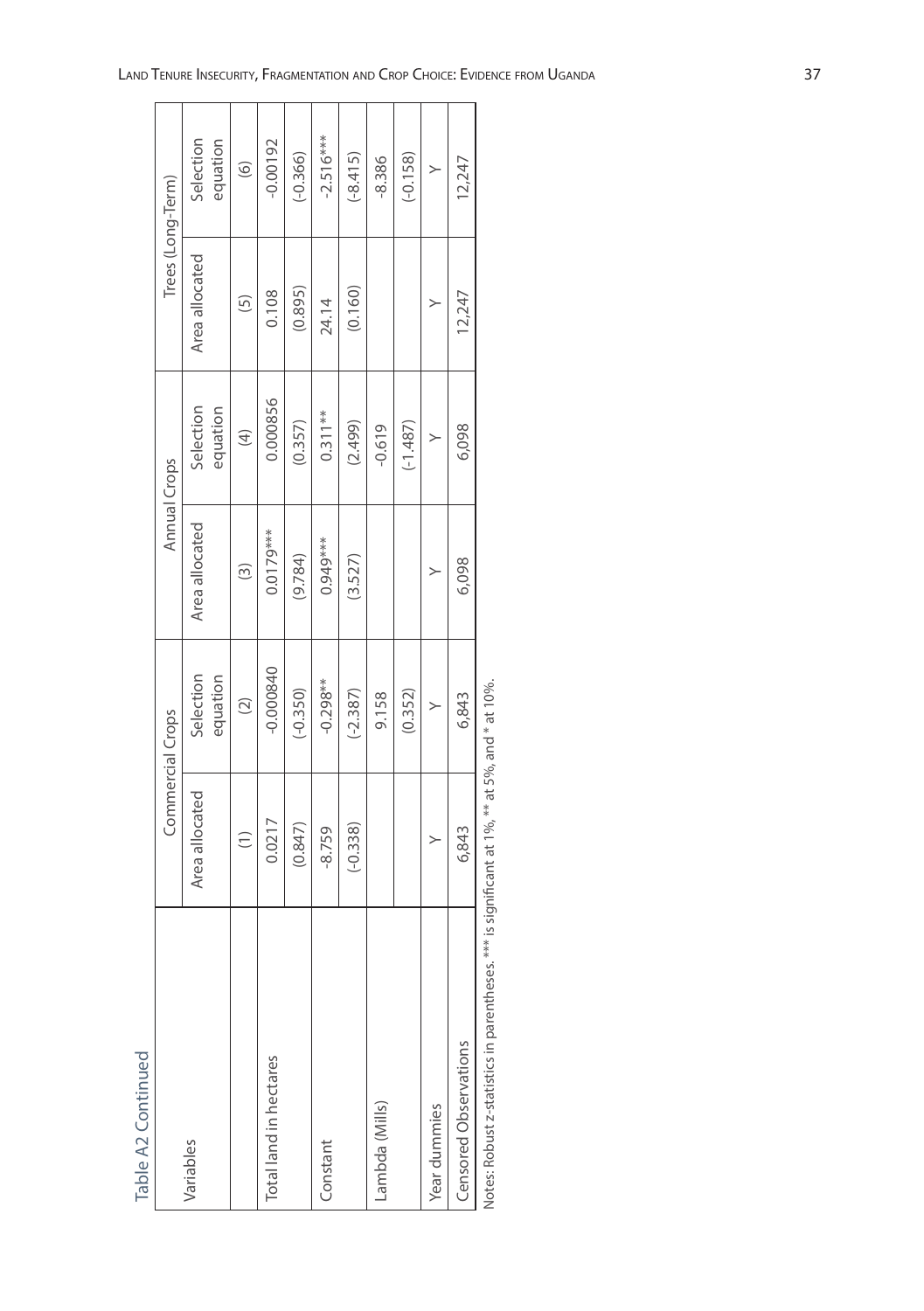Table A2 Continued

| Variables | Commercial Crops | | Annual Crops | | Trees (Long-Term) | |
|---|---|---|---|---|---|---|
| | Area allocated | Selection equation | Area allocated | Selection equation | Area allocated | Selection equation |
| | (1) | (2) | (3) | (4) | (5) | (6) |
| Total land in hectares | 0.0217 | -0.000840 | 0.0179*** | 0.000856 | 0.108 | -0.00192 |
| | (0.847) | (-0.350) | (9.784) | (0.357) | (0.895) | (-0.366) |
| Constant | -8.759 | -0.298** | 0.949*** | 0.311** | 24.14 | -2.516*** |
| | (-0.338) | (-2.387) | (3.527) | (2.499) | (0.160) | (-8.415) |
| Lambda (Mills) | | 9.158 | | -0.619 | | -8.386 |
| | | (0.352) | | (-1.487) | | (-0.158) |
| Year dummies | Y | Y | Y | Y | Y | Y |
| Censored Observations | 6,843 | 6,843 | 6,098 | 6,098 | 12,247 | 12,247 |

Notes: Robust z-statistics in parentheses. *** is significant at 1%, ** at 5%, and * at 10%.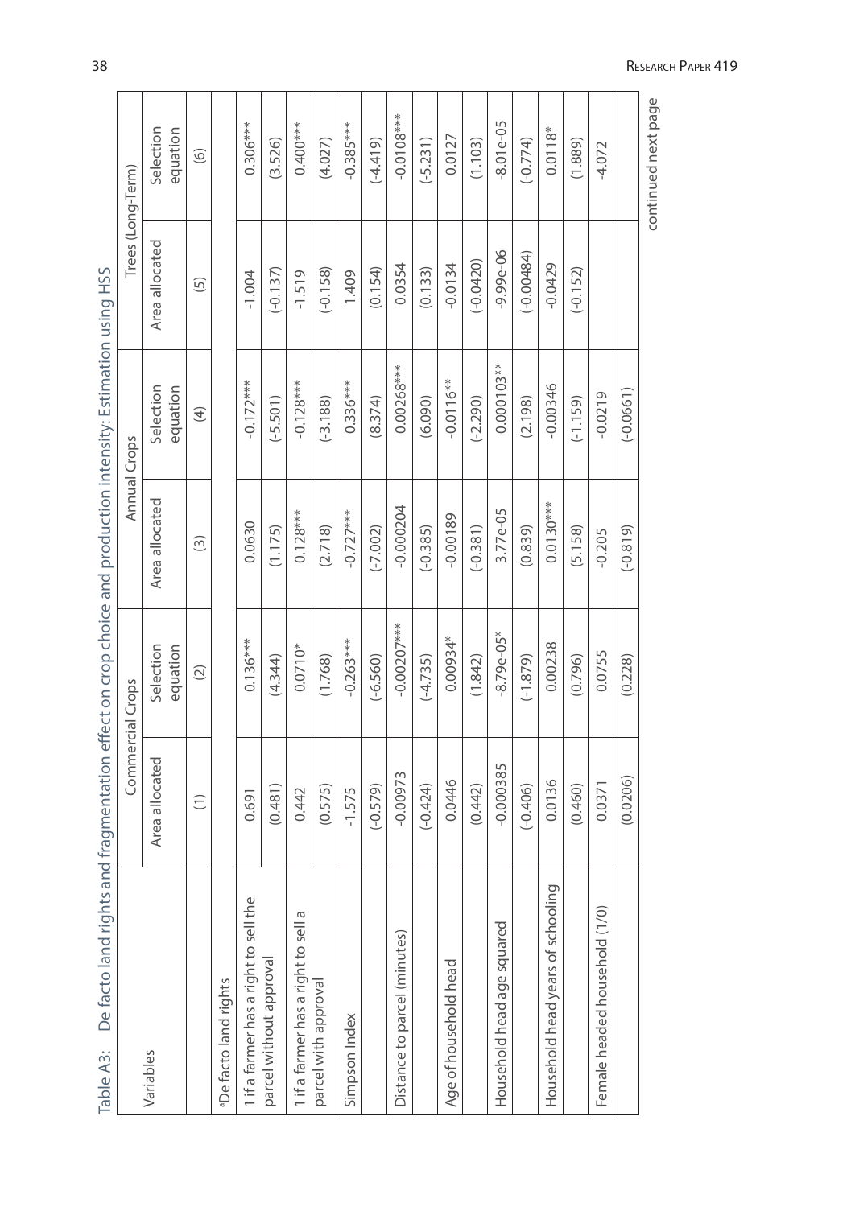Table A3: De facto land rights and fragmentation effect on crop choice and production intensity: Estimation using HSS

| Variables | Commercial Crops | | Annual Crops | | Trees (Long-Term) | |
|---|---|---|---|---|---|---|
| | Area allocated | Selection equation | Area allocated | Selection equation | Area allocated | Selection equation |
| | (1) | (2) | (3) | (4) | (5) | (6) |
| [a]De facto land rights | | | | | | |
| 1 if a farmer has a right to sell the parcel without approval | 0.691 | 0.136*** | 0.0630 | -0.172*** | -1.004 | 0.306*** |
| | (0.481) | (4.344) | (1.175) | (-5.501) | (-0.137) | (3.526) |
| 1 if a farmer has a right to sell a parcel with approval | 0.442 | 0.0710* | 0.128*** | -0.128*** | -1.519 | 0.400*** |
| | (0.575) | (1.768) | (2.718) | (-3.188) | (-0.158) | (4.027) |
| Simpson Index | -1.575 | -0.263*** | -0.727*** | 0.336*** | 1.409 | -0.385*** |
| | (-0.579) | (-6.560) | (-7.002) | (8.374) | (0.154) | (-4.419) |
| Distance to parcel (minutes) | -0.00973 | -0.00207*** | -0.000204 | 0.00268*** | 0.0354 | -0.0108*** |
| | (-0.424) | (-4.735) | (-0.385) | (6.090) | (0.133) | (-5.231) |
| Age of household head | 0.0446 | 0.00934* | -0.00189 | -0.0116** | -0.0134 | 0.0127 |
| | (0.442) | (1.842) | (-0.381) | (-2.290) | (-0.0420) | (1.103) |
| Household head age squared | -0.000385 | -8.79e-05* | 3.77e-05 | 0.000103** | -9.99e-06 | -8.01e-05 |
| | (-0.406) | (-1.879) | (0.839) | (2.198) | (-0.00484) | (-0.774) |
| Household head years of schooling | 0.0136 | 0.00238 | 0.0130*** | -0.00346 | -0.0429 | 0.0118* |
| | (0.460) | (0.796) | (5.158) | (-1.159) | (-0.152) | (1.889) |
| Female headed household (1/0) | 0.0371 | 0.0755 | -0.205 | -0.0219 | | -4.072 |
| | (0.0206) | (0.228) | (-0.819) | (-0.0661) | | |

continued next page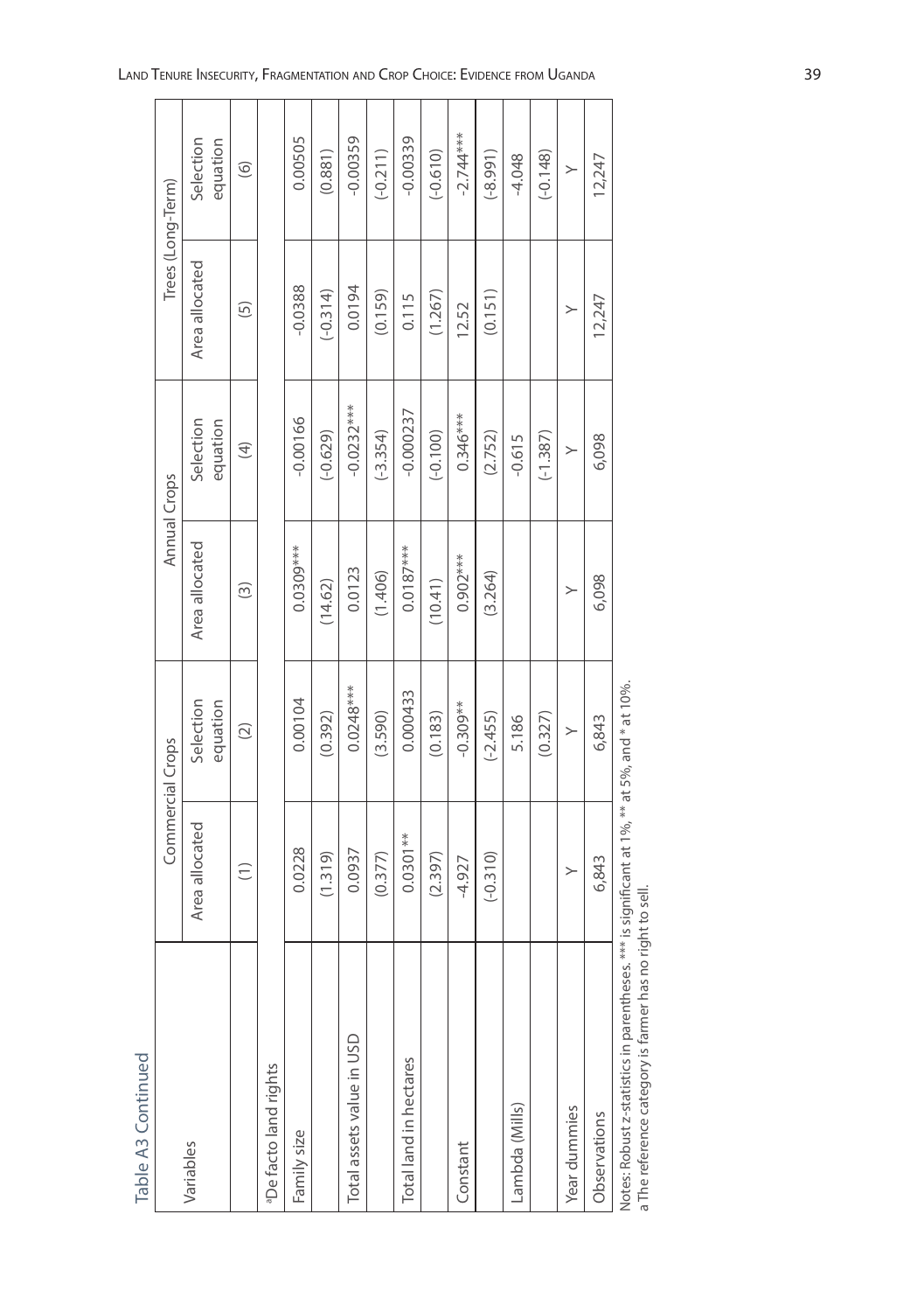Table A3 Continued

| Variables | Commercial Crops | | Annual Crops | | Trees (Long-Term) | |
|---|---|---|---|---|---|---|
| | Area allocated | Selection equation | Area allocated | Selection equation | Area allocated | Selection equation |
| | (1) | (2) | (3) | (4) | (5) | (6) |
| [a]De facto land rights | | | | | | |
| Family size | 0.0228 | 0.00104 | 0.0309*** | -0.00166 | -0.0388 | 0.00505 |
| | (1.319) | (0.392) | (14.62) | (-0.629) | (-0.314) | (0.881) |
| Total assets value in USD | 0.0937 | 0.0248*** | 0.0123 | -0.0232*** | 0.0194 | -0.00359 |
| | (0.377) | (3.590) | (1.406) | (-3.354) | (0.159) | (-0.211) |
| Total land in hectares | 0.0301** | 0.000433 | 0.0187*** | -0.000237 | 0.115 | -0.00339 |
| | (2.397) | (0.183) | (10.41) | (-0.100) | (1.267) | (-0.610) |
| Constant | -4.927 | -0.309** | 0.902*** | 0.346*** | 12.52 | -2.744*** |
| | (-0.310) | (-2.455) | (3.264) | (2.752) | (0.151) | (-8.991) |
| Lambda (Mills) | | 5.186 | | -0.615 | | -4.048 |
| | | (0.327) | | (-1.387) | | (-0.148) |
| Year dummies | Y | Y | Y | Y | Y | Y |
| Observations | 6,843 | 6,843 | 6,098 | 6,098 | 12,247 | 12,247 |

Notes: Robust z-statistics in parentheses. *** is significant at 1%, ** at 5%, and * at 10%.
a The reference category is farmer has no right to sell.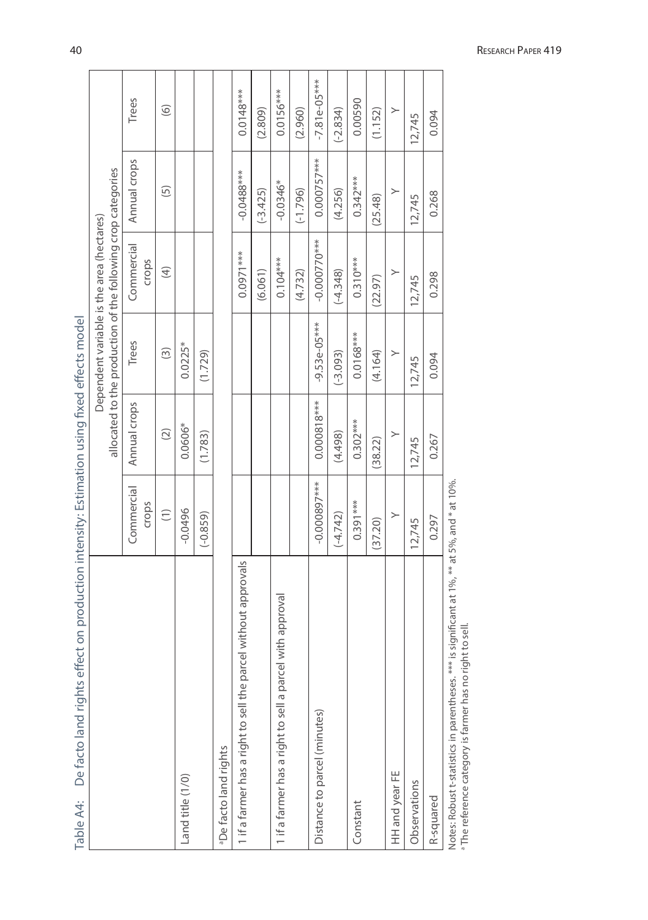Table A4: De facto land rights effect on production intensity: Estimation using fixed effects model

| | Dependent variable is the area (hectares) allocated to the production of the following crop categories | | | | | |
|---|---|---|---|---|---|---|
| | Commercial crops | Annual crops | Trees | Commercial crops | Annual crops | Trees |
| | (1) | (2) | (3) | (4) | (5) | (6) |
| Land title (1/0) | -0.0496 | 0.0606* | 0.0225* | | | |
| | (-0.859) | (1.783) | (1.729) | | | |
| [a]De facto land rights | | | | | | |
| 1 if a farmer has a right to sell the parcel without approvals | | | | 0.0971*** | -0.0488*** | 0.0148*** |
| | | | | (6.061) | (-3.425) | (2.809) |
| 1 if a farmer has a right to sell a parcel with approval | | | | 0.104*** | -0.0346* | 0.0156*** |
| | | | | (4.732) | (-1.796) | (2.960) |
| Distance to parcel (minutes) | -0.000897*** | 0.000818*** | -9.53e-05*** | -0.000770*** | 0.000757*** | -7.81e-05*** |
| | (-4.742) | (4.498) | (-3.093) | (-4.348) | (4.256) | (-2.834) |
| Constant | 0.391*** | 0.302*** | 0.0168*** | 0.310*** | 0.342*** | 0.00590 |
| | (37.20) | (38.22) | (4.164) | (22.97) | (25.48) | (1.152) |
| HH and year FE | Y | Y | Y | Y | Y | Y |
| Observations | 12,745 | 12,745 | 12,745 | 12,745 | 12,745 | 12,745 |
| R-squared | 0.297 | 0.267 | 0.094 | 0.298 | 0.268 | 0.094 |

Notes: Robust t-statistics in parentheses. *** is significant at 1%, ** at 5%, and * at 10%.
[a] The reference category is farmer has no right to sell.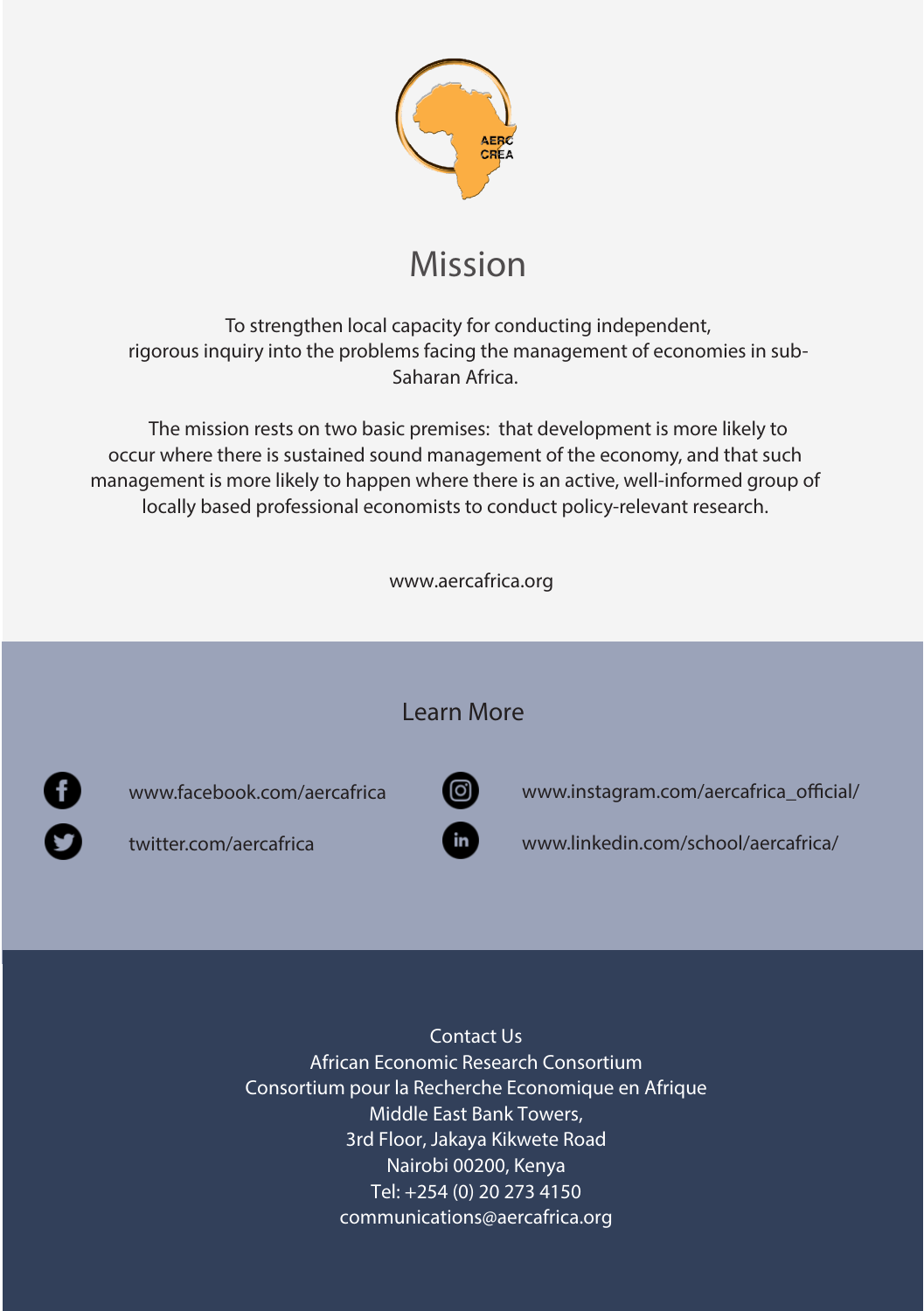# Mission

To strengthen local capacity for conducting independent, rigorous inquiry into the problems facing the management of economies in sub-Saharan Africa.

The mission rests on two basic premises: that development is more likely to occur where there is sustained sound management of the economy, and that such management is more likely to happen where there is an active, well-informed group of locally based professional economists to conduct policy-relevant research.

www.aercafrica.org

## Learn More

www.facebook.com/aercafrica

twitter.com/aercafrica

www.instagram.com/aercafrica_official/

www.linkedin.com/school/aercafrica/

Contact Us
African Economic Research Consortium
Consortium pour la Recherche Economique en Afrique
Middle East Bank Towers,
3rd Floor, Jakaya Kikwete Road
Nairobi 00200, Kenya
Tel: +254 (0) 20 273 4150
communications@aercafrica.org